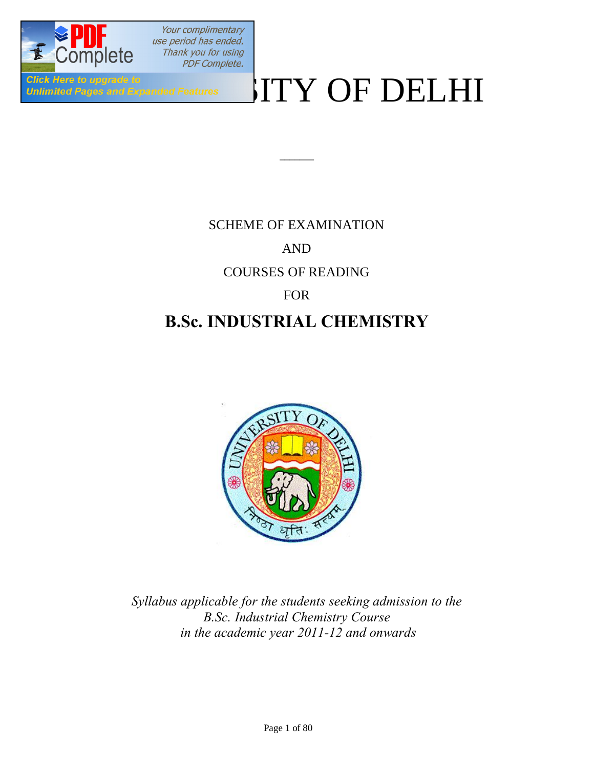# UNIVERSITY OF DELHI

SCHEME OF EXAMINATION

AND

COURSES OF READING

FOR

## B.Sc. INDUSTRIAL CHEMISTRY

*Syllabus applicable for the students seeking admission to the B.Sc. Industrial Chemistry Course in the academic year 2011-12 and onwards*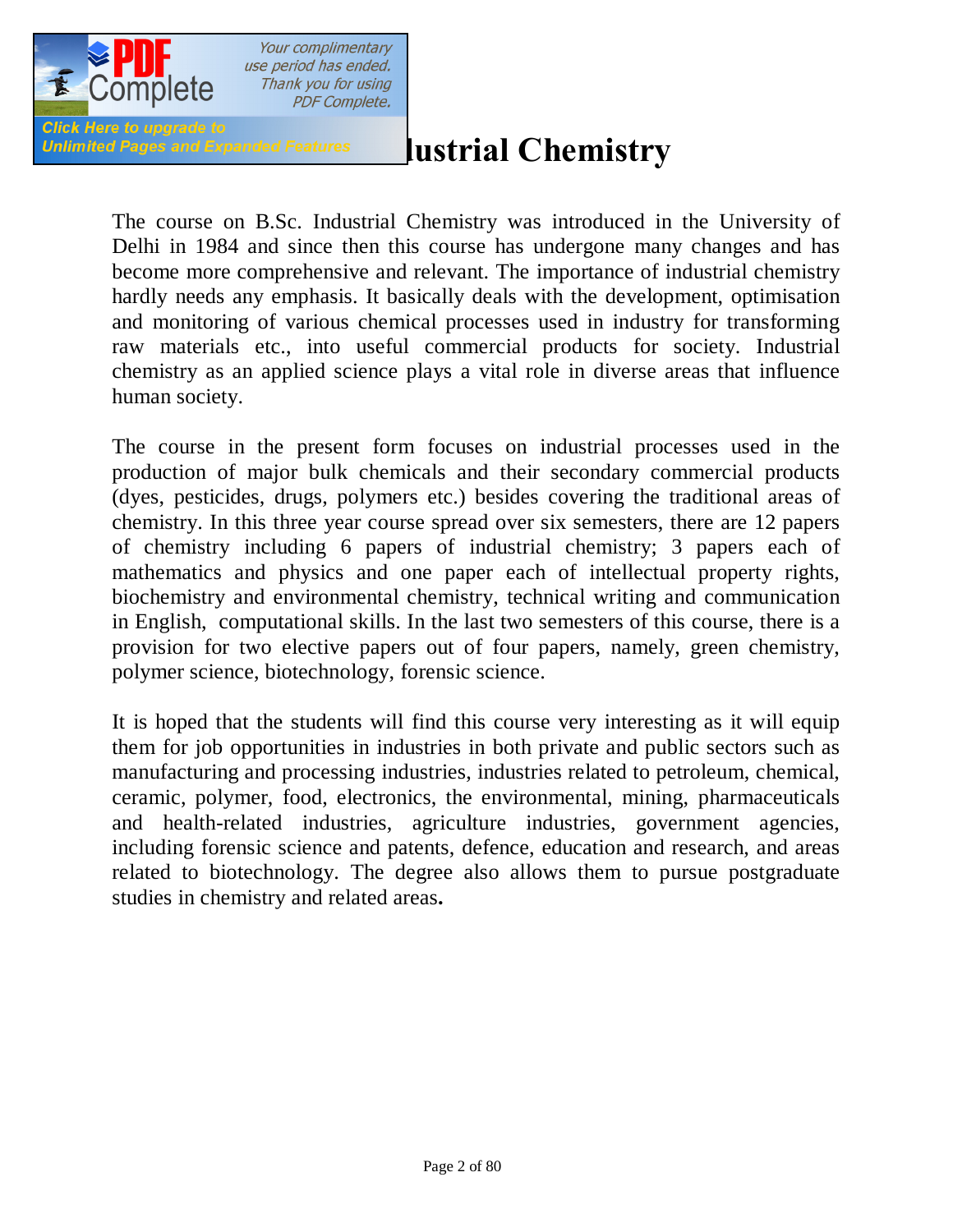# Industrial Chemistry

The course on B.Sc. Industrial Chemistry was introduced in the University of Delhi in 1984 and since then this course has undergone many changes and has become more comprehensive and relevant. The importance of industrial chemistry hardly needs any emphasis. It basically deals with the development, optimisation and monitoring of various chemical processes used in industry for transforming raw materials etc., into useful commercial products for society. Industrial chemistry as an applied science plays a vital role in diverse areas that influence human society.

The course in the present form focuses on industrial processes used in the production of major bulk chemicals and their secondary commercial products (dyes, pesticides, drugs, polymers etc.) besides covering the traditional areas of chemistry. In this three year course spread over six semesters, there are 12 papers of chemistry including 6 papers of industrial chemistry; 3 papers each of mathematics and physics and one paper each of intellectual property rights, biochemistry and environmental chemistry, technical writing and communication in English, computational skills. In the last two semesters of this course, there is a provision for two elective papers out of four papers, namely, green chemistry, polymer science, biotechnology, forensic science.

It is hoped that the students will find this course very interesting as it will equip them for job opportunities in industries in both private and public sectors such as manufacturing and processing industries, industries related to petroleum, chemical, ceramic, polymer, food, electronics, the environmental, mining, pharmaceuticals and health-related industries, agriculture industries, government agencies, including forensic science and patents, defence, education and research, and areas related to biotechnology. The degree also allows them to pursue postgraduate studies in chemistry and related areas**.**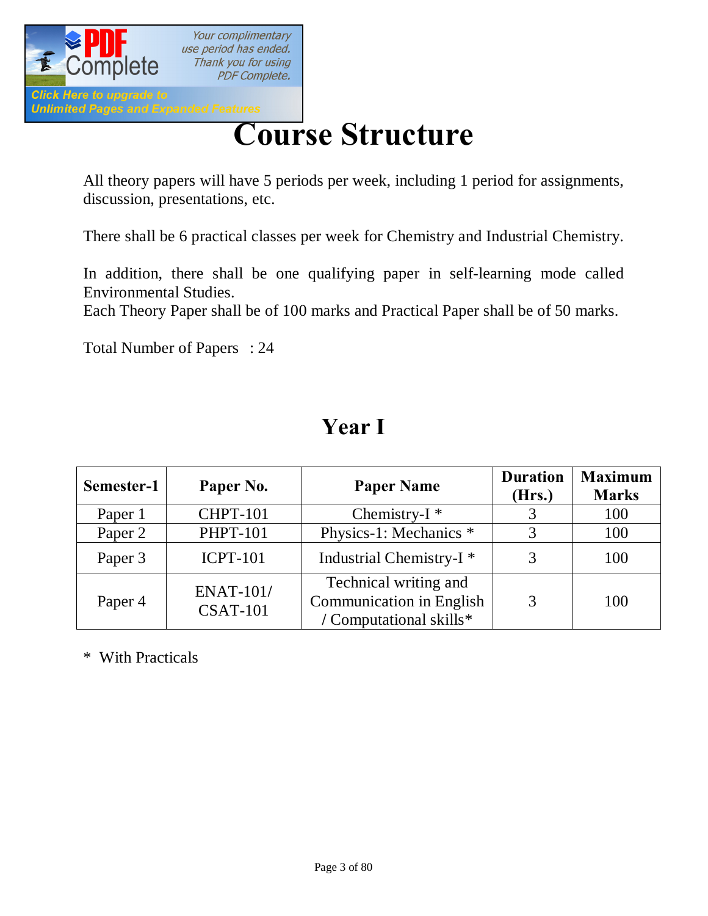# Course Structure

All theory papers will have 5 periods per week, including 1 period for assignments, discussion, presentations, etc.

There shall be 6 practical classes per week for Chemistry and Industrial Chemistry.

In addition, there shall be one qualifying paper in self-learning mode called Environmental Studies.
Each Theory Paper shall be of 100 marks and Practical Paper shall be of 50 marks.

Total Number of Papers : 24

## Year I

| Semester-1 | Paper No. | Paper Name | Duration (Hrs.) | Maximum Marks |
|---|---|---|---|---|
| Paper 1 | CHPT-101 | Chemistry-I * | 3 | 100 |
| Paper 2 | PHPT-101 | Physics-1: Mechanics * | 3 | 100 |
| Paper 3 | ICPT-101 | Industrial Chemistry-I * | 3 | 100 |
| Paper 4 | ENAT-101/ CSAT-101 | Technical writing and Communication in English / Computational skills* | 3 | 100 |

* With Practicals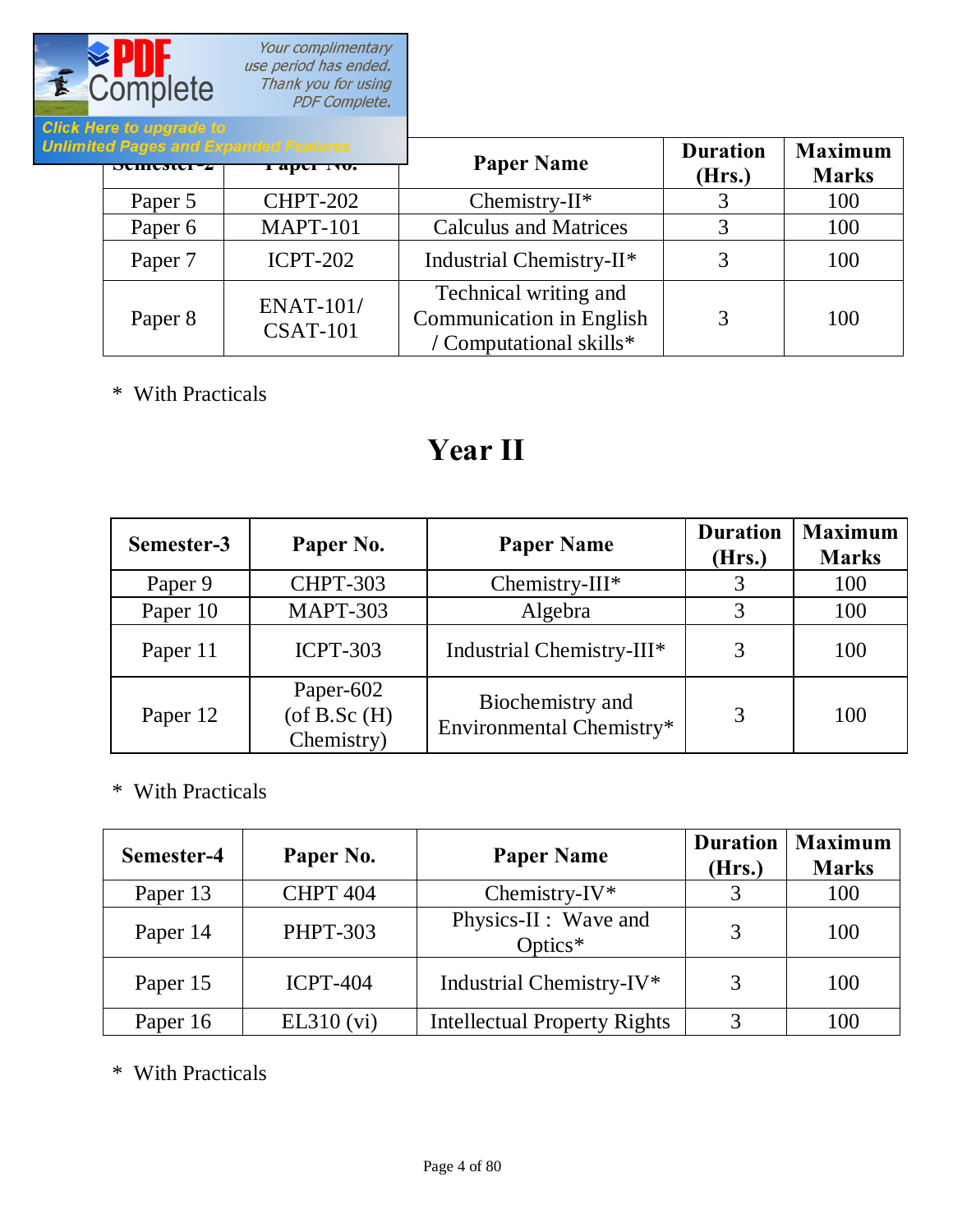| Semester-2 | Paper No. | Paper Name | Duration (Hrs.) | Maximum Marks |
|---|---|---|---|---|
| Paper 5 | CHPT-202 | Chemistry-II* | 3 | 100 |
| Paper 6 | MAPT-101 | Calculus and Matrices | 3 | 100 |
| Paper 7 | ICPT-202 | Industrial Chemistry-II* | 3 | 100 |
| Paper 8 | ENAT-101/ CSAT-101 | Technical writing and Communication in English / Computational skills* | 3 | 100 |

* With Practicals

# Year II

| Semester-3 | Paper No. | Paper Name | Duration (Hrs.) | Maximum Marks |
|---|---|---|---|---|
| Paper 9 | CHPT-303 | Chemistry-III* | 3 | 100 |
| Paper 10 | MAPT-303 | Algebra | 3 | 100 |
| Paper 11 | ICPT-303 | Industrial Chemistry-III* | 3 | 100 |
| Paper 12 | Paper-602 (of B.Sc (H) Chemistry) | Biochemistry and Environmental Chemistry* | 3 | 100 |

* With Practicals

| Semester-4 | Paper No. | Paper Name | Duration (Hrs.) | Maximum Marks |
|---|---|---|---|---|
| Paper 13 | CHPT 404 | Chemistry-IV* | 3 | 100 |
| Paper 14 | PHPT-303 | Physics-II : Wave and Optics* | 3 | 100 |
| Paper 15 | ICPT-404 | Industrial Chemistry-IV* | 3 | 100 |
| Paper 16 | EL310 (vi) | Intellectual Property Rights | 3 | 100 |

* With Practicals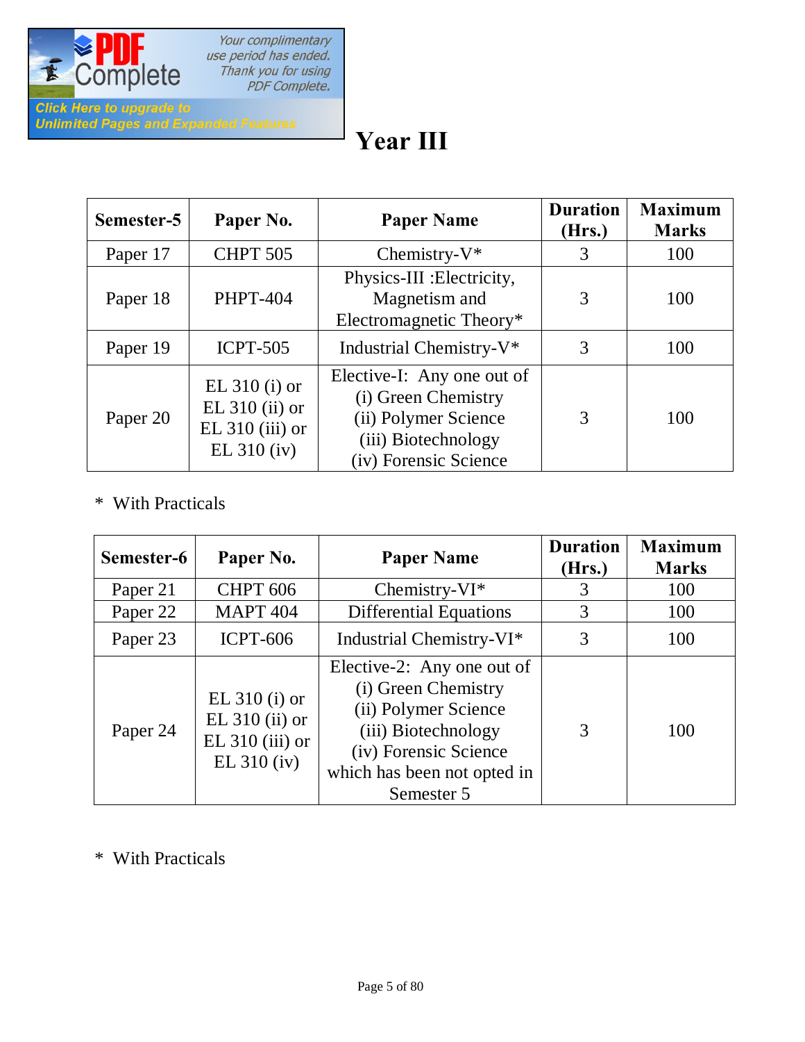# Year III

| Semester-5 | Paper No. | Paper Name | Duration (Hrs.) | Maximum Marks |
|---|---|---|---|---|
| Paper 17 | CHPT 505 | Chemistry-V* | 3 | 100 |
| Paper 18 | PHPT-404 | Physics-III :Electricity, Magnetism and Electromagnetic Theory* | 3 | 100 |
| Paper 19 | ICPT-505 | Industrial Chemistry-V* | 3 | 100 |
| Paper 20 | EL 310 (i) or EL 310 (ii) or EL 310 (iii) or EL 310 (iv) | Elective-I: Any one out of (i) Green Chemistry (ii) Polymer Science (iii) Biotechnology (iv) Forensic Science | 3 | 100 |

\* With Practicals

| Semester-6 | Paper No. | Paper Name | Duration (Hrs.) | Maximum Marks |
|---|---|---|---|---|
| Paper 21 | CHPT 606 | Chemistry-VI* | 3 | 100 |
| Paper 22 | MAPT 404 | Differential Equations | 3 | 100 |
| Paper 23 | ICPT-606 | Industrial Chemistry-VI* | 3 | 100 |
| Paper 24 | EL 310 (i) or EL 310 (ii) or EL 310 (iii) or EL 310 (iv) | Elective-2: Any one out of (i) Green Chemistry (ii) Polymer Science (iii) Biotechnology (iv) Forensic Science which has been not opted in Semester 5 | 3 | 100 |

\* With Practicals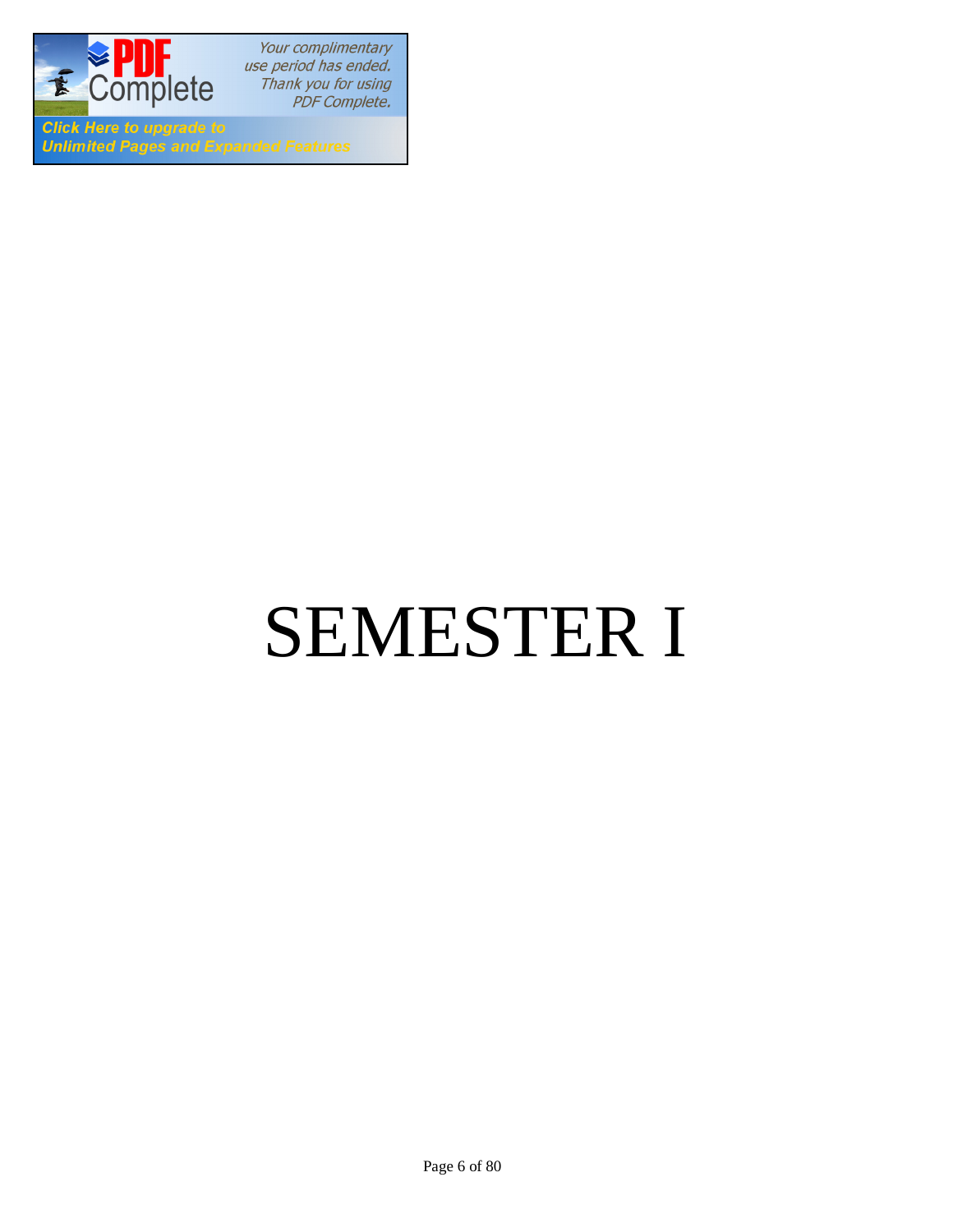# SEMESTER I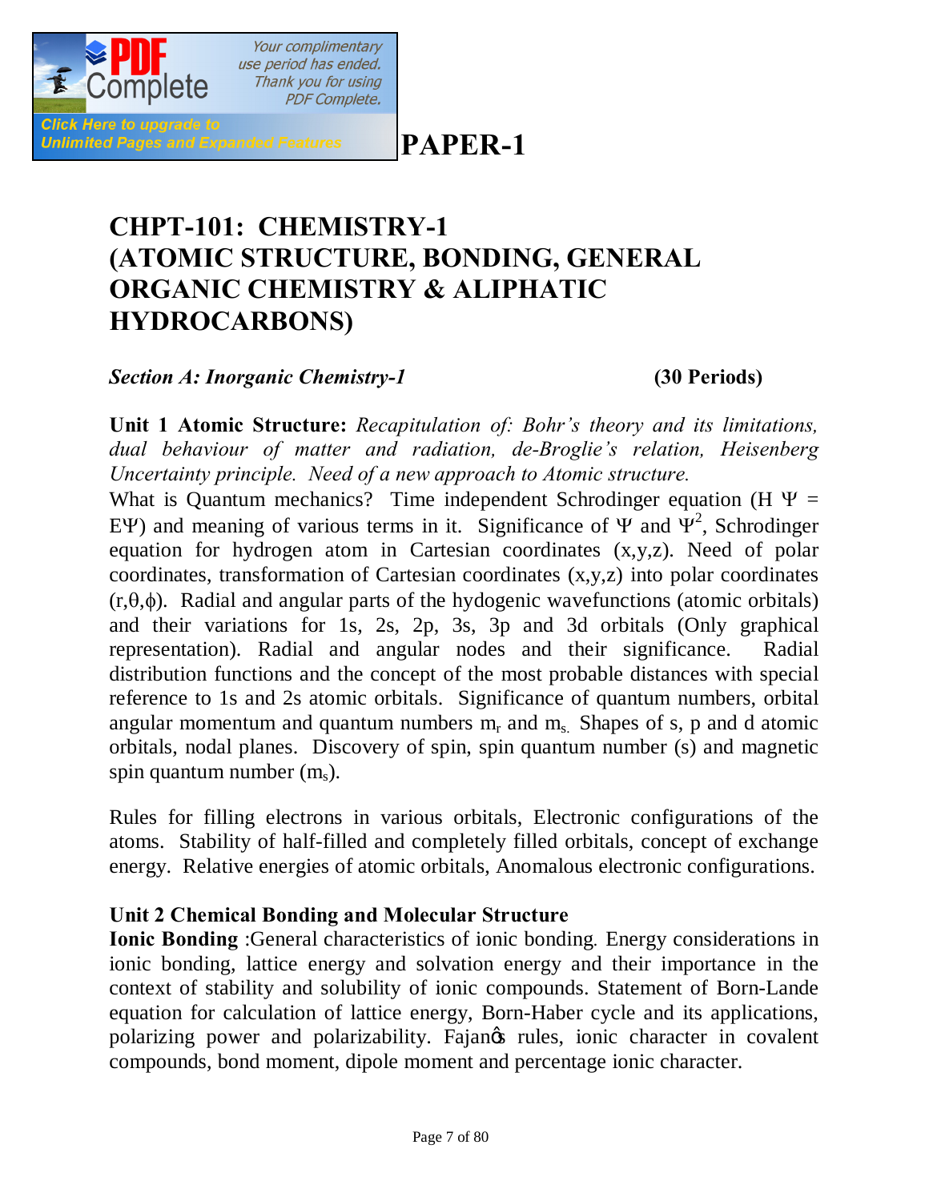# PAPER-1

## CHPT-101: CHEMISTRY-1 (ATOMIC STRUCTURE, BONDING, GENERAL ORGANIC CHEMISTRY & ALIPHATIC HYDROCARBONS)

### *Section A: Inorganic Chemistry-1* (30 Periods)

**Unit 1 Atomic Structure:** *Recapitulation of: Bohr's theory and its limitations, dual behaviour of matter and radiation, de-Broglie's relation, Heisenberg Uncertainty principle. Need of a new approach to Atomic structure.*
What is Quantum mechanics? Time independent Schrodinger equation ($H\Psi = E\Psi$) and meaning of various terms in it. Significance of $\Psi$ and $\Psi^2$, Schrodinger equation for hydrogen atom in Cartesian coordinates (x,y,z). Need of polar coordinates, transformation of Cartesian coordinates (x,y,z) into polar coordinates ($r,\theta,\phi$). Radial and angular parts of the hydogenic wavefunctions (atomic orbitals) and their variations for 1s, 2s, 2p, 3s, 3p and 3d orbitals (Only graphical representation). Radial and angular nodes and their significance. Radial distribution functions and the concept of the most probable distances with special reference to 1s and 2s atomic orbitals. Significance of quantum numbers, orbital angular momentum and quantum numbers $m_r$ and $m_s$. Shapes of s, p and d atomic orbitals, nodal planes. Discovery of spin, spin quantum number (s) and magnetic spin quantum number ($m_s$).

Rules for filling electrons in various orbitals, Electronic configurations of the atoms. Stability of half-filled and completely filled orbitals, concept of exchange energy. Relative energies of atomic orbitals, Anomalous electronic configurations.

**Unit 2 Chemical Bonding and Molecular Structure**
**Ionic Bonding** :General characteristics of ionic bonding. Energy considerations in ionic bonding, lattice energy and solvation energy and their importance in the context of stability and solubility of ionic compounds. Statement of Born-Lande equation for calculation of lattice energy, Born-Haber cycle and its applications, polarizing power and polarizability. Fajan's rules, ionic character in covalent compounds, bond moment, dipole moment and percentage ionic character.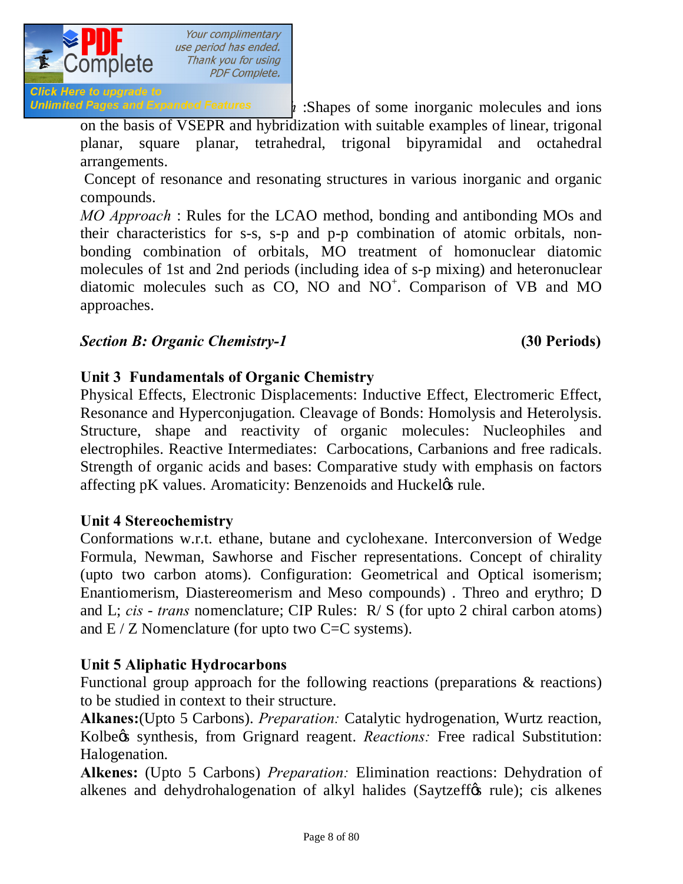:Shapes of some inorganic molecules and ions on the basis of VSEPR and hybridization with suitable examples of linear, trigonal planar, square planar, tetrahedral, trigonal bipyramidal and octahedral arrangements.

Concept of resonance and resonating structures in various inorganic and organic compounds.

*MO Approach* : Rules for the LCAO method, bonding and antibonding MOs and their characteristics for s-s, s-p and p-p combination of atomic orbitals, non-bonding combination of orbitals, MO treatment of homonuclear diatomic molecules of 1st and 2nd periods (including idea of s-p mixing) and heteronuclear diatomic molecules such as CO, NO and $NO^+$. Comparison of VB and MO approaches.

## *Section B: Organic Chemistry-1* **(30 Periods)**

### Unit 3 Fundamentals of Organic Chemistry

Physical Effects, Electronic Displacements: Inductive Effect, Electromeric Effect, Resonance and Hyperconjugation. Cleavage of Bonds: Homolysis and Heterolysis. Structure, shape and reactivity of organic molecules: Nucleophiles and electrophiles. Reactive Intermediates: Carbocations, Carbanions and free radicals. Strength of organic acids and bases: Comparative study with emphasis on factors affecting pK values. Aromaticity: Benzenoids and Huckel's rule.

### Unit 4 Stereochemistry

Conformations w.r.t. ethane, butane and cyclohexane. Interconversion of Wedge Formula, Newman, Sawhorse and Fischer representations. Concept of chirality (upto two carbon atoms). Configuration: Geometrical and Optical isomerism; Enantiomerism, Diastereomerism and Meso compounds) . Threo and erythro; D and L; *cis - trans* nomenclature; CIP Rules: R/ S (for upto 2 chiral carbon atoms) and E / Z Nomenclature (for upto two C=C systems).

### Unit 5 Aliphatic Hydrocarbons

Functional group approach for the following reactions (preparations & reactions) to be studied in context to their structure.

**Alkanes:**(Upto 5 Carbons). *Preparation:* Catalytic hydrogenation, Wurtz reaction, Kolbe's synthesis, from Grignard reagent. *Reactions:* Free radical Substitution: Halogenation.

**Alkenes:** (Upto 5 Carbons) *Preparation:* Elimination reactions: Dehydration of alkenes and dehydrohalogenation of alkyl halides (Saytzeff's rule); cis alkenes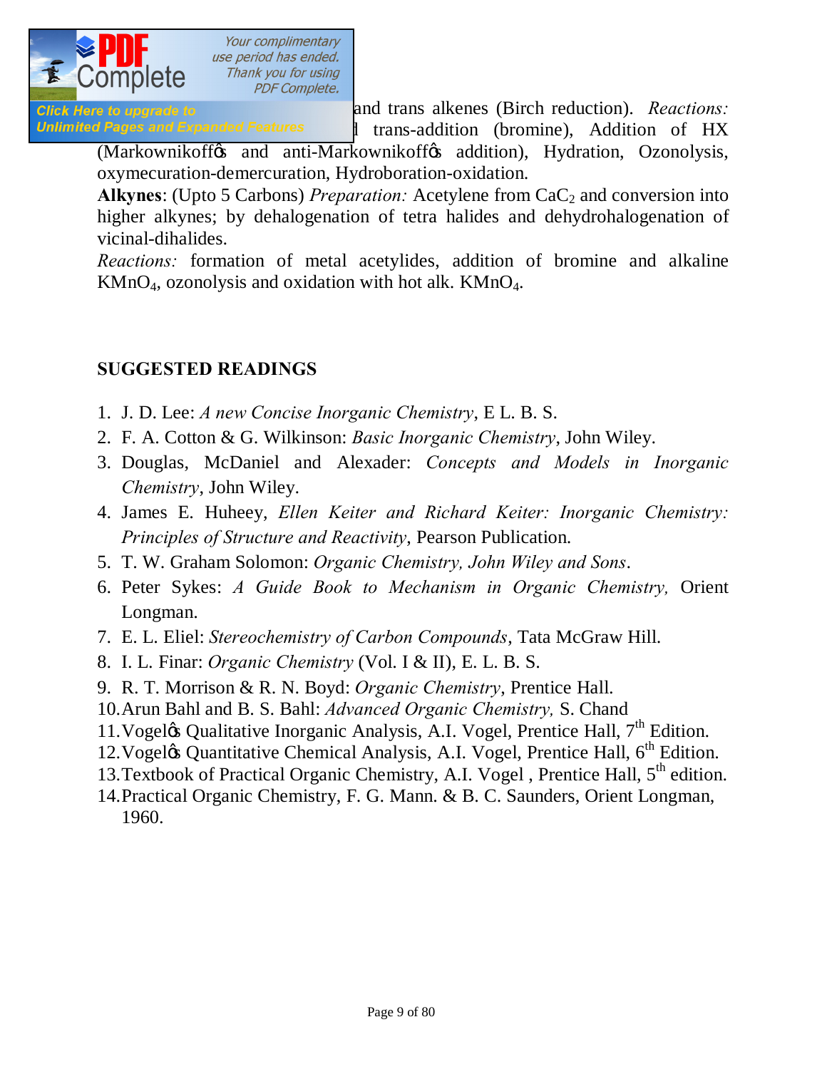and trans alkenes (Birch reduction). *Reactions:* d trans-addition (bromine), Addition of HX (Markownikoff's and anti-Markownikoff's addition), Hydration, Ozonolysis, oxymecuration-demercuration, Hydroboration-oxidation.

**Alkynes**: (Upto 5 Carbons) *Preparation:* Acetylene from $CaC_2$ and conversion into higher alkynes; by dehalogenation of tetra halides and dehydrohalogenation of vicinal-dihalides.

*Reactions:* formation of metal acetylides, addition of bromine and alkaline $KMnO_4$, ozonolysis and oxidation with hot alk. $KMnO_4$.

## SUGGESTED READINGS

1. J. D. Lee: *A new Concise Inorganic Chemistry*, E L. B. S.
2. F. A. Cotton & G. Wilkinson: *Basic Inorganic Chemistry*, John Wiley.
3. Douglas, McDaniel and Alexader: *Concepts and Models in Inorganic Chemistry*, John Wiley.
4. James E. Huheey, *Ellen Keiter and Richard Keiter: Inorganic Chemistry: Principles of Structure and Reactivity*, Pearson Publication.
5. T. W. Graham Solomon: *Organic Chemistry, John Wiley and Sons*.
6. Peter Sykes: *A Guide Book to Mechanism in Organic Chemistry,* Orient Longman.
7. E. L. Eliel: *Stereochemistry of Carbon Compounds*, Tata McGraw Hill.
8. I. L. Finar: *Organic Chemistry* (Vol. I & II), E. L. B. S.
9. R. T. Morrison & R. N. Boyd: *Organic Chemistry*, Prentice Hall.
10. Arun Bahl and B. S. Bahl: *Advanced Organic Chemistry,* S. Chand
11. Vogel's Qualitative Inorganic Analysis, A.I. Vogel, Prentice Hall, 7th Edition.
12. Vogel's Quantitative Chemical Analysis, A.I. Vogel, Prentice Hall, 6th Edition.
13. Textbook of Practical Organic Chemistry, A.I. Vogel , Prentice Hall, 5th edition.
14. Practical Organic Chemistry, F. G. Mann. & B. C. Saunders, Orient Longman, 1960.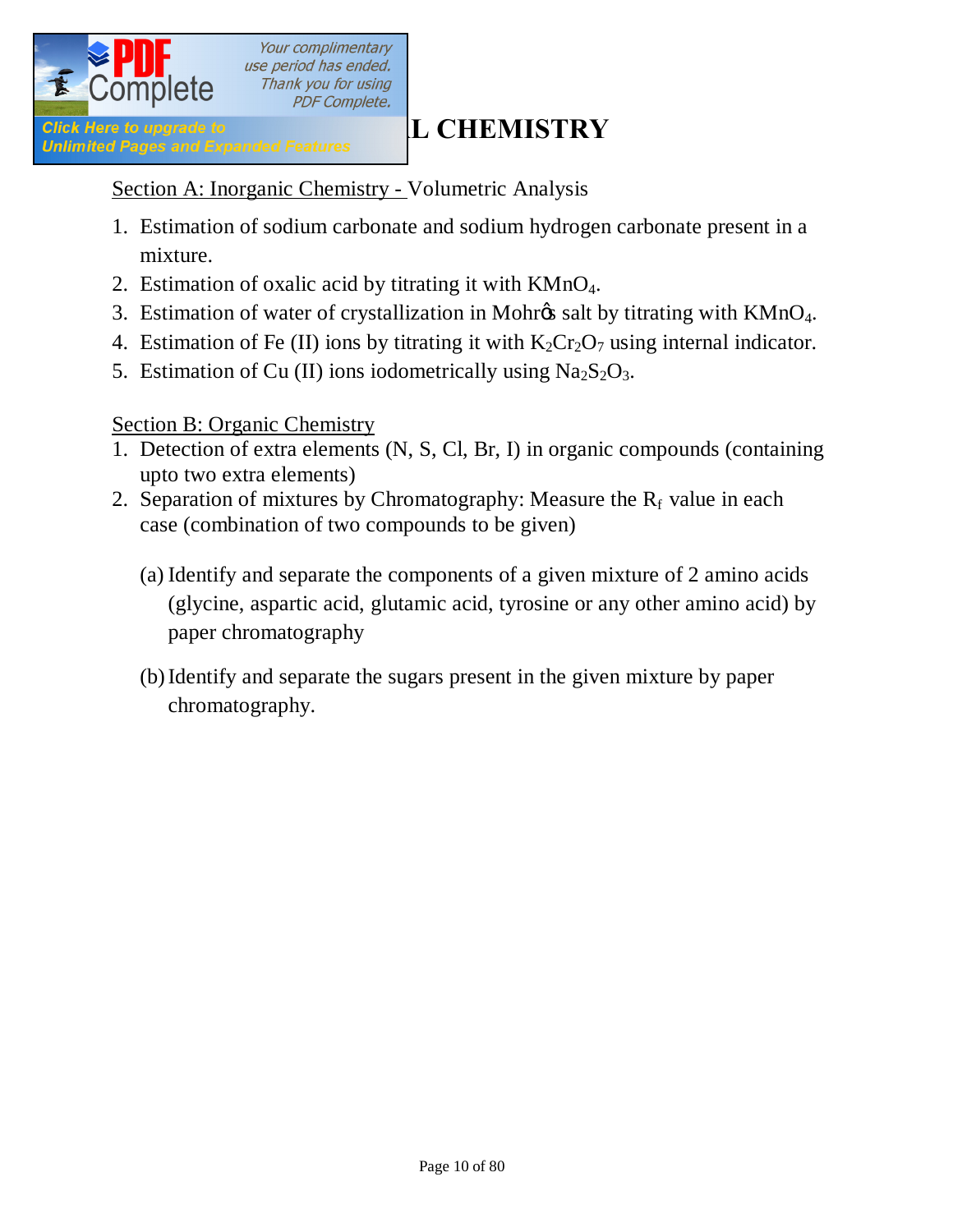# L CHEMISTRY

Section A: Inorganic Chemistry - Volumetric Analysis

1. Estimation of sodium carbonate and sodium hydrogen carbonate present in a mixture.
2. Estimation of oxalic acid by titrating it with $KMnO_4$.
3. Estimation of water of crystallization in Mohr's salt by titrating with $KMnO_4$.
4. Estimation of Fe (II) ions by titrating it with $K_2Cr_2O_7$ using internal indicator.
5. Estimation of Cu (II) ions iodometrically using $Na_2S_2O_3$.

Section B: Organic Chemistry

1. Detection of extra elements (N, S, Cl, Br, I) in organic compounds (containing upto two extra elements)
2. Separation of mixtures by Chromatography: Measure the $R_f$ value in each case (combination of two compounds to be given)

   (a) Identify and separate the components of a given mixture of 2 amino acids (glycine, aspartic acid, glutamic acid, tyrosine or any other amino acid) by paper chromatography

   (b) Identify and separate the sugars present in the given mixture by paper chromatography.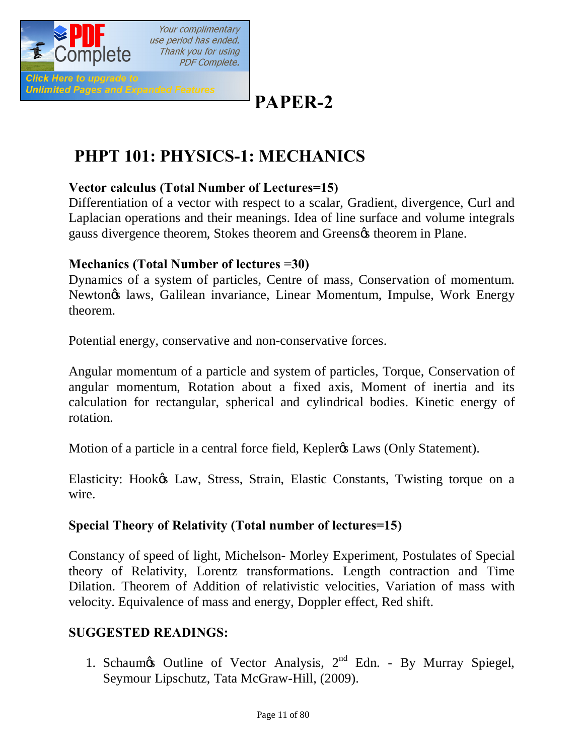# PAPER-2

## PHPT 101: PHYSICS-1: MECHANICS

**Vector calculus (Total Number of Lectures=15)**
Differentiation of a vector with respect to a scalar, Gradient, divergence, Curl and Laplacian operations and their meanings. Idea of line surface and volume integrals gauss divergence theorem, Stokes theorem and Greens' theorem in Plane.

**Mechanics (Total Number of lectures =30)**
Dynamics of a system of particles, Centre of mass, Conservation of momentum. Newton's laws, Galilean invariance, Linear Momentum, Impulse, Work Energy theorem.

Potential energy, conservative and non-conservative forces.

Angular momentum of a particle and system of particles, Torque, Conservation of angular momentum, Rotation about a fixed axis, Moment of inertia and its calculation for rectangular, spherical and cylindrical bodies. Kinetic energy of rotation.

Motion of a particle in a central force field, Kepler's Laws (Only Statement).

Elasticity: Hook's Law, Stress, Strain, Elastic Constants, Twisting torque on a wire.

**Special Theory of Relativity (Total number of lectures=15)**

Constancy of speed of light, Michelson- Morley Experiment, Postulates of Special theory of Relativity, Lorentz transformations. Length contraction and Time Dilation. Theorem of Addition of relativistic velocities, Variation of mass with velocity. Equivalence of mass and energy, Doppler effect, Red shift.

**SUGGESTED READINGS:**

1. Schaum's Outline of Vector Analysis, 2nd Edn. - By Murray Spiegel, Seymour Lipschutz, Tata McGraw-Hill, (2009).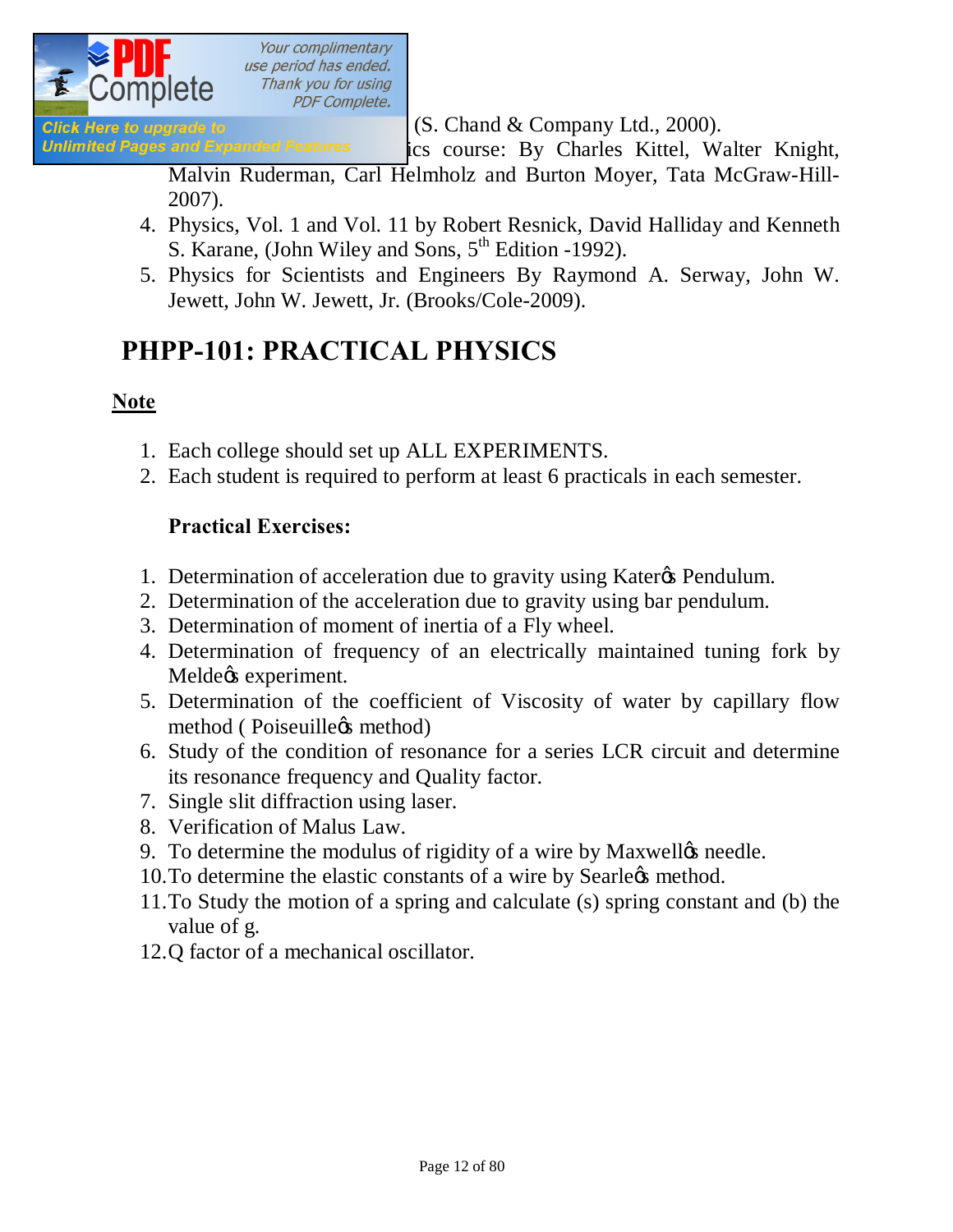(S. Chand & Company Ltd., 2000).

ics course: By Charles Kittel, Walter Knight, Malvin Ruderman, Carl Helmholz and Burton Moyer, Tata McGraw-Hill-2007).

4. Physics, Vol. 1 and Vol. 11 by Robert Resnick, David Halliday and Kenneth S. Karane, (John Wiley and Sons, 5th Edition -1992).
5. Physics for Scientists and Engineers By Raymond A. Serway, John W. Jewett, John W. Jewett, Jr. (Brooks/Cole-2009).

# PHPP-101: PRACTICAL PHYSICS

**Note**

1. Each college should set up ALL EXPERIMENTS.
2. Each student is required to perform at least 6 practicals in each semester.

**Practical Exercises:**

1. Determination of acceleration due to gravity using Kater's Pendulum.
2. Determination of the acceleration due to gravity using bar pendulum.
3. Determination of moment of inertia of a Fly wheel.
4. Determination of frequency of an electrically maintained tuning fork by Melde's experiment.
5. Determination of the coefficient of Viscosity of water by capillary flow method ( Poiseuille's method)
6. Study of the condition of resonance for a series LCR circuit and determine its resonance frequency and Quality factor.
7. Single slit diffraction using laser.
8. Verification of Malus Law.
9. To determine the modulus of rigidity of a wire by Maxwell's needle.
10. To determine the elastic constants of a wire by Searle's method.
11. To Study the motion of a spring and calculate (s) spring constant and (b) the value of g.
12. Q factor of a mechanical oscillator.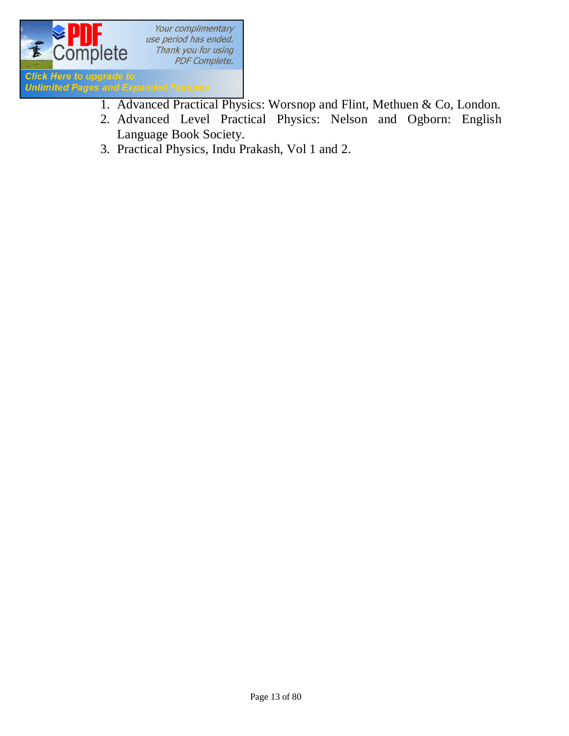1. Advanced Practical Physics: Worsnop and Flint, Methuen & Co, London.
2. Advanced Level Practical Physics: Nelson and Ogborn: English Language Book Society.
3. Practical Physics, Indu Prakash, Vol 1 and 2.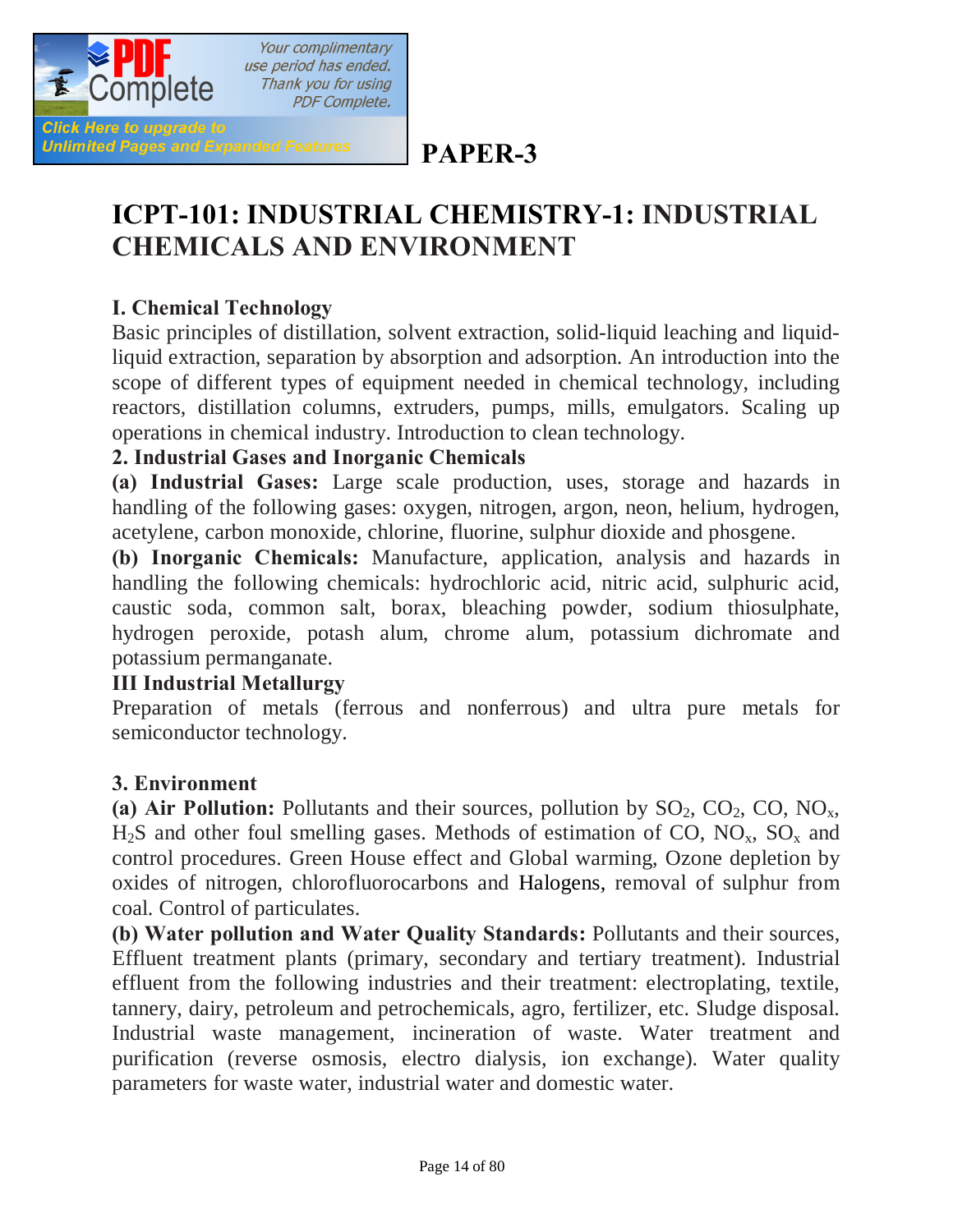# PAPER-3

# ICPT-101: INDUSTRIAL CHEMISTRY-1: INDUSTRIAL CHEMICALS AND ENVIRONMENT

**I. Chemical Technology**

Basic principles of distillation, solvent extraction, solid-liquid leaching and liquid-liquid extraction, separation by absorption and adsorption. An introduction into the scope of different types of equipment needed in chemical technology, including reactors, distillation columns, extruders, pumps, mills, emulgators. Scaling up operations in chemical industry. Introduction to clean technology.

**2. Industrial Gases and Inorganic Chemicals**

**(a) Industrial Gases:** Large scale production, uses, storage and hazards in handling of the following gases: oxygen, nitrogen, argon, neon, helium, hydrogen, acetylene, carbon monoxide, chlorine, fluorine, sulphur dioxide and phosgene.

**(b) Inorganic Chemicals:** Manufacture, application, analysis and hazards in handling the following chemicals: hydrochloric acid, nitric acid, sulphuric acid, caustic soda, common salt, borax, bleaching powder, sodium thiosulphate, hydrogen peroxide, potash alum, chrome alum, potassium dichromate and potassium permanganate.

**III Industrial Metallurgy**

Preparation of metals (ferrous and nonferrous) and ultra pure metals for semiconductor technology.

**3. Environment**

**(a) Air Pollution:** Pollutants and their sources, pollution by $SO_2$, $CO_2$, CO, $NO_x$, $H_2S$ and other foul smelling gases. Methods of estimation of CO, $NO_x$, $SO_x$ and control procedures. Green House effect and Global warming, Ozone depletion by oxides of nitrogen, chlorofluorocarbons and Halogens, removal of sulphur from coal. Control of particulates.

**(b) Water pollution and Water Quality Standards:** Pollutants and their sources, Effluent treatment plants (primary, secondary and tertiary treatment). Industrial effluent from the following industries and their treatment: electroplating, textile, tannery, dairy, petroleum and petrochemicals, agro, fertilizer, etc. Sludge disposal. Industrial waste management, incineration of waste. Water treatment and purification (reverse osmosis, electro dialysis, ion exchange). Water quality parameters for waste water, industrial water and domestic water.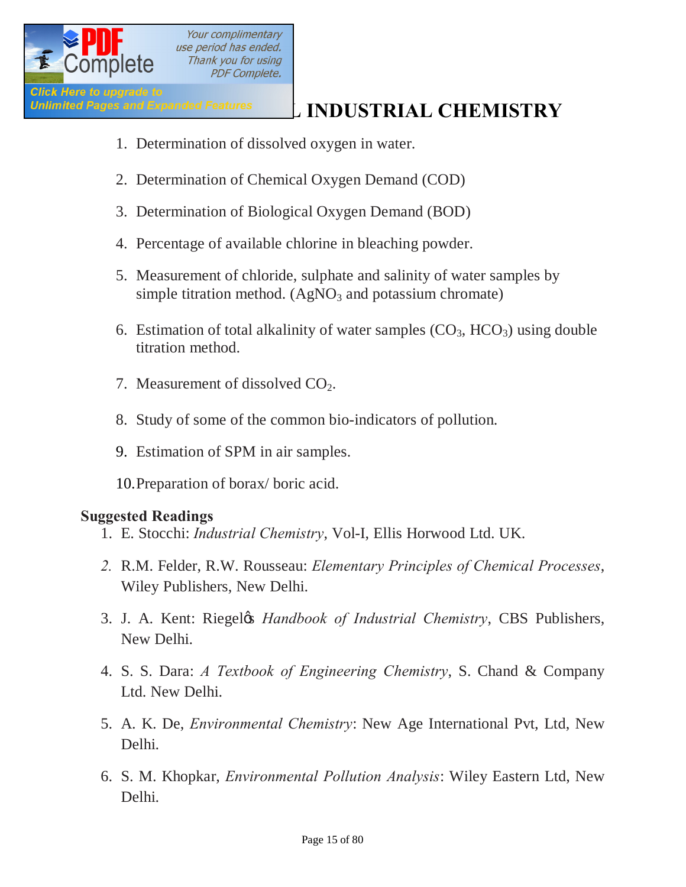## L INDUSTRIAL CHEMISTRY

1. Determination of dissolved oxygen in water.
2. Determination of Chemical Oxygen Demand (COD)
3. Determination of Biological Oxygen Demand (BOD)
4. Percentage of available chlorine in bleaching powder.
5. Measurement of chloride, sulphate and salinity of water samples by simple titration method. ($AgNO_3$ and potassium chromate)
6. Estimation of total alkalinity of water samples ($CO_3$, $HCO_3$) using double titration method.
7. Measurement of dissolved $CO_2$.
8. Study of some of the common bio-indicators of pollution.
9. Estimation of SPM in air samples.
10. Preparation of borax/ boric acid.

**Suggested Readings**

1. E. Stocchi: *Industrial Chemistry*, Vol-I, Ellis Horwood Ltd. UK.
2. R.M. Felder, R.W. Rousseau: *Elementary Principles of Chemical Processes*, Wiley Publishers, New Delhi.
3. J. A. Kent: Riegel's *Handbook of Industrial Chemistry*, CBS Publishers, New Delhi.
4. S. S. Dara: *A Textbook of Engineering Chemistry*, S. Chand & Company Ltd. New Delhi.
5. A. K. De, *Environmental Chemistry*: New Age International Pvt, Ltd, New Delhi.
6. S. M. Khopkar, *Environmental Pollution Analysis*: Wiley Eastern Ltd, New Delhi.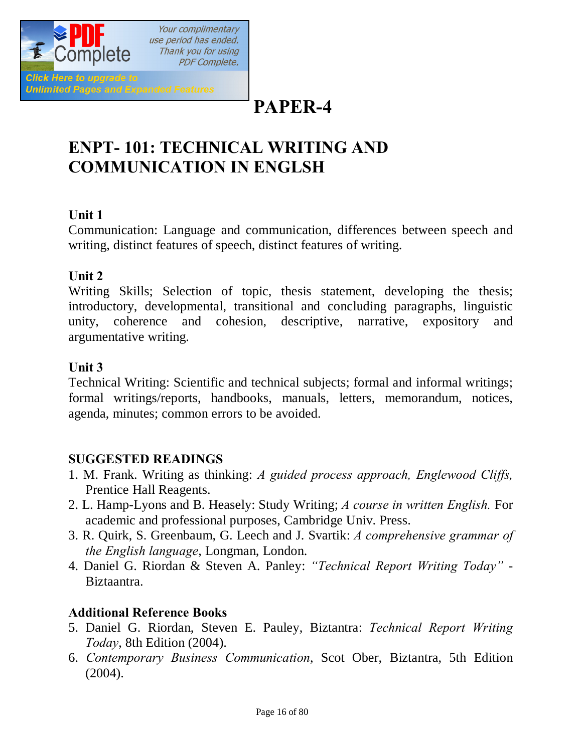# PAPER-4

## ENPT- 101: TECHNICAL WRITING AND COMMUNICATION IN ENGLSH

**Unit 1**

Communication: Language and communication, differences between speech and writing, distinct features of speech, distinct features of writing.

**Unit 2**

Writing Skills; Selection of topic, thesis statement, developing the thesis; introductory, developmental, transitional and concluding paragraphs, linguistic unity, coherence and cohesion, descriptive, narrative, expository and argumentative writing.

**Unit 3**

Technical Writing: Scientific and technical subjects; formal and informal writings; formal writings/reports, handbooks, manuals, letters, memorandum, notices, agenda, minutes; common errors to be avoided.

**SUGGESTED READINGS**

1. M. Frank. Writing as thinking: *A guided process approach, Englewood Cliffs,* Prentice Hall Reagents.
2. L. Hamp-Lyons and B. Heasely: Study Writing; *A course in written English.* For academic and professional purposes, Cambridge Univ. Press.
3. R. Quirk, S. Greenbaum, G. Leech and J. Svartik: *A comprehensive grammar of the English language*, Longman, London.
4. Daniel G. Riordan & Steven A. Panley: *"Technical Report Writing Today"* - Biztaantra.

**Additional Reference Books**

5. Daniel G. Riordan, Steven E. Pauley, Biztantra: *Technical Report Writing Today*, 8th Edition (2004).
6. *Contemporary Business Communication*, Scot Ober, Biztantra, 5th Edition (2004).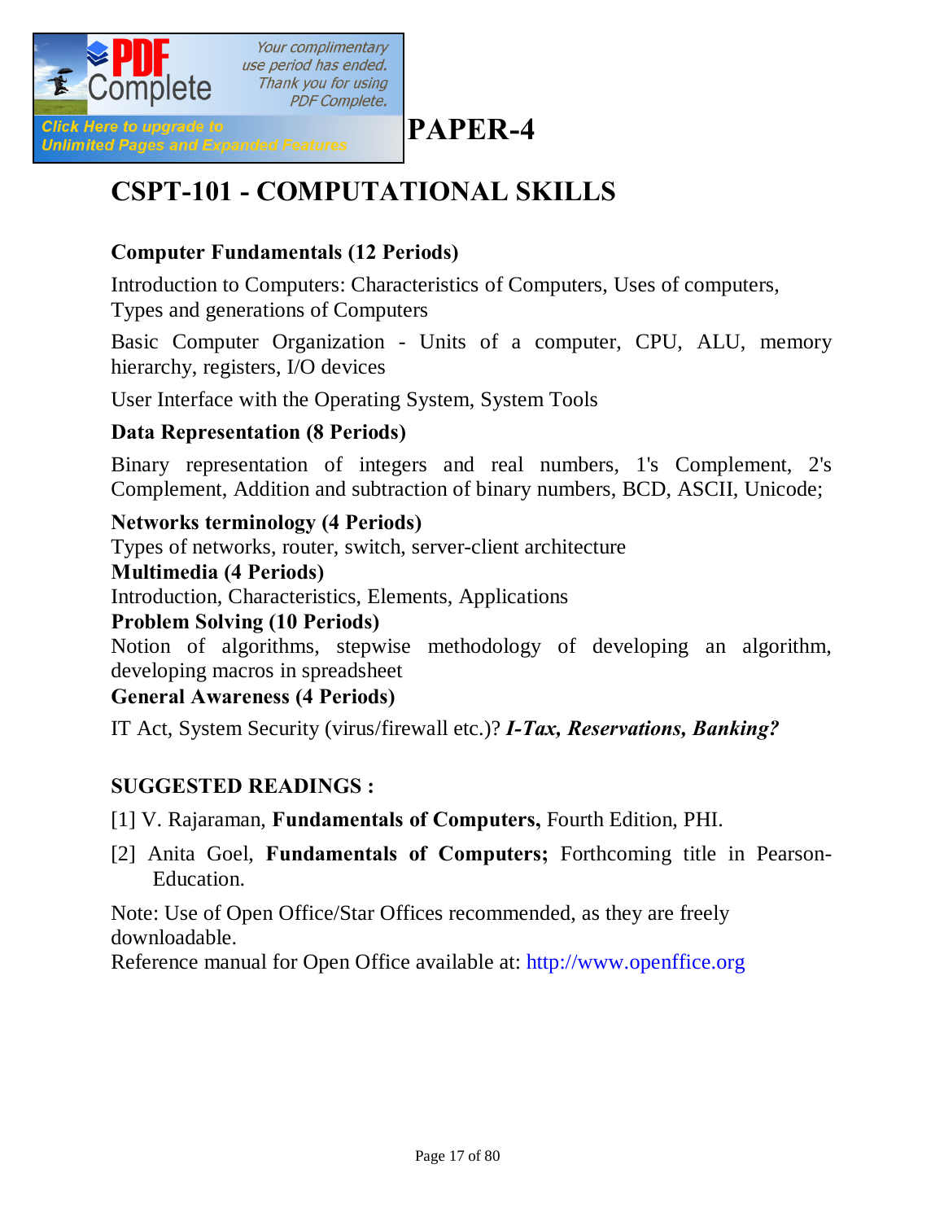# PAPER-4

## CSPT-101 - COMPUTATIONAL SKILLS

**Computer Fundamentals (12 Periods)**

Introduction to Computers: Characteristics of Computers, Uses of computers, Types and generations of Computers

Basic Computer Organization - Units of a computer, CPU, ALU, memory hierarchy, registers, I/O devices

User Interface with the Operating System, System Tools

**Data Representation (8 Periods)**

Binary representation of integers and real numbers, 1's Complement, 2's Complement, Addition and subtraction of binary numbers, BCD, ASCII, Unicode;

**Networks terminology (4 Periods)**
Types of networks, router, switch, server-client architecture

**Multimedia (4 Periods)**
Introduction, Characteristics, Elements, Applications

**Problem Solving (10 Periods)**
Notion of algorithms, stepwise methodology of developing an algorithm, developing macros in spreadsheet

**General Awareness (4 Periods)**

IT Act, System Security (virus/firewall etc.)? ***I-Tax, Reservations, Banking?***

**SUGGESTED READINGS :**

[1] V. Rajaraman, **Fundamentals of Computers,** Fourth Edition, PHI.

[2] Anita Goel, **Fundamentals of Computers;** Forthcoming title in Pearson-Education.

Note: Use of Open Office/Star Offices recommended, as they are freely downloadable.
Reference manual for Open Office available at: http://www.openffice.org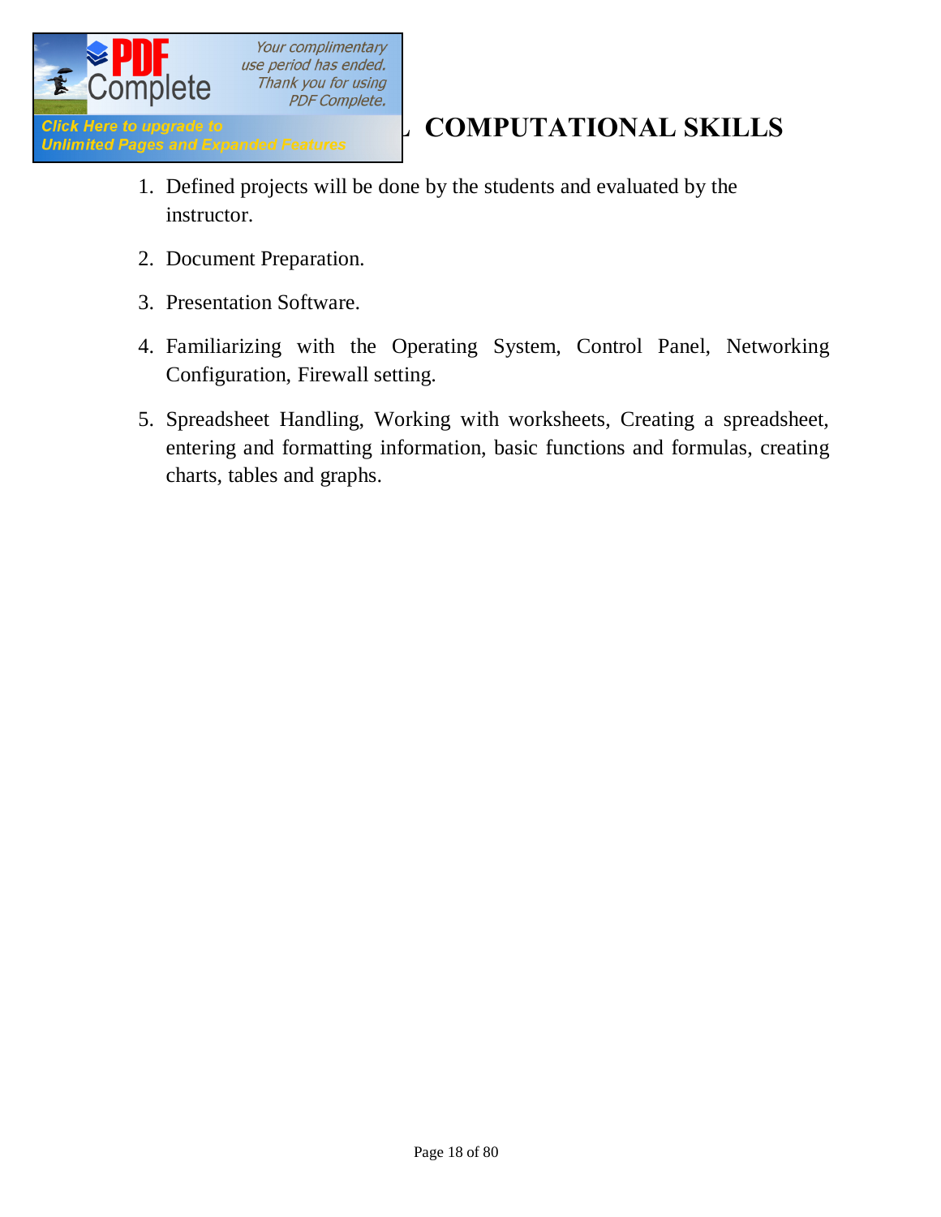## COMPUTATIONAL SKILLS

1. Defined projects will be done by the students and evaluated by the instructor.
2. Document Preparation.
3. Presentation Software.
4. Familiarizing with the Operating System, Control Panel, Networking Configuration, Firewall setting.
5. Spreadsheet Handling, Working with worksheets, Creating a spreadsheet, entering and formatting information, basic functions and formulas, creating charts, tables and graphs.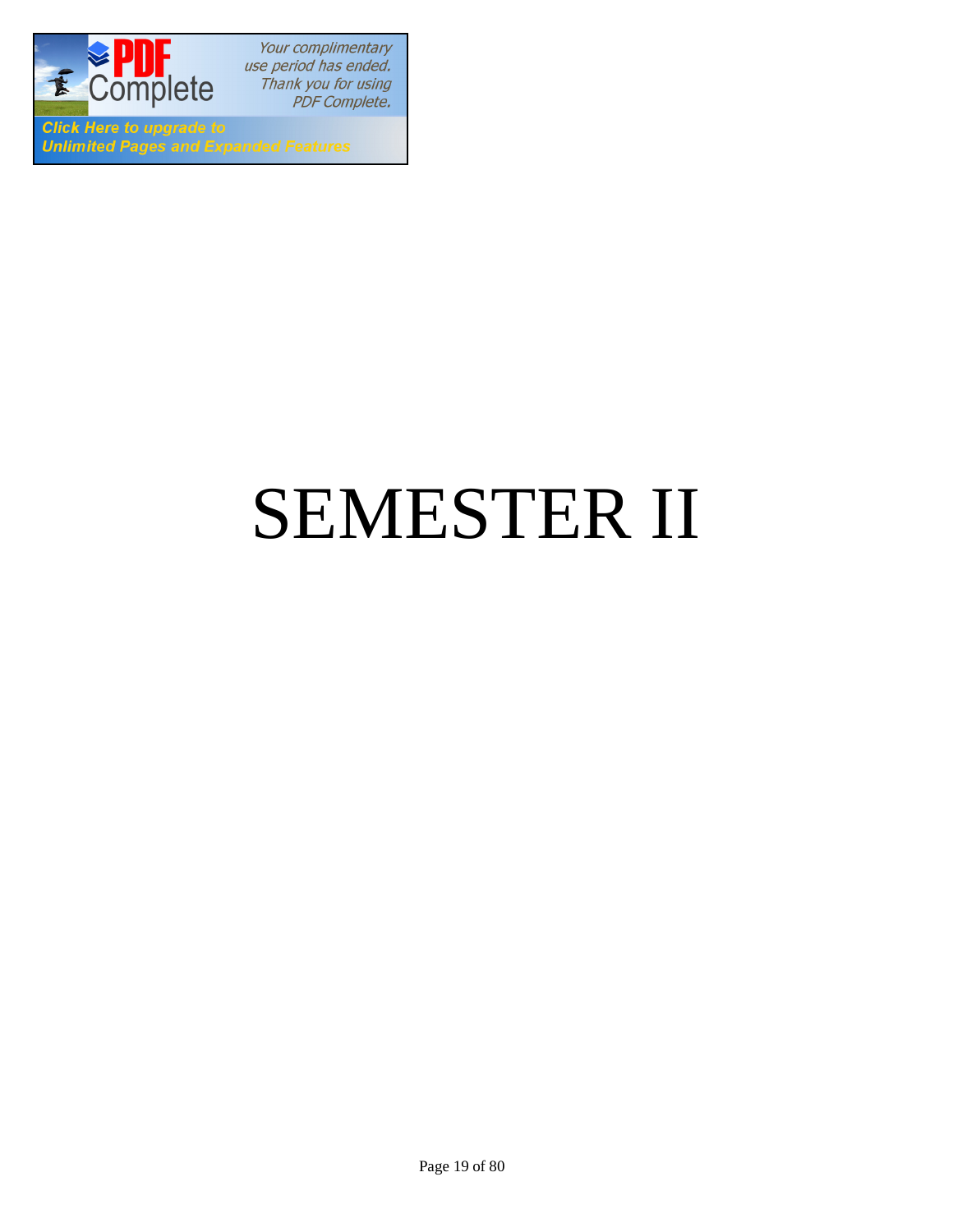# SEMESTER II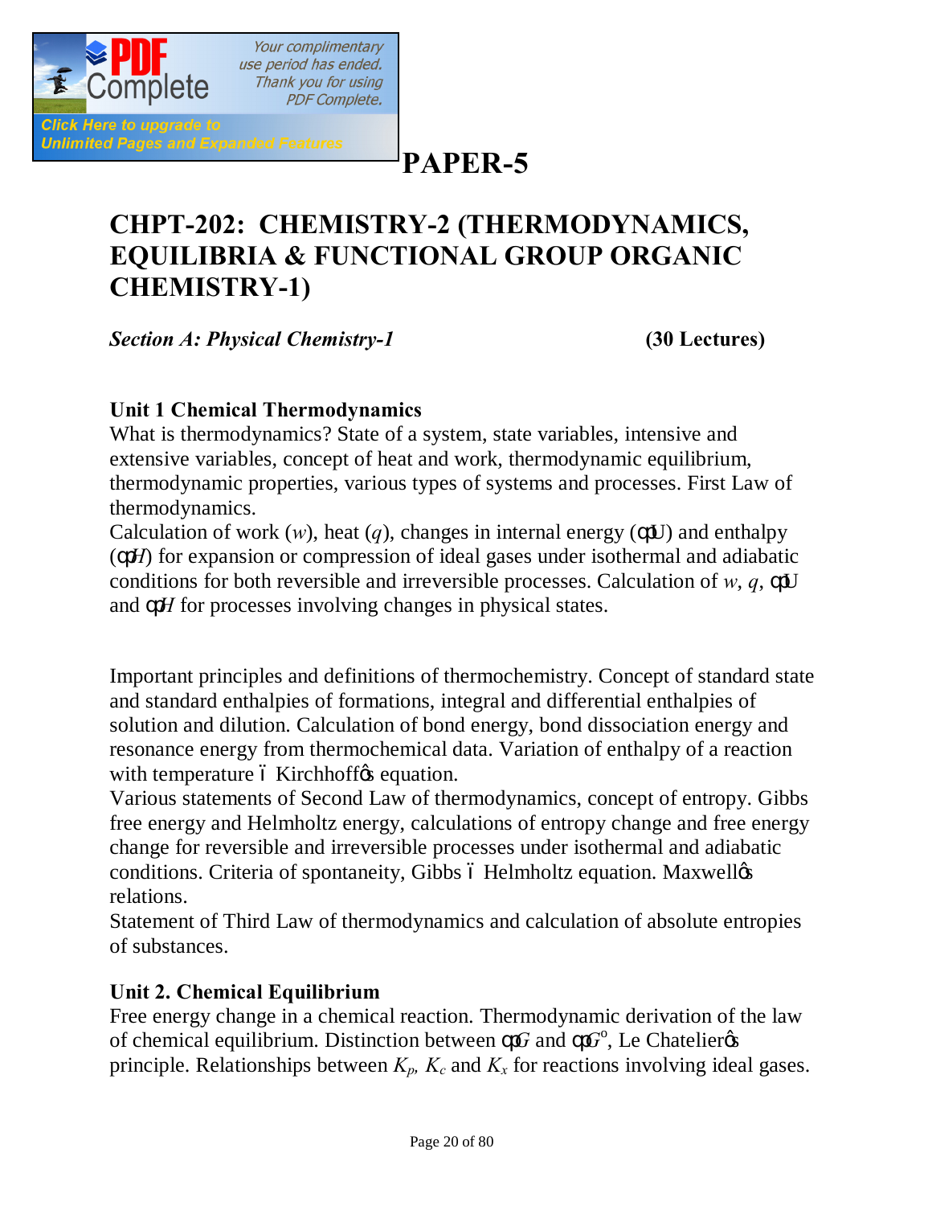# PAPER-5

## CHPT-202: CHEMISTRY-2 (THERMODYNAMICS, EQUILIBRIA & FUNCTIONAL GROUP ORGANIC CHEMISTRY-1)

***Section A: Physical Chemistry-1*** **(30 Lectures)**

### Unit 1 Chemical Thermodynamics

What is thermodynamics? State of a system, state variables, intensive and extensive variables, concept of heat and work, thermodynamic equilibrium, thermodynamic properties, various types of systems and processes. First Law of thermodynamics.

Calculation of work ($w$), heat ($q$), changes in internal energy ($\Delta U$) and enthalpy ($\Delta H$) for expansion or compression of ideal gases under isothermal and adiabatic conditions for both reversible and irreversible processes. Calculation of $w$, $q$, $\Delta U$ and $\Delta H$ for processes involving changes in physical states.

Important principles and definitions of thermochemistry. Concept of standard state and standard enthalpies of formations, integral and differential enthalpies of solution and dilution. Calculation of bond energy, bond dissociation energy and resonance energy from thermochemical data. Variation of enthalpy of a reaction with temperature – Kirchhoff's equation.

Various statements of Second Law of thermodynamics, concept of entropy. Gibbs free energy and Helmholtz energy, calculations of entropy change and free energy change for reversible and irreversible processes under isothermal and adiabatic conditions. Criteria of spontaneity, Gibbs – Helmholtz equation. Maxwell's relations.

Statement of Third Law of thermodynamics and calculation of absolute entropies of substances.

### Unit 2. Chemical Equilibrium

Free energy change in a chemical reaction. Thermodynamic derivation of the law of chemical equilibrium. Distinction between $\Delta G$ and $\Delta G^{o}$, Le Chatelier's principle. Relationships between $K_p$, $K_c$ and $K_x$ for reactions involving ideal gases.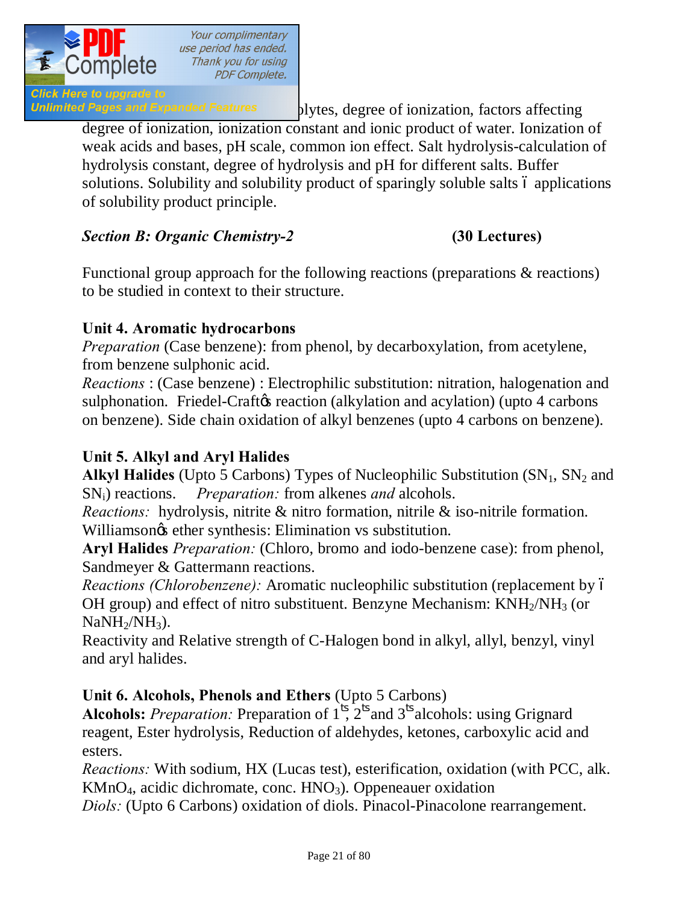...lytes, degree of ionization, factors affecting degree of ionization, ionization constant and ionic product of water. Ionization of weak acids and bases, pH scale, common ion effect. Salt hydrolysis-calculation of hydrolysis constant, degree of hydrolysis and pH for different salts. Buffer solutions. Solubility and solubility product of sparingly soluble salts – applications of solubility product principle.

***Section B: Organic Chemistry-2*** **(30 Lectures)**

Functional group approach for the following reactions (preparations & reactions) to be studied in context to their structure.

**Unit 4. Aromatic hydrocarbons**

*Preparation* (Case benzene): from phenol, by decarboxylation, from acetylene, from benzene sulphonic acid.

*Reactions* : (Case benzene) : Electrophilic substitution: nitration, halogenation and sulphonation. Friedel-Craft's reaction (alkylation and acylation) (upto 4 carbons on benzene). Side chain oxidation of alkyl benzenes (upto 4 carbons on benzene).

**Unit 5. Alkyl and Aryl Halides**

**Alkyl Halides** (Upto 5 Carbons) Types of Nucleophilic Substitution ($SN_1$, $SN_2$ and $SN_i$) reactions. *Preparation:* from alkenes *and* alcohols.

*Reactions:* hydrolysis, nitrite & nitro formation, nitrile & iso-nitrile formation. Williamson's ether synthesis: Elimination vs substitution.

**Aryl Halides** *Preparation:* (Chloro, bromo and iodo-benzene case): from phenol, Sandmeyer & Gattermann reactions.

*Reactions (Chlorobenzene):* Aromatic nucleophilic substitution (replacement by –OH group) and effect of nitro substituent. Benzyne Mechanism: $KNH_2/NH_3$ (or $NaNH_2/NH_3$).

Reactivity and Relative strength of C-Halogen bond in alkyl, allyl, benzyl, vinyl and aryl halides.

**Unit 6. Alcohols, Phenols and Ethers** (Upto 5 Carbons)

**Alcohols:** *Preparation:* Preparation of 1[ts], 2[ts] and 3[ts] alcohols: using Grignard reagent, Ester hydrolysis, Reduction of aldehydes, ketones, carboxylic acid and esters.

*Reactions:* With sodium, HX (Lucas test), esterification, oxidation (with PCC, alk. $KMnO_4$, acidic dichromate, conc. $HNO_3$). Oppeneauer oxidation

*Diols:* (Upto 6 Carbons) oxidation of diols. Pinacol-Pinacolone rearrangement.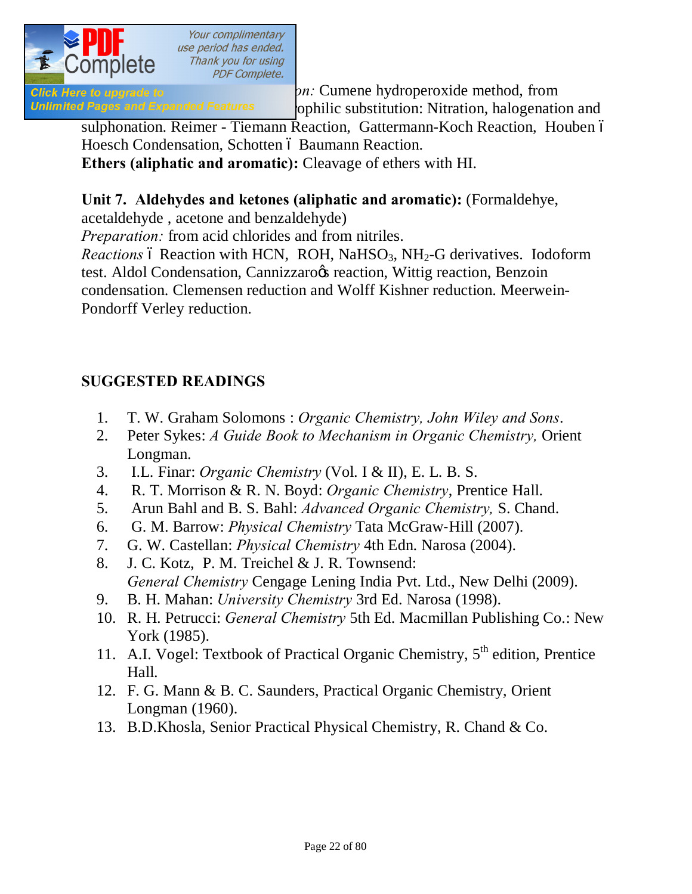*on:* Cumene hydroperoxide method, from
ophilic substitution: Nitration, halogenation and sulphonation. Reimer - Tiemann Reaction, Gattermann-Koch Reaction, Houben – Hoesch Condensation, Schotten – Baumann Reaction.

**Ethers (aliphatic and aromatic):** Cleavage of ethers with HI.

**Unit 7. Aldehydes and ketones (aliphatic and aromatic):** (Formaldehye, acetaldehyde , acetone and benzaldehyde)

*Preparation:* from acid chlorides and from nitriles.

*Reactions* – Reaction with HCN, ROH, $NaHSO_3$, $NH_2$-G derivatives. Iodoform test. Aldol Condensation, Cannizzaro's reaction, Wittig reaction, Benzoin condensation. Clemensen reduction and Wolff Kishner reduction. Meerwein-Pondorff Verley reduction.

## SUGGESTED READINGS

1. T. W. Graham Solomons : *Organic Chemistry, John Wiley and Sons*.
2. Peter Sykes: *A Guide Book to Mechanism in Organic Chemistry,* Orient Longman.
3. I.L. Finar: *Organic Chemistry* (Vol. I & II), E. L. B. S.
4. R. T. Morrison & R. N. Boyd: *Organic Chemistry*, Prentice Hall.
5. Arun Bahl and B. S. Bahl: *Advanced Organic Chemistry,* S. Chand.
6. G. M. Barrow: *Physical Chemistry* Tata McGraw-Hill (2007).
7. G. W. Castellan: *Physical Chemistry* 4th Edn. Narosa (2004).
8. J. C. Kotz, P. M. Treichel & J. R. Townsend: *General Chemistry* Cengage Lening India Pvt. Ltd., New Delhi (2009).
9. B. H. Mahan: *University Chemistry* 3rd Ed. Narosa (1998).
10. R. H. Petrucci: *General Chemistry* 5th Ed. Macmillan Publishing Co.: New York (1985).
11. A.I. Vogel: Textbook of Practical Organic Chemistry, 5th edition, Prentice Hall.
12. F. G. Mann & B. C. Saunders, Practical Organic Chemistry, Orient Longman (1960).
13. B.D.Khosla, Senior Practical Physical Chemistry, R. Chand & Co.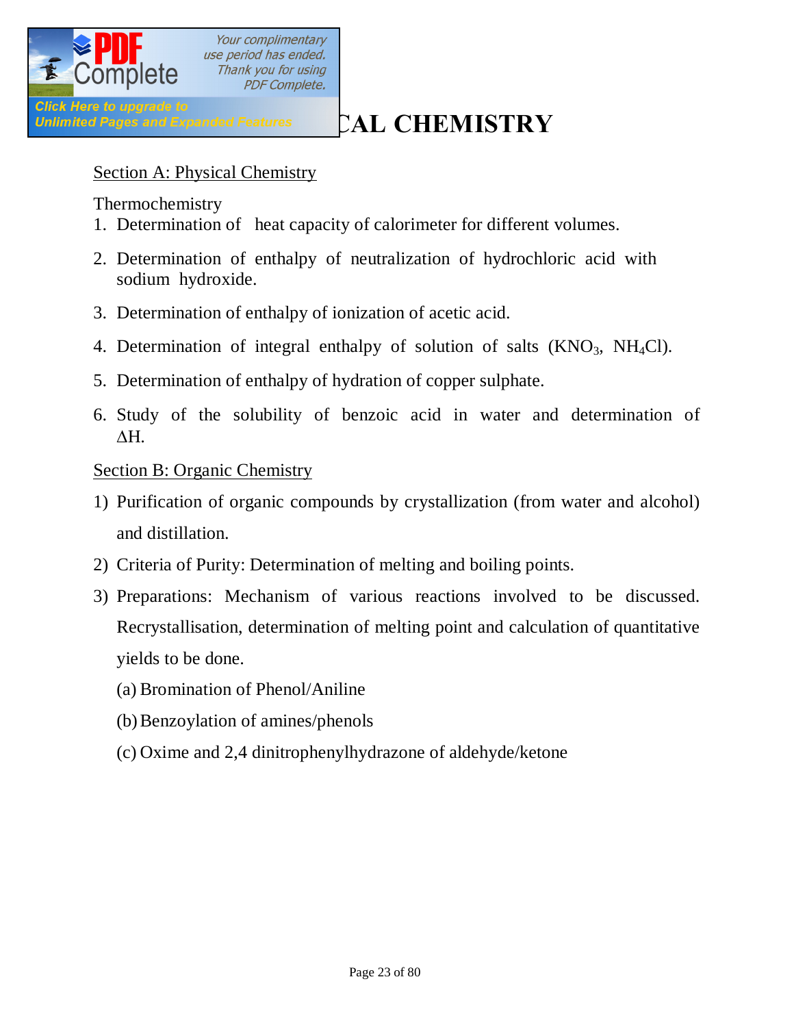# CAL CHEMISTRY

Section A: Physical Chemistry

Thermochemistry

1. Determination of heat capacity of calorimeter for different volumes.
2. Determination of enthalpy of neutralization of hydrochloric acid with sodium hydroxide.
3. Determination of enthalpy of ionization of acetic acid.
4. Determination of integral enthalpy of solution of salts ($KNO_3$, $NH_4Cl$).
5. Determination of enthalpy of hydration of copper sulphate.
6. Study of the solubility of benzoic acid in water and determination of $\Delta H$.

Section B: Organic Chemistry

1) Purification of organic compounds by crystallization (from water and alcohol) and distillation.
2) Criteria of Purity: Determination of melting and boiling points.
3) Preparations: Mechanism of various reactions involved to be discussed. Recrystallisation, determination of melting point and calculation of quantitative yields to be done.
   (a) Bromination of Phenol/Aniline
   (b) Benzoylation of amines/phenols
   (c) Oxime and 2,4 dinitrophenylhydrazone of aldehyde/ketone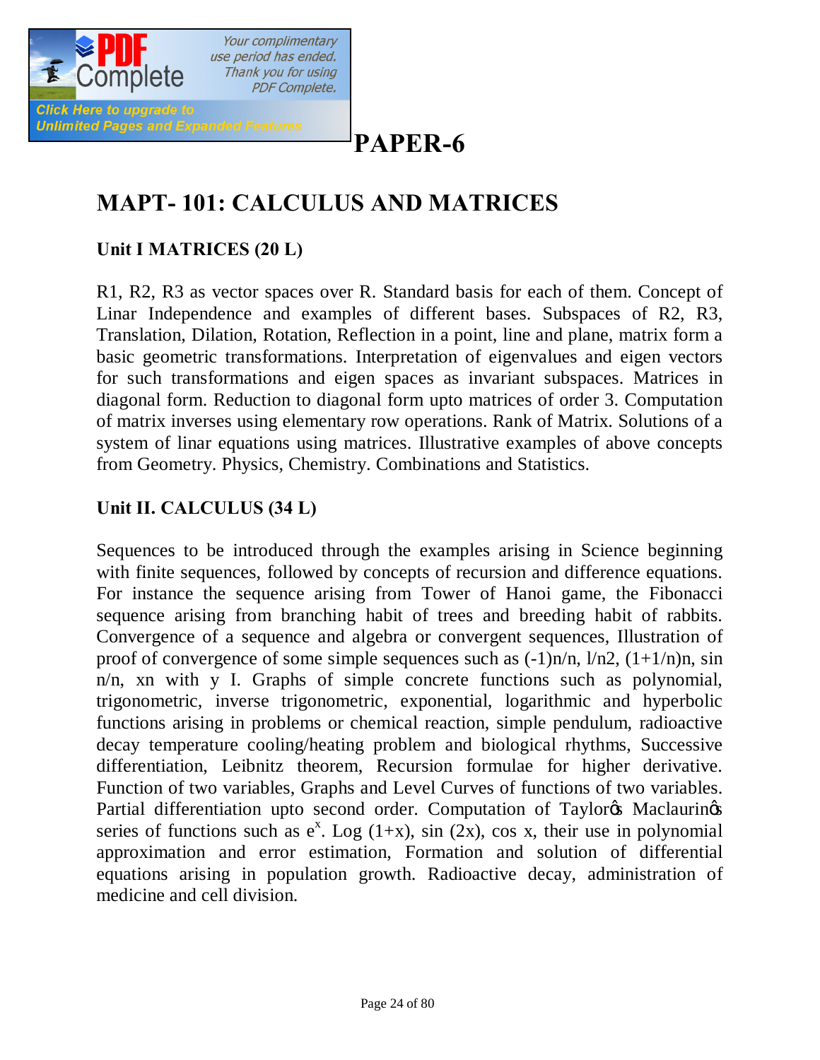# PAPER-6

## MAPT- 101: CALCULUS AND MATRICES

### Unit I MATRICES (20 L)

R1, R2, R3 as vector spaces over R. Standard basis for each of them. Concept of Linar Independence and examples of different bases. Subspaces of R2, R3, Translation, Dilation, Rotation, Reflection in a point, line and plane, matrix form a basic geometric transformations. Interpretation of eigenvalues and eigen vectors for such transformations and eigen spaces as invariant subspaces. Matrices in diagonal form. Reduction to diagonal form upto matrices of order 3. Computation of matrix inverses using elementary row operations. Rank of Matrix. Solutions of a system of linar equations using matrices. Illustrative examples of above concepts from Geometry. Physics, Chemistry. Combinations and Statistics.

### Unit II. CALCULUS (34 L)

Sequences to be introduced through the examples arising in Science beginning with finite sequences, followed by concepts of recursion and difference equations. For instance the sequence arising from Tower of Hanoi game, the Fibonacci sequence arising from branching habit of trees and breeding habit of rabbits. Convergence of a sequence and algebra or convergent sequences, Illustration of proof of convergence of some simple sequences such as (-1)n/n, l/n2, (1+1/n)n, sin n/n, xn with y I. Graphs of simple concrete functions such as polynomial, trigonometric, inverse trigonometric, exponential, logarithmic and hyperbolic functions arising in problems or chemical reaction, simple pendulum, radioactive decay temperature cooling/heating problem and biological rhythms, Successive differentiation, Leibnitz theorem, Recursion formulae for higher derivative. Function of two variables, Graphs and Level Curves of functions of two variables. Partial differentiation upto second order. Computation of Taylor's Maclaurin's series of functions such as $e^x$. Log (1+x), sin (2x), cos x, their use in polynomial approximation and error estimation, Formation and solution of differential equations arising in population growth. Radioactive decay, administration of medicine and cell division.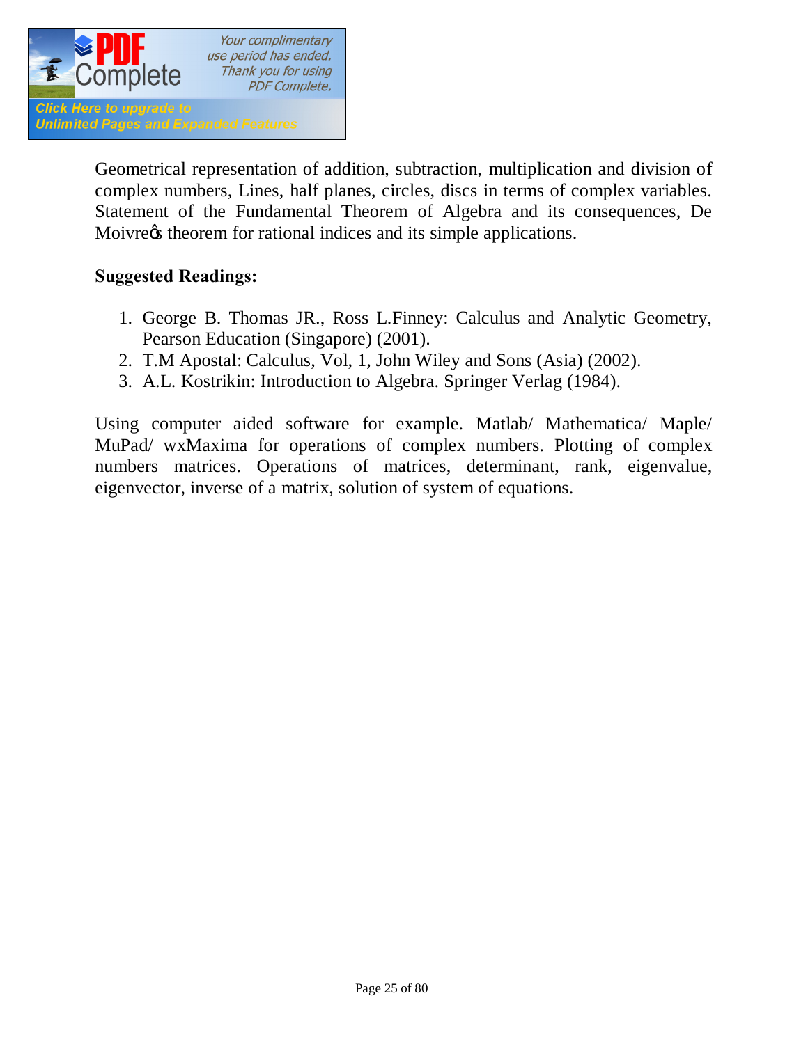Geometrical representation of addition, subtraction, multiplication and division of complex numbers, Lines, half planes, circles, discs in terms of complex variables. Statement of the Fundamental Theorem of Algebra and its consequences, De Moivre's theorem for rational indices and its simple applications.

**Suggested Readings:**

1. George B. Thomas JR., Ross L.Finney: Calculus and Analytic Geometry, Pearson Education (Singapore) (2001).
2. T.M Apostal: Calculus, Vol, 1, John Wiley and Sons (Asia) (2002).
3. A.L. Kostrikin: Introduction to Algebra. Springer Verlag (1984).

Using computer aided software for example. Matlab/ Mathematica/ Maple/ MuPad/ wxMaxima for operations of complex numbers. Plotting of complex numbers matrices. Operations of matrices, determinant, rank, eigenvalue, eigenvector, inverse of a matrix, solution of system of equations.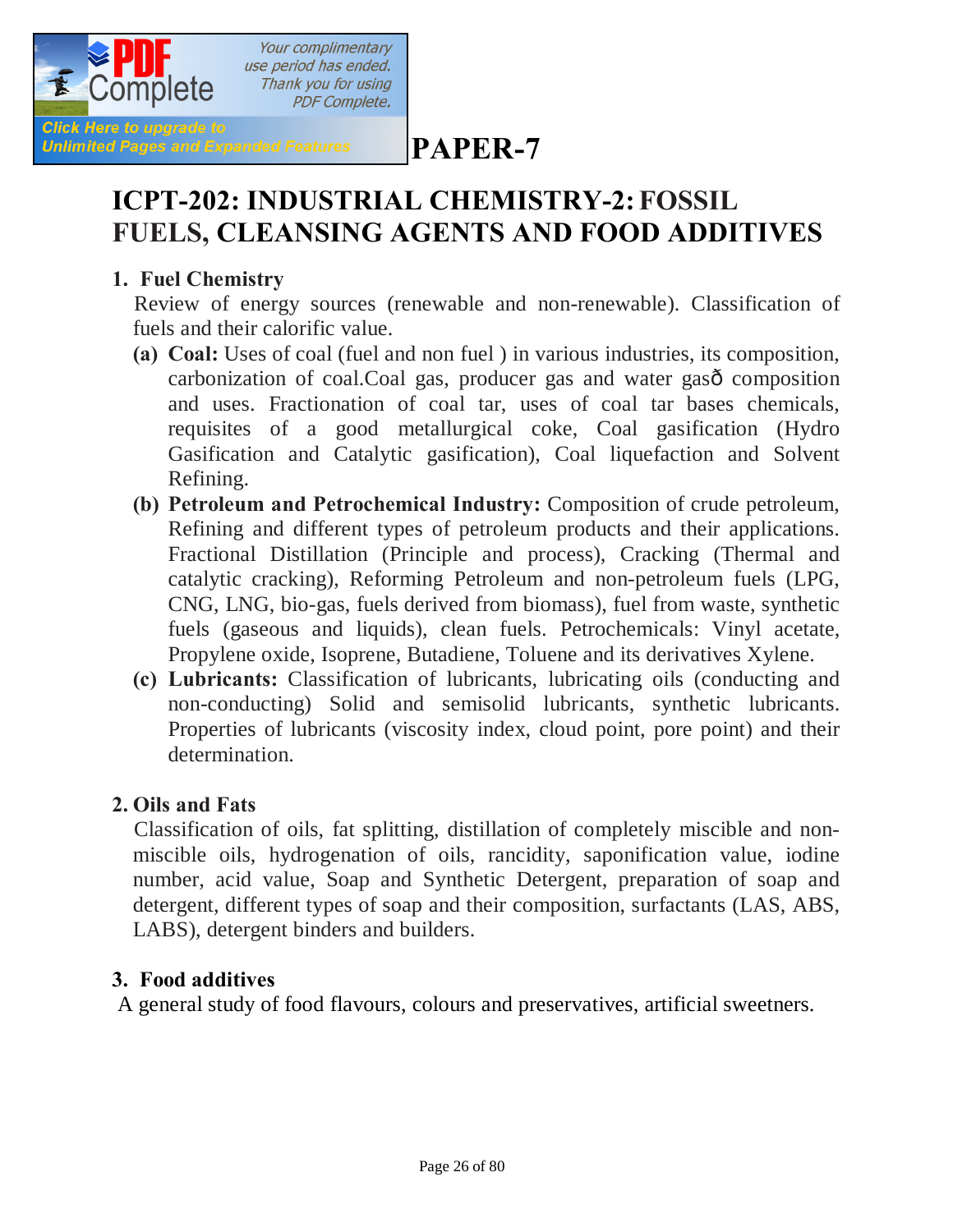# PAPER-7

## ICPT-202: INDUSTRIAL CHEMISTRY-2: FOSSIL FUELS, CLEANSING AGENTS AND FOOD ADDITIVES

### 1. Fuel Chemistry

Review of energy sources (renewable and non-renewable). Classification of fuels and their calorific value.

- **(a) Coal:** Uses of coal (fuel and non fuel ) in various industries, its composition, carbonization of coal.Coal gas, producer gas and water gasð composition and uses. Fractionation of coal tar, uses of coal tar bases chemicals, requisites of a good metallurgical coke, Coal gasification (Hydro Gasification and Catalytic gasification), Coal liquefaction and Solvent Refining.
- **(b) Petroleum and Petrochemical Industry:** Composition of crude petroleum, Refining and different types of petroleum products and their applications. Fractional Distillation (Principle and process), Cracking (Thermal and catalytic cracking), Reforming Petroleum and non-petroleum fuels (LPG, CNG, LNG, bio-gas, fuels derived from biomass), fuel from waste, synthetic fuels (gaseous and liquids), clean fuels. Petrochemicals: Vinyl acetate, Propylene oxide, Isoprene, Butadiene, Toluene and its derivatives Xylene.
- **(c) Lubricants:** Classification of lubricants, lubricating oils (conducting and non-conducting) Solid and semisolid lubricants, synthetic lubricants. Properties of lubricants (viscosity index, cloud point, pore point) and their determination.

### 2. Oils and Fats

Classification of oils, fat splitting, distillation of completely miscible and non-miscible oils, hydrogenation of oils, rancidity, saponification value, iodine number, acid value, Soap and Synthetic Detergent, preparation of soap and detergent, different types of soap and their composition, surfactants (LAS, ABS, LABS), detergent binders and builders.

### 3. Food additives

A general study of food flavours, colours and preservatives, artificial sweeteners.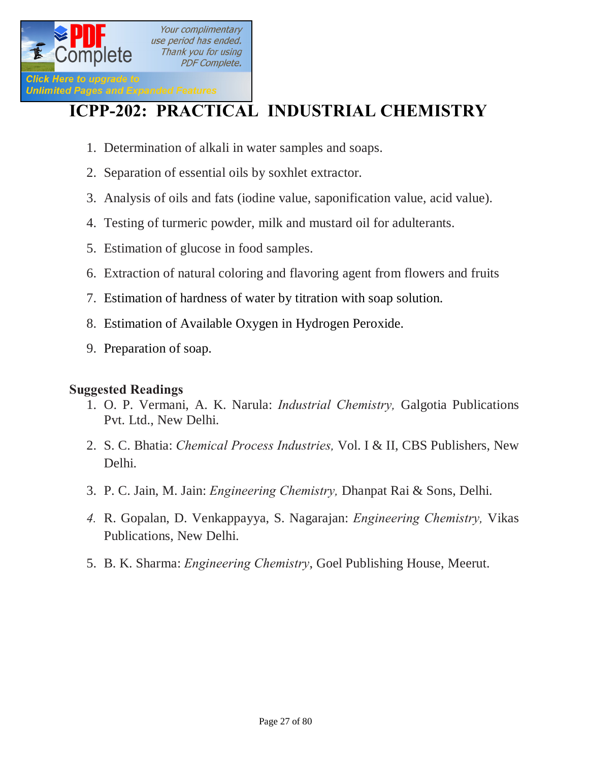# ICPP-202: PRACTICAL INDUSTRIAL CHEMISTRY

1. Determination of alkali in water samples and soaps.
2. Separation of essential oils by soxhlet extractor.
3. Analysis of oils and fats (iodine value, saponification value, acid value).
4. Testing of turmeric powder, milk and mustard oil for adulterants.
5. Estimation of glucose in food samples.
6. Extraction of natural coloring and flavoring agent from flowers and fruits
7. Estimation of hardness of water by titration with soap solution.
8. Estimation of Available Oxygen in Hydrogen Peroxide.
9. Preparation of soap.

**Suggested Readings**

1. O. P. Vermani, A. K. Narula: *Industrial Chemistry,* Galgotia Publications Pvt. Ltd., New Delhi.
2. S. C. Bhatia: *Chemical Process Industries,* Vol. I & II, CBS Publishers, New Delhi.
3. P. C. Jain, M. Jain: *Engineering Chemistry,* Dhanpat Rai & Sons, Delhi.
4. R. Gopalan, D. Venkappayya, S. Nagarajan: *Engineering Chemistry,* Vikas Publications, New Delhi.
5. B. K. Sharma: *Engineering Chemistry*, Goel Publishing House, Meerut.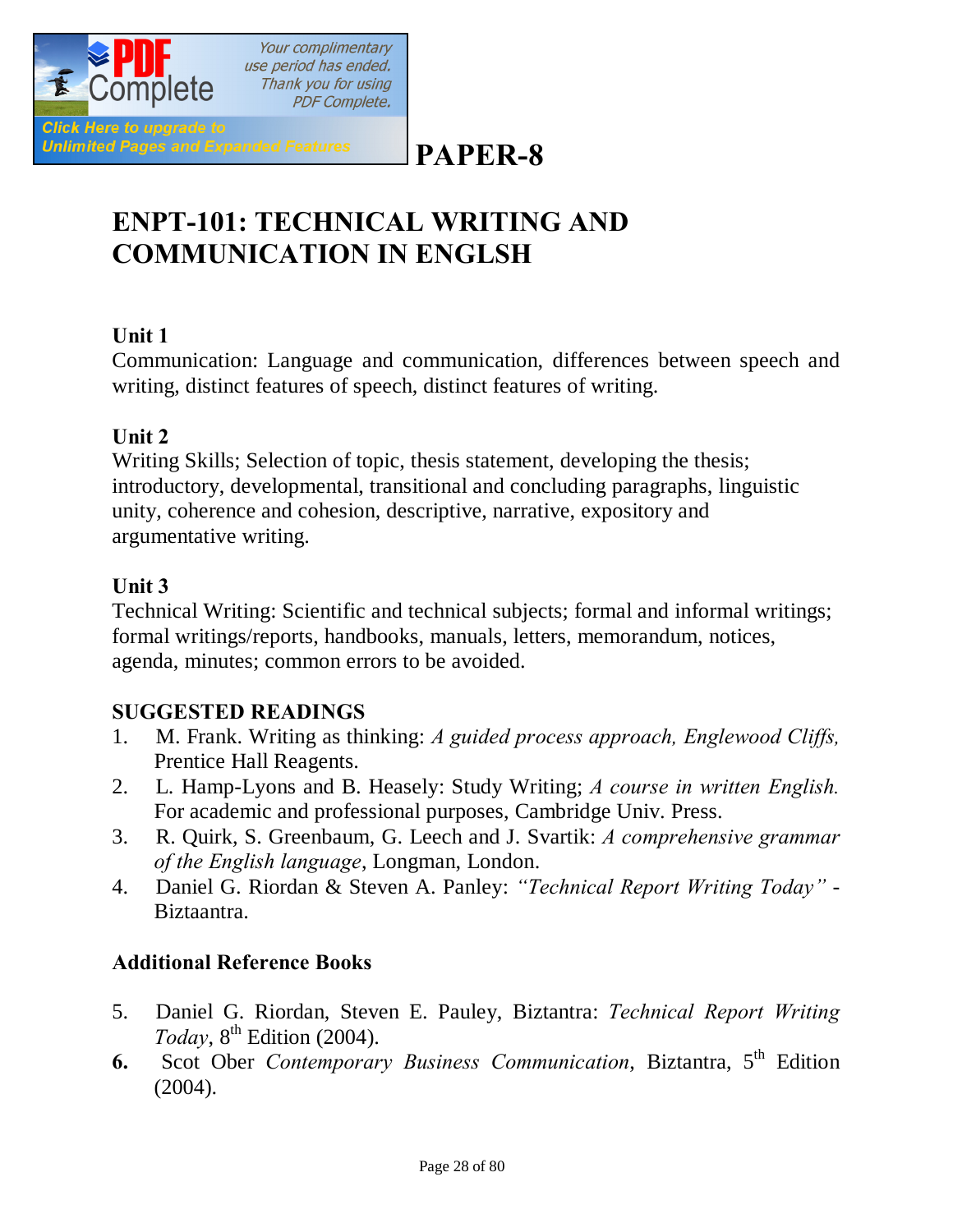# PAPER-8

## ENPT-101: TECHNICAL WRITING AND COMMUNICATION IN ENGLSH

### Unit 1

Communication: Language and communication, differences between speech and writing, distinct features of speech, distinct features of writing.

### Unit 2

Writing Skills; Selection of topic, thesis statement, developing the thesis; introductory, developmental, transitional and concluding paragraphs, linguistic unity, coherence and cohesion, descriptive, narrative, expository and argumentative writing.

### Unit 3

Technical Writing: Scientific and technical subjects; formal and informal writings; formal writings/reports, handbooks, manuals, letters, memorandum, notices, agenda, minutes; common errors to be avoided.

### SUGGESTED READINGS

1. M. Frank. Writing as thinking: *A guided process approach, Englewood Cliffs,* Prentice Hall Reagents.
2. L. Hamp-Lyons and B. Heasely: Study Writing; *A course in written English.* For academic and professional purposes, Cambridge Univ. Press.
3. R. Quirk, S. Greenbaum, G. Leech and J. Svartik: *A comprehensive grammar of the English language*, Longman, London.
4. Daniel G. Riordan & Steven A. Panley: *"Technical Report Writing Today"* - Biztaantra.

### Additional Reference Books

5. Daniel G. Riordan, Steven E. Pauley, Biztantra: *Technical Report Writing Today*, 8th Edition (2004).
6. Scot Ober *Contemporary Business Communication*, Biztantra, 5th Edition (2004).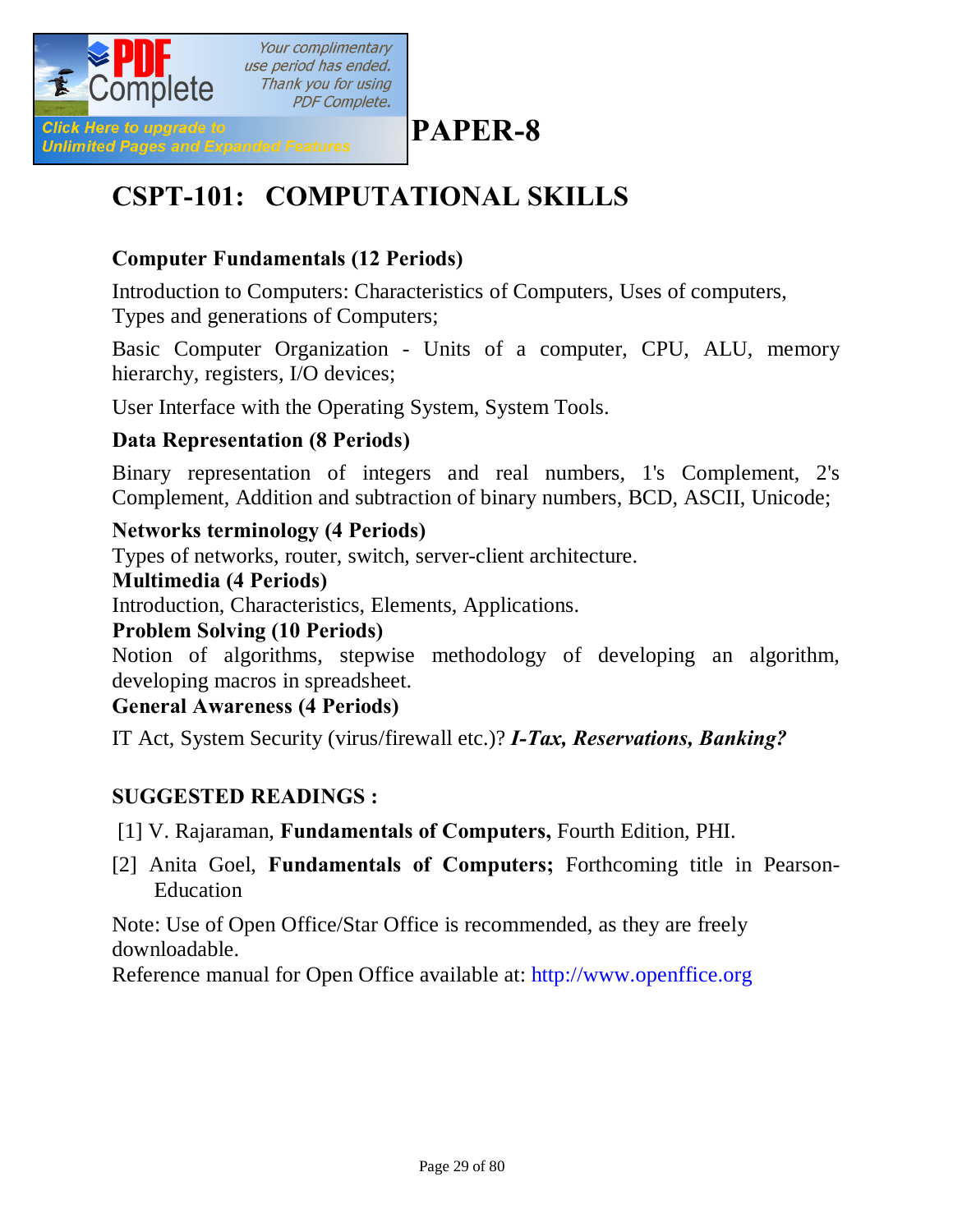# PAPER-8

## CSPT-101: COMPUTATIONAL SKILLS

**Computer Fundamentals (12 Periods)**

Introduction to Computers: Characteristics of Computers, Uses of computers, Types and generations of Computers;

Basic Computer Organization - Units of a computer, CPU, ALU, memory hierarchy, registers, I/O devices;

User Interface with the Operating System, System Tools.

**Data Representation (8 Periods)**

Binary representation of integers and real numbers, 1's Complement, 2's Complement, Addition and subtraction of binary numbers, BCD, ASCII, Unicode;

**Networks terminology (4 Periods)**

Types of networks, router, switch, server-client architecture.

**Multimedia (4 Periods)**

Introduction, Characteristics, Elements, Applications.

**Problem Solving (10 Periods)**

Notion of algorithms, stepwise methodology of developing an algorithm, developing macros in spreadsheet.

**General Awareness (4 Periods)**

IT Act, System Security (virus/firewall etc.)? ***I-Tax, Reservations, Banking?***

**SUGGESTED READINGS :**

[1] V. Rajaraman, **Fundamentals of Computers,** Fourth Edition, PHI.

[2] Anita Goel, **Fundamentals of Computers;** Forthcoming title in Pearson-Education

Note: Use of Open Office/Star Office is recommended, as they are freely downloadable.

Reference manual for Open Office available at: http://www.openffice.org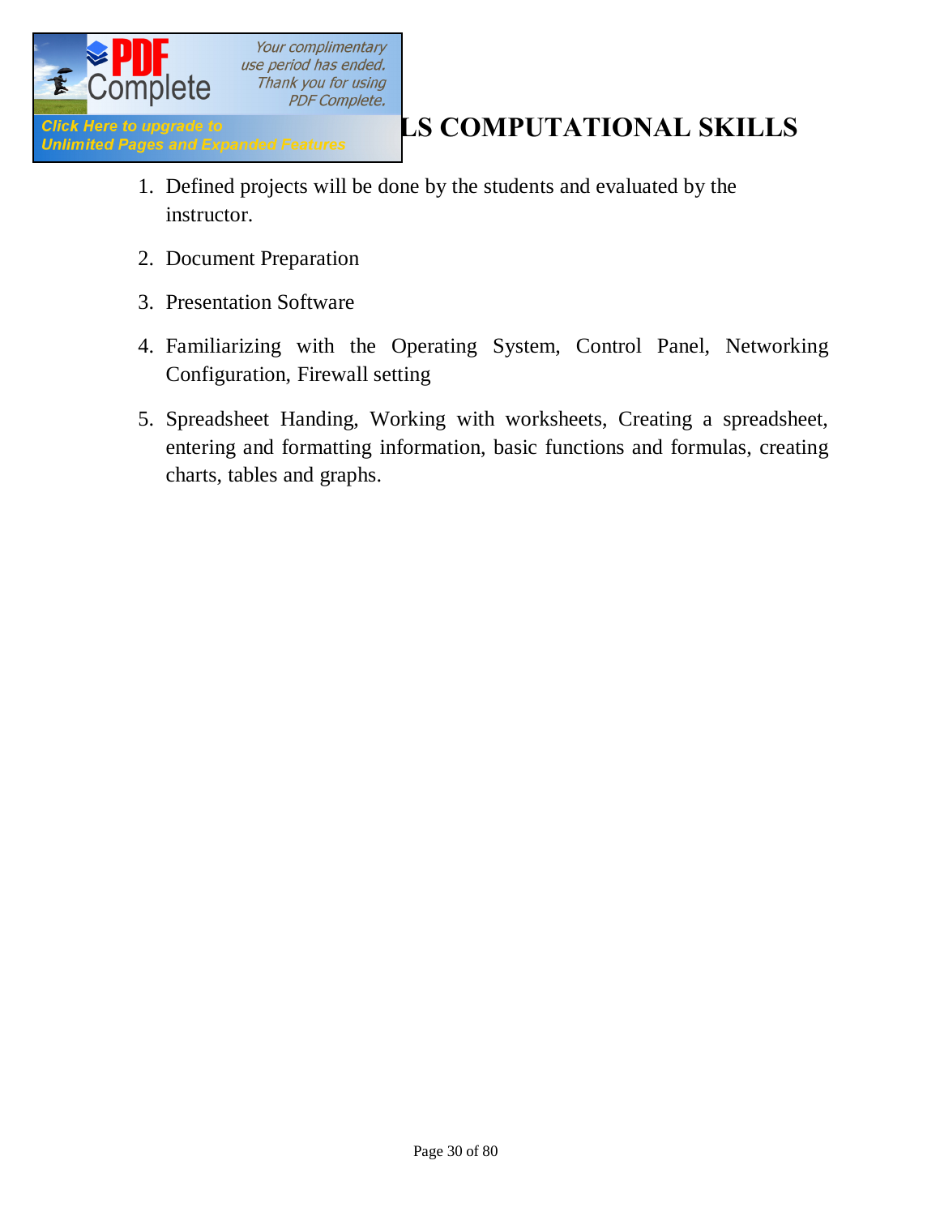## LS COMPUTATIONAL SKILLS

1. Defined projects will be done by the students and evaluated by the instructor.
2. Document Preparation
3. Presentation Software
4. Familiarizing with the Operating System, Control Panel, Networking Configuration, Firewall setting
5. Spreadsheet Handing, Working with worksheets, Creating a spreadsheet, entering and formatting information, basic functions and formulas, creating charts, tables and graphs.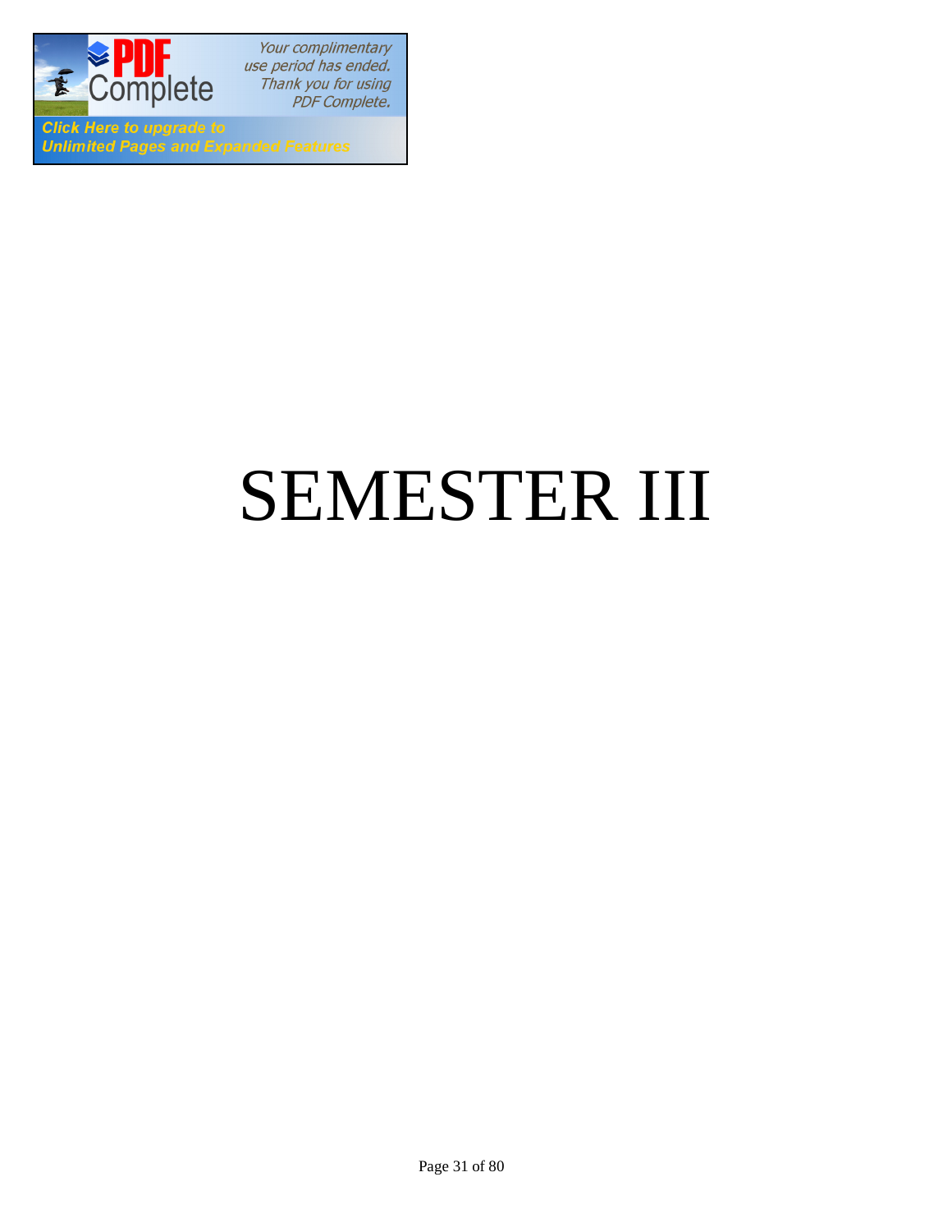# SEMESTER III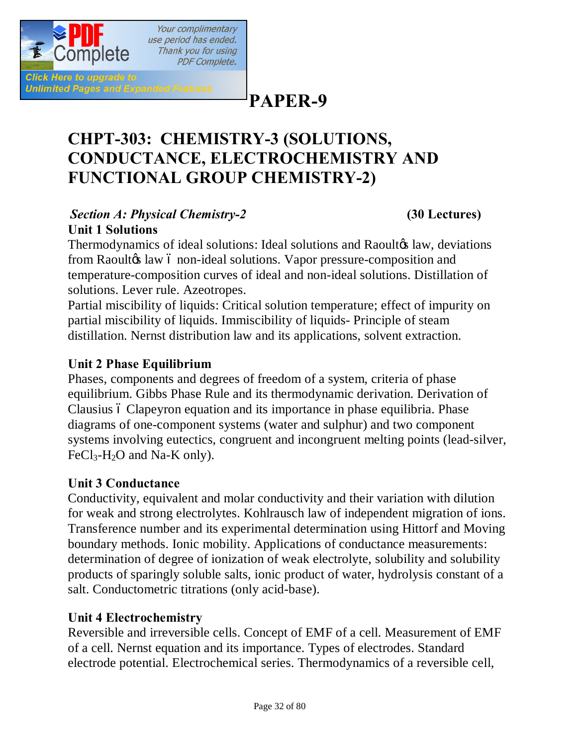# PAPER-9

## CHPT-303: CHEMISTRY-3 (SOLUTIONS, CONDUCTANCE, ELECTROCHEMISTRY AND FUNCTIONAL GROUP CHEMISTRY-2)

***Section A: Physical Chemistry-2*** **(30 Lectures)**

**Unit 1 Solutions**

Thermodynamics of ideal solutions: Ideal solutions and Raoult's law, deviations from Raoult's law – non-ideal solutions. Vapor pressure-composition and temperature-composition curves of ideal and non-ideal solutions. Distillation of solutions. Lever rule. Azeotropes.

Partial miscibility of liquids: Critical solution temperature; effect of impurity on partial miscibility of liquids. Immiscibility of liquids- Principle of steam distillation. Nernst distribution law and its applications, solvent extraction.

**Unit 2 Phase Equilibrium**

Phases, components and degrees of freedom of a system, criteria of phase equilibrium. Gibbs Phase Rule and its thermodynamic derivation. Derivation of Clausius – Clapeyron equation and its importance in phase equilibria. Phase diagrams of one-component systems (water and sulphur) and two component systems involving eutectics, congruent and incongruent melting points (lead-silver, $FeCl_3$-$H_2O$ and Na-K only).

**Unit 3 Conductance**

Conductivity, equivalent and molar conductivity and their variation with dilution for weak and strong electrolytes. Kohlrausch law of independent migration of ions. Transference number and its experimental determination using Hittorf and Moving boundary methods. Ionic mobility. Applications of conductance measurements: determination of degree of ionization of weak electrolyte, solubility and solubility products of sparingly soluble salts, ionic product of water, hydrolysis constant of a salt. Conductometric titrations (only acid-base).

**Unit 4 Electrochemistry**

Reversible and irreversible cells. Concept of EMF of a cell. Measurement of EMF of a cell. Nernst equation and its importance. Types of electrodes. Standard electrode potential. Electrochemical series. Thermodynamics of a reversible cell,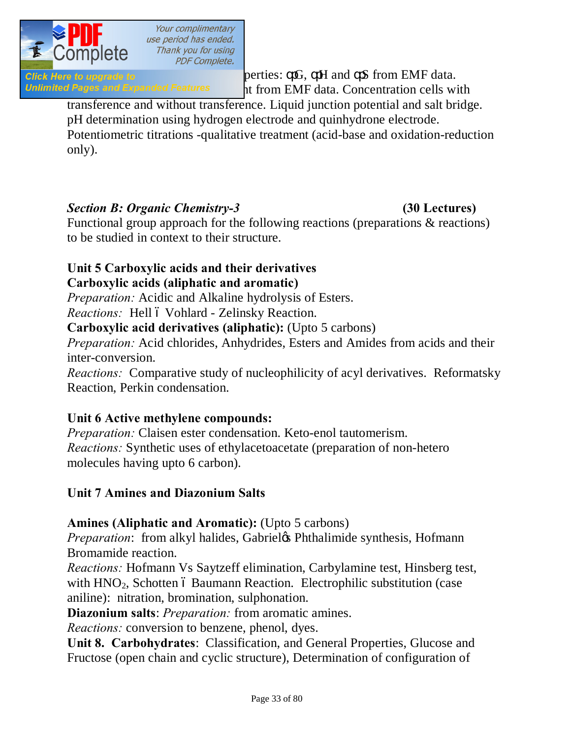...perties: $\Delta G$, $\Delta H$ and $\Delta S$ from EMF data. ...nt from EMF data. Concentration cells with transference and without transference. Liquid junction potential and salt bridge. pH determination using hydrogen electrode and quinhydrone electrode. Potentiometric titrations -qualitative treatment (acid-base and oxidation-reduction only).

***Section B: Organic Chemistry-3*** **(30 Lectures)**

Functional group approach for the following reactions (preparations & reactions) to be studied in context to their structure.

**Unit 5 Carboxylic acids and their derivatives**

**Carboxylic acids (aliphatic and aromatic)**

*Preparation:* Acidic and Alkaline hydrolysis of Esters.

*Reactions:* Hell – Vohlard - Zelinsky Reaction.

**Carboxylic acid derivatives (aliphatic):** (Upto 5 carbons)

*Preparation:* Acid chlorides, Anhydrides, Esters and Amides from acids and their inter-conversion.

*Reactions:* Comparative study of nucleophilicity of acyl derivatives. Reformatsky Reaction, Perkin condensation.

**Unit 6 Active methylene compounds:**

*Preparation:* Claisen ester condensation. Keto-enol tautomerism.

*Reactions:* Synthetic uses of ethylacetoacetate (preparation of non-hetero molecules having upto 6 carbon).

**Unit 7 Amines and Diazonium Salts**

**Amines (Aliphatic and Aromatic):** (Upto 5 carbons)

*Preparation*: from alkyl halides, Gabriel's Phthalimide synthesis, Hofmann Bromamide reaction.

*Reactions:* Hofmann Vs Saytzeff elimination, Carbylamine test, Hinsberg test, with $HNO_2$, Schotten – Baumann Reaction. Electrophilic substitution (case aniline): nitration, bromination, sulphonation.

**Diazonium salts**: *Preparation:* from aromatic amines.

*Reactions:* conversion to benzene, phenol, dyes.

**Unit 8. Carbohydrates**: Classification, and General Properties, Glucose and Fructose (open chain and cyclic structure), Determination of configuration of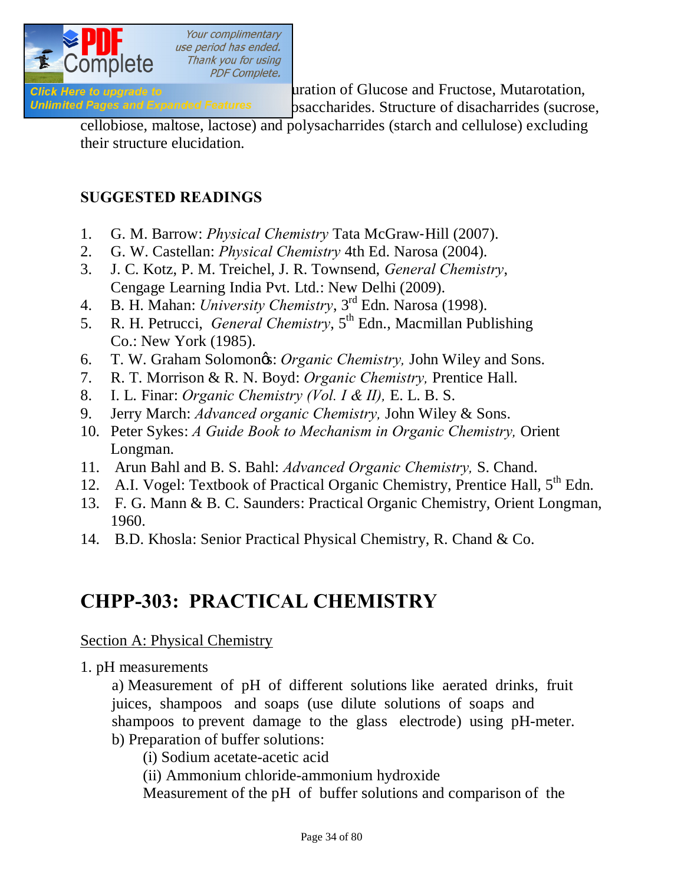uration of Glucose and Fructose, Mutarotation, osaccharides. Structure of disacharrides (sucrose, cellobiose, maltose, lactose) and polysacharrides (starch and cellulose) excluding their structure elucidation.

**SUGGESTED READINGS**

1. G. M. Barrow: *Physical Chemistry* Tata McGraw-Hill (2007).
2. G. W. Castellan: *Physical Chemistry* 4th Ed. Narosa (2004).
3. J. C. Kotz, P. M. Treichel, J. R. Townsend, *General Chemistry*, Cengage Learning India Pvt. Ltd.: New Delhi (2009).
4. B. H. Mahan: *University Chemistry*, 3rd Edn. Narosa (1998).
5. R. H. Petrucci, *General Chemistry*, 5th Edn., Macmillan Publishing Co.: New York (1985).
6. T. W. Graham Solomonǿs: *Organic Chemistry,* John Wiley and Sons.
7. R. T. Morrison & R. N. Boyd: *Organic Chemistry,* Prentice Hall.
8. I. L. Finar: *Organic Chemistry (Vol. I & II),* E. L. B. S.
9. Jerry March: *Advanced organic Chemistry,* John Wiley & Sons.
10. Peter Sykes: *A Guide Book to Mechanism in Organic Chemistry,* Orient Longman.
11. Arun Bahl and B. S. Bahl: *Advanced Organic Chemistry,* S. Chand.
12. A.I. Vogel: Textbook of Practical Organic Chemistry, Prentice Hall, 5th Edn.
13. F. G. Mann & B. C. Saunders: Practical Organic Chemistry, Orient Longman, 1960.
14. B.D. Khosla: Senior Practical Physical Chemistry, R. Chand & Co.

# CHPP-303: PRACTICAL CHEMISTRY

Section A: Physical Chemistry

1. pH measurements

   a) Measurement of pH of different solutions like aerated drinks, fruit juices, shampoos and soaps (use dilute solutions of soaps and shampoos to prevent damage to the glass electrode) using pH-meter.

   b) Preparation of buffer solutions:

      (i) Sodium acetate-acetic acid

      (ii) Ammonium chloride-ammonium hydroxide

      Measurement of the pH of buffer solutions and comparison of the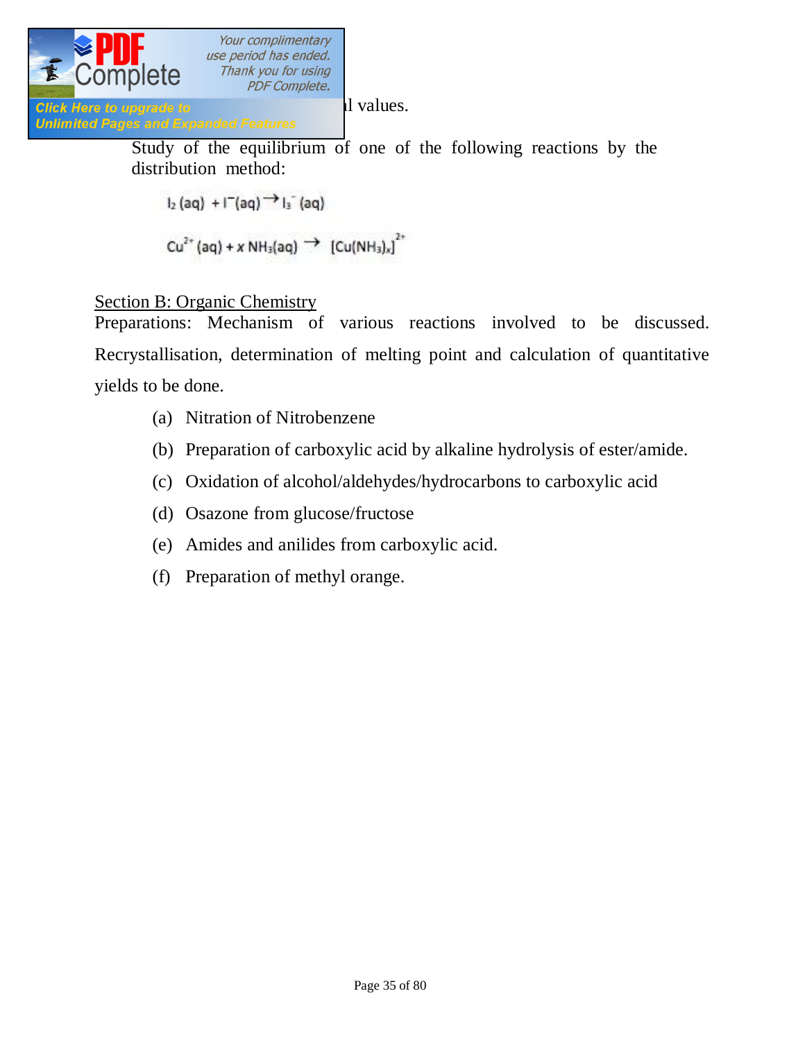l values.

Study of the equilibrium of one of the following reactions by the distribution method:

$$I_2\,(aq) + I^-(aq) \rightarrow I_3^-\,(aq)$$

$$Cu^{2+}\,(aq) + x\,NH_3(aq) \rightarrow [Cu(NH_3)_x]^{2+}$$

Section B: Organic Chemistry

Preparations: Mechanism of various reactions involved to be discussed. Recrystallisation, determination of melting point and calculation of quantitative yields to be done.

(a) Nitration of Nitrobenzene

(b) Preparation of carboxylic acid by alkaline hydrolysis of ester/amide.

(c) Oxidation of alcohol/aldehydes/hydrocarbons to carboxylic acid

(d) Osazone from glucose/fructose

(e) Amides and anilides from carboxylic acid.

(f) Preparation of methyl orange.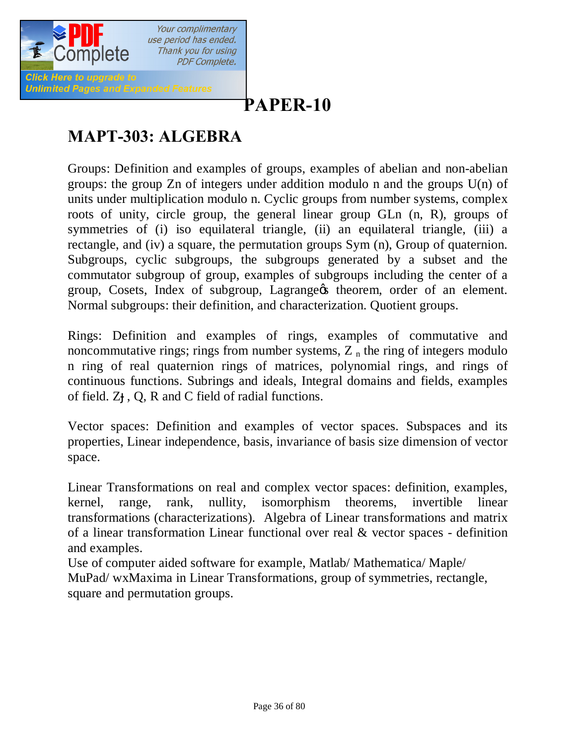# PAPER-10

## MAPT-303: ALGEBRA

Groups: Definition and examples of groups, examples of abelian and non-abelian groups: the group Zn of integers under addition modulo n and the groups U(n) of units under multiplication modulo n. Cyclic groups from number systems, complex roots of unity, circle group, the general linear group GLn (n, R), groups of symmetries of (i) iso equilateral triangle, (ii) an equilateral triangle, (iii) a rectangle, and (iv) a square, the permutation groups Sym (n), Group of quaternion. Subgroups, cyclic subgroups, the subgroups generated by a subset and the commutator subgroup of group, examples of subgroups including the center of a group, Cosets, Index of subgroup, Lagrange's theorem, order of an element. Normal subgroups: their definition, and characterization. Quotient groups.

Rings: Definition and examples of rings, examples of commutative and noncommutative rings; rings from number systems, $Z_n$ the ring of integers modulo n ring of real quaternion rings of matrices, polynomial rings, and rings of continuous functions. Subrings and ideals, Integral domains and fields, examples of field. Zƒ, Q, R and C field of radial functions.

Vector spaces: Definition and examples of vector spaces. Subspaces and its properties, Linear independence, basis, invariance of basis size dimension of vector space.

Linear Transformations on real and complex vector spaces: definition, examples, kernel, range, rank, nullity, isomorphism theorems, invertible linear transformations (characterizations). Algebra of Linear transformations and matrix of a linear transformation Linear functional over real & vector spaces - definition and examples.
Use of computer aided software for example, Matlab/ Mathematica/ Maple/ MuPad/ wxMaxima in Linear Transformations, group of symmetries, rectangle, square and permutation groups.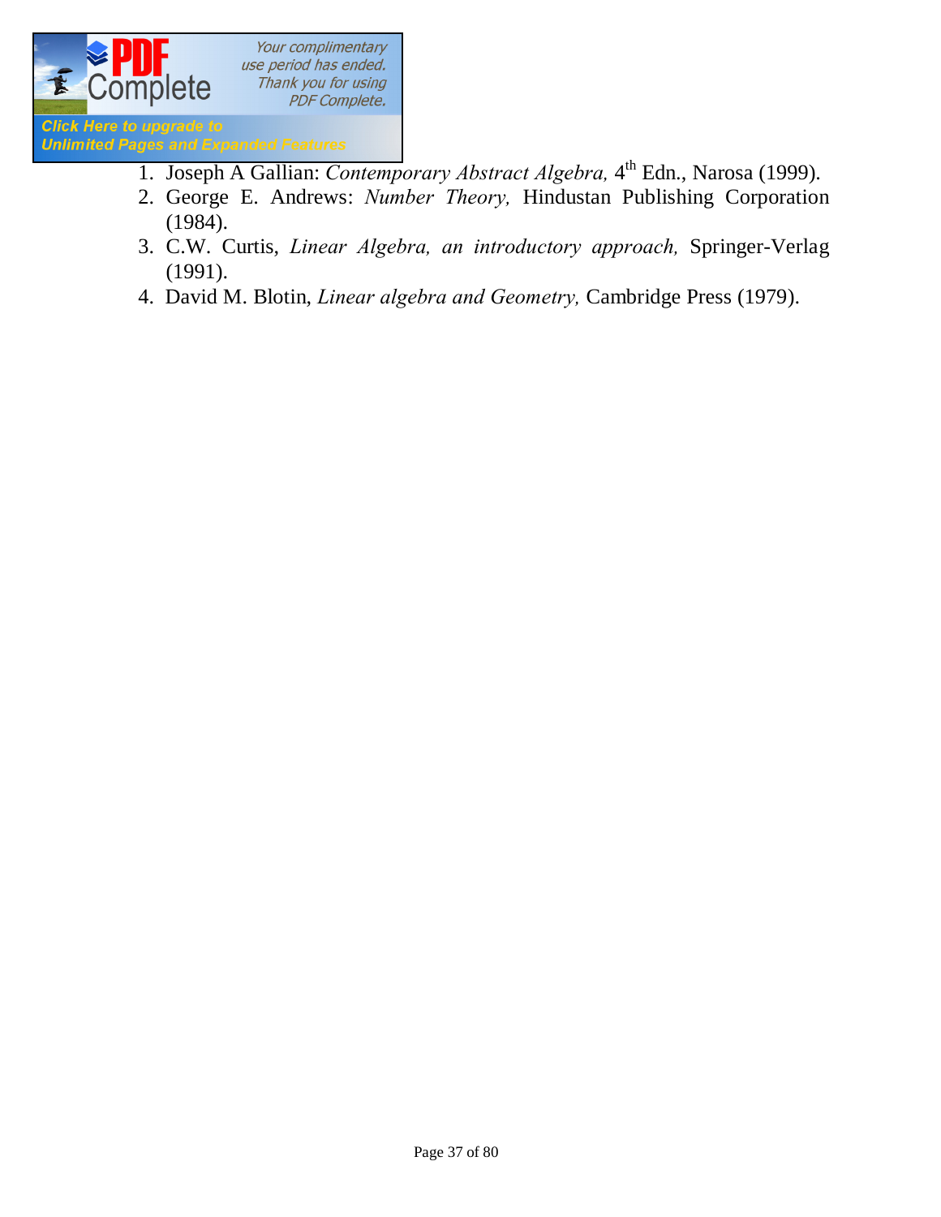1. Joseph A Gallian: *Contemporary Abstract Algebra,* 4th Edn., Narosa (1999).
2. George E. Andrews: *Number Theory,* Hindustan Publishing Corporation (1984).
3. C.W. Curtis, *Linear Algebra, an introductory approach,* Springer-Verlag (1991).
4. David M. Blotin, *Linear algebra and Geometry,* Cambridge Press (1979).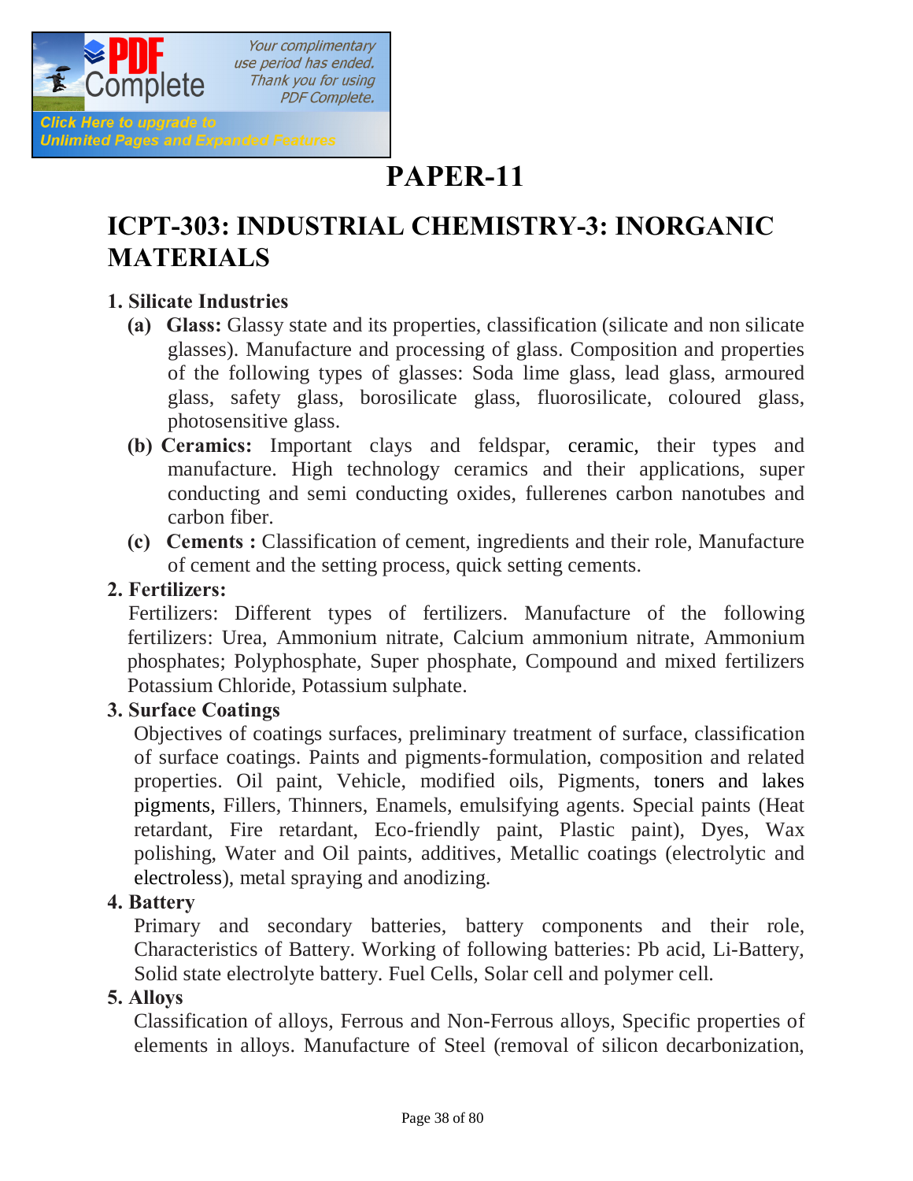# PAPER-11

## ICPT-303: INDUSTRIAL CHEMISTRY-3: INORGANIC MATERIALS

### 1. Silicate Industries

**(a) Glass:** Glassy state and its properties, classification (silicate and non silicate glasses). Manufacture and processing of glass. Composition and properties of the following types of glasses: Soda lime glass, lead glass, armoured glass, safety glass, borosilicate glass, fluorosilicate, coloured glass, photosensitive glass.

**(b) Ceramics:** Important clays and feldspar, ceramic, their types and manufacture. High technology ceramics and their applications, super conducting and semi conducting oxides, fullerenes carbon nanotubes and carbon fiber.

**(c) Cements :** Classification of cement, ingredients and their role, Manufacture of cement and the setting process, quick setting cements.

### 2. Fertilizers:

Fertilizers: Different types of fertilizers. Manufacture of the following fertilizers: Urea, Ammonium nitrate, Calcium ammonium nitrate, Ammonium phosphates; Polyphosphate, Super phosphate, Compound and mixed fertilizers Potassium Chloride, Potassium sulphate.

### 3. Surface Coatings

Objectives of coatings surfaces, preliminary treatment of surface, classification of surface coatings. Paints and pigments-formulation, composition and related properties. Oil paint, Vehicle, modified oils, Pigments, toners and lakes pigments, Fillers, Thinners, Enamels, emulsifying agents. Special paints (Heat retardant, Fire retardant, Eco-friendly paint, Plastic paint), Dyes, Wax polishing, Water and Oil paints, additives, Metallic coatings (electrolytic and electroless), metal spraying and anodizing.

### 4. Battery

Primary and secondary batteries, battery components and their role, Characteristics of Battery. Working of following batteries: Pb acid, Li-Battery, Solid state electrolyte battery. Fuel Cells, Solar cell and polymer cell.

### 5. Alloys

Classification of alloys, Ferrous and Non-Ferrous alloys, Specific properties of elements in alloys. Manufacture of Steel (removal of silicon decarbonization,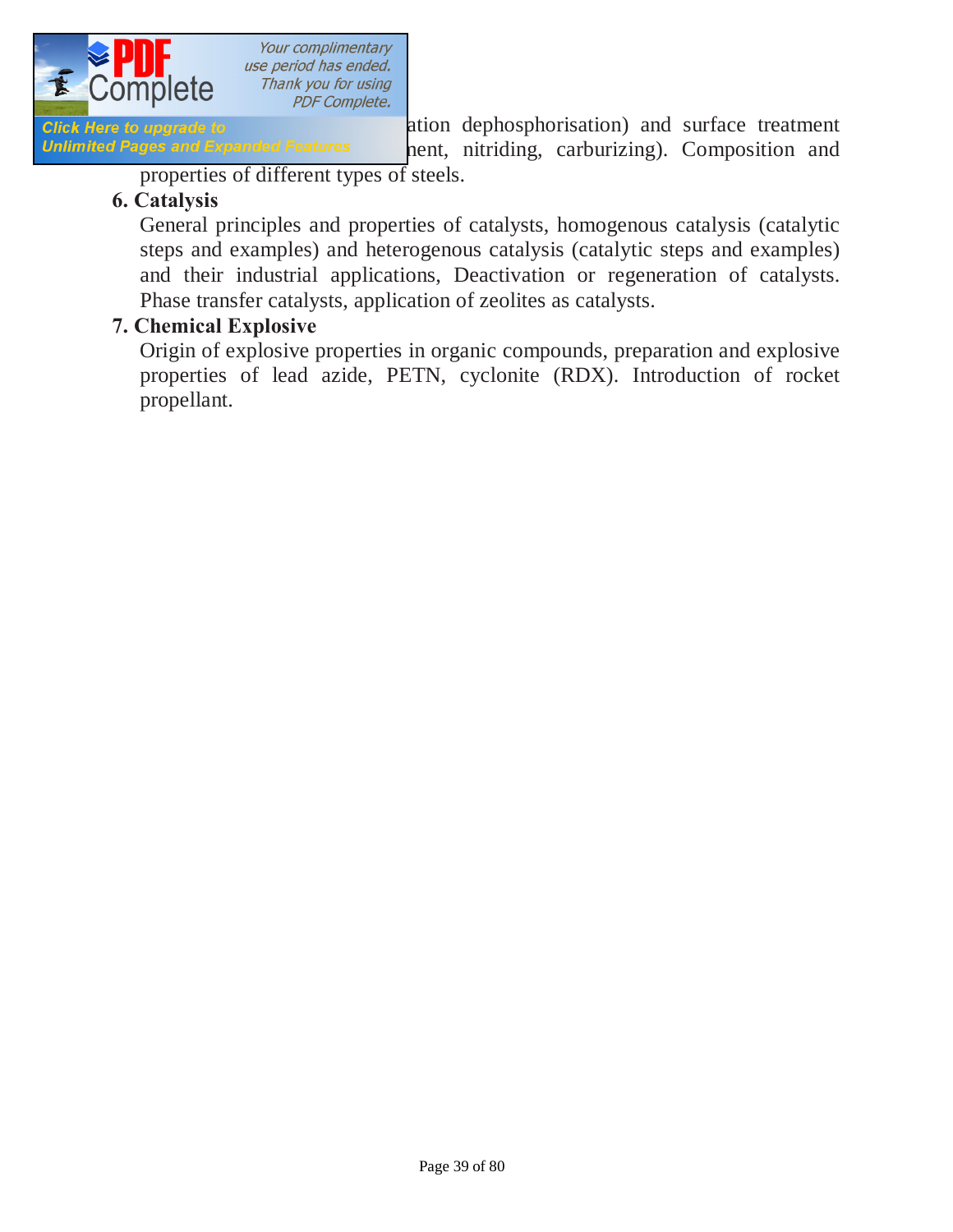ation dephosphorisation) and surface treatment
nent, nitriding, carburizing). Composition and properties of different types of steels.

**6. Catalysis**

General principles and properties of catalysts, homogenous catalysis (catalytic steps and examples) and heterogenous catalysis (catalytic steps and examples) and their industrial applications, Deactivation or regeneration of catalysts. Phase transfer catalysts, application of zeolites as catalysts.

**7. Chemical Explosive**

Origin of explosive properties in organic compounds, preparation and explosive properties of lead azide, PETN, cyclonite (RDX). Introduction of rocket propellant.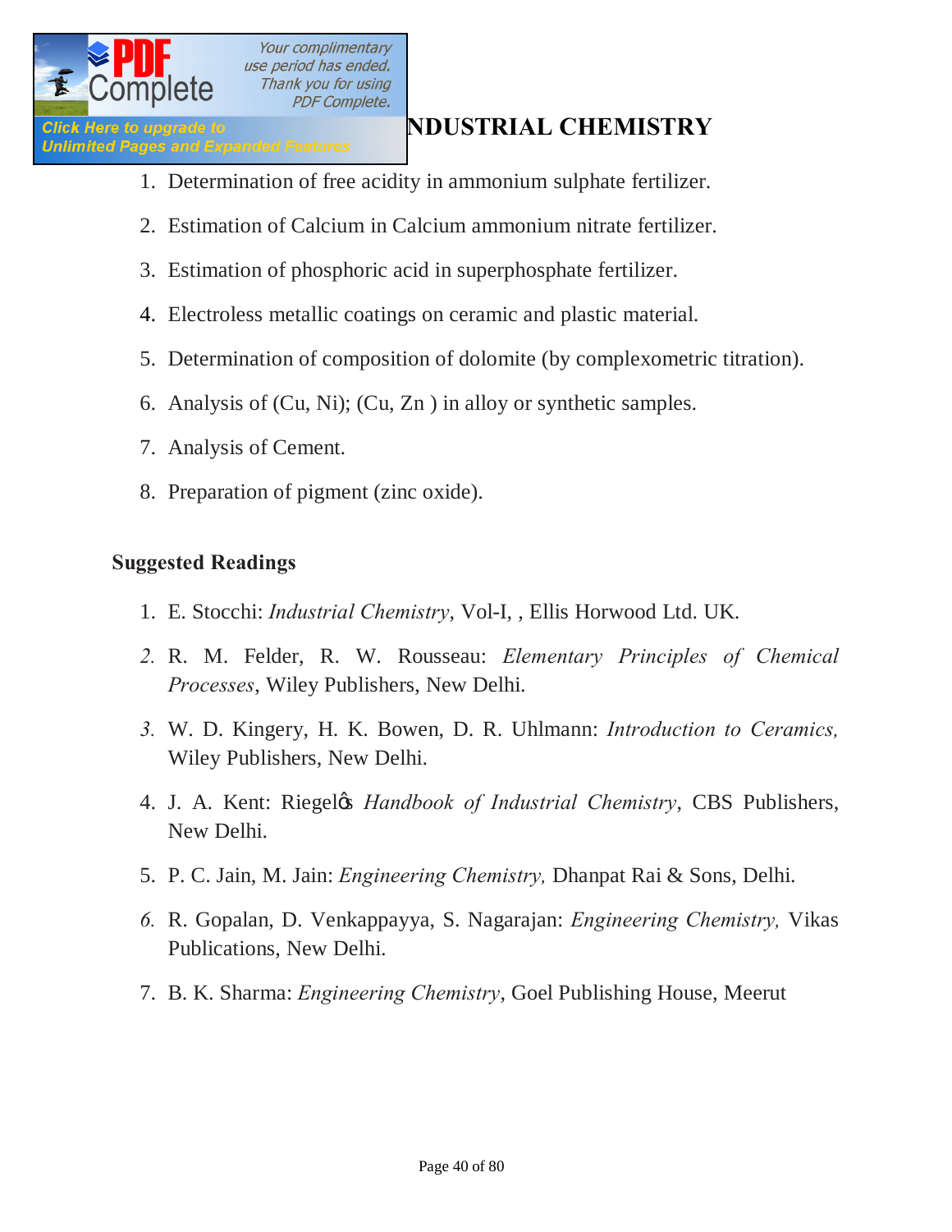## NDUSTRIAL CHEMISTRY

1. Determination of free acidity in ammonium sulphate fertilizer.
2. Estimation of Calcium in Calcium ammonium nitrate fertilizer.
3. Estimation of phosphoric acid in superphosphate fertilizer.
4. Electroless metallic coatings on ceramic and plastic material.
5. Determination of composition of dolomite (by complexometric titration).
6. Analysis of (Cu, Ni); (Cu, Zn ) in alloy or synthetic samples.
7. Analysis of Cement.
8. Preparation of pigment (zinc oxide).

**Suggested Readings**

1. E. Stocchi: *Industrial Chemistry*, Vol-I, , Ellis Horwood Ltd. UK.
2. R. M. Felder, R. W. Rousseau: *Elementary Principles of Chemical Processes*, Wiley Publishers, New Delhi.
3. W. D. Kingery, H. K. Bowen, D. R. Uhlmann: *Introduction to Ceramics,* Wiley Publishers, New Delhi.
4. J. A. Kent: Riegel's *Handbook of Industrial Chemistry*, CBS Publishers, New Delhi.
5. P. C. Jain, M. Jain: *Engineering Chemistry,* Dhanpat Rai & Sons, Delhi.
6. R. Gopalan, D. Venkappayya, S. Nagarajan: *Engineering Chemistry,* Vikas Publications, New Delhi.
7. B. K. Sharma: *Engineering Chemistry*, Goel Publishing House, Meerut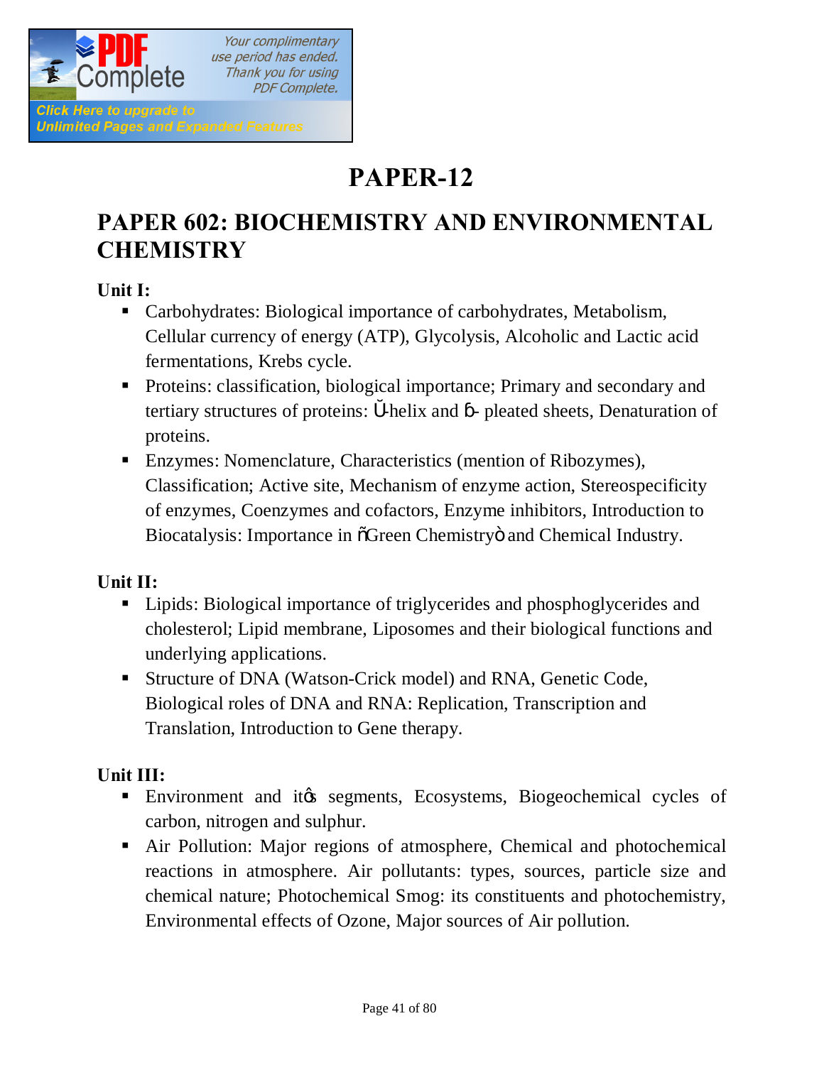# PAPER-12

## PAPER 602: BIOCHEMISTRY AND ENVIRONMENTAL CHEMISTRY

**Unit I:**

- Carbohydrates: Biological importance of carbohydrates, Metabolism, Cellular currency of energy (ATP), Glycolysis, Alcoholic and Lactic acid fermentations, Krebs cycle.
- Proteins: classification, biological importance; Primary and secondary and tertiary structures of proteins: α-helix and β- pleated sheets, Denaturation of proteins.
- Enzymes: Nomenclature, Characteristics (mention of Ribozymes), Classification; Active site, Mechanism of enzyme action, Stereospecificity of enzymes, Coenzymes and cofactors, Enzyme inhibitors, Introduction to Biocatalysis: Importance in "Green Chemistry" and Chemical Industry.

**Unit II:**

- Lipids: Biological importance of triglycerides and phosphoglycerides and cholesterol; Lipid membrane, Liposomes and their biological functions and underlying applications.
- Structure of DNA (Watson-Crick model) and RNA, Genetic Code, Biological roles of DNA and RNA: Replication, Transcription and Translation, Introduction to Gene therapy.

**Unit III:**

- Environment and it's segments, Ecosystems, Biogeochemical cycles of carbon, nitrogen and sulphur.
- Air Pollution: Major regions of atmosphere, Chemical and photochemical reactions in atmosphere. Air pollutants: types, sources, particle size and chemical nature; Photochemical Smog: its constituents and photochemistry, Environmental effects of Ozone, Major sources of Air pollution.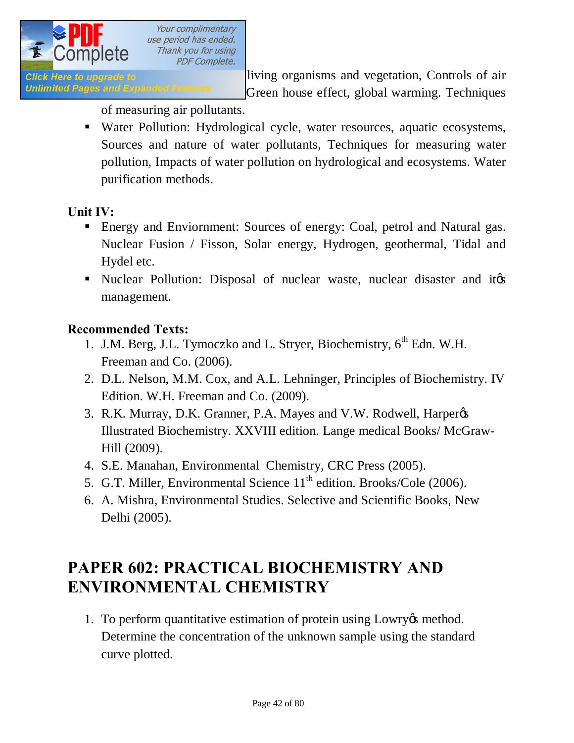living organisms and vegetation, Controls of air Green house effect, global warming. Techniques of measuring air pollutants.

- Water Pollution: Hydrological cycle, water resources, aquatic ecosystems, Sources and nature of water pollutants, Techniques for measuring water pollution, Impacts of water pollution on hydrological and ecosystems. Water purification methods.

**Unit IV:**

- Energy and Enviornment: Sources of energy: Coal, petrol and Natural gas. Nuclear Fusion / Fisson, Solar energy, Hydrogen, geothermal, Tidal and Hydel etc.
- Nuclear Pollution: Disposal of nuclear waste, nuclear disaster and itφs management.

**Recommended Texts:**

1. J.M. Berg, J.L. Tymoczko and L. Stryer, Biochemistry, 6th Edn. W.H. Freeman and Co. (2006).
2. D.L. Nelson, M.M. Cox, and A.L. Lehninger, Principles of Biochemistry. IV Edition. W.H. Freeman and Co. (2009).
3. R.K. Murray, D.K. Granner, P.A. Mayes and V.W. Rodwell, Harperφs Illustrated Biochemistry. XXVIII edition. Lange medical Books/ McGraw-Hill (2009).
4. S.E. Manahan, Environmental Chemistry, CRC Press (2005).
5. G.T. Miller, Environmental Science 11th edition. Brooks/Cole (2006).
6. A. Mishra, Environmental Studies. Selective and Scientific Books, New Delhi (2005).

## PAPER 602: PRACTICAL BIOCHEMISTRY AND ENVIRONMENTAL CHEMISTRY

1. To perform quantitative estimation of protein using Lowryφs method. Determine the concentration of the unknown sample using the standard curve plotted.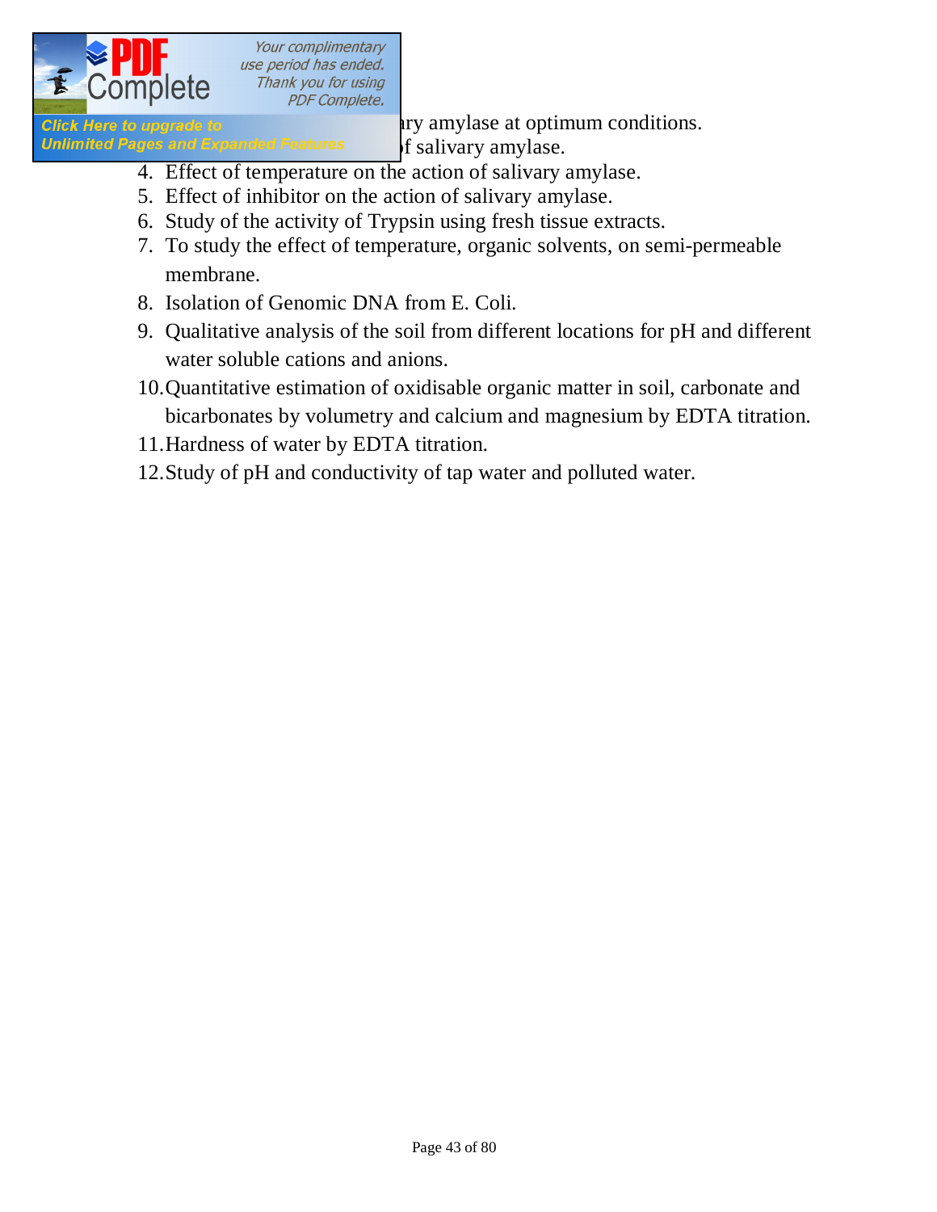ry amylase at optimum conditions.

f salivary amylase.

4. Effect of temperature on the action of salivary amylase.
5. Effect of inhibitor on the action of salivary amylase.
6. Study of the activity of Trypsin using fresh tissue extracts.
7. To study the effect of temperature, organic solvents, on semi-permeable membrane.
8. Isolation of Genomic DNA from E. Coli.
9. Qualitative analysis of the soil from different locations for pH and different water soluble cations and anions.
10. Quantitative estimation of oxidisable organic matter in soil, carbonate and bicarbonates by volumetry and calcium and magnesium by EDTA titration.
11. Hardness of water by EDTA titration.
12. Study of pH and conductivity of tap water and polluted water.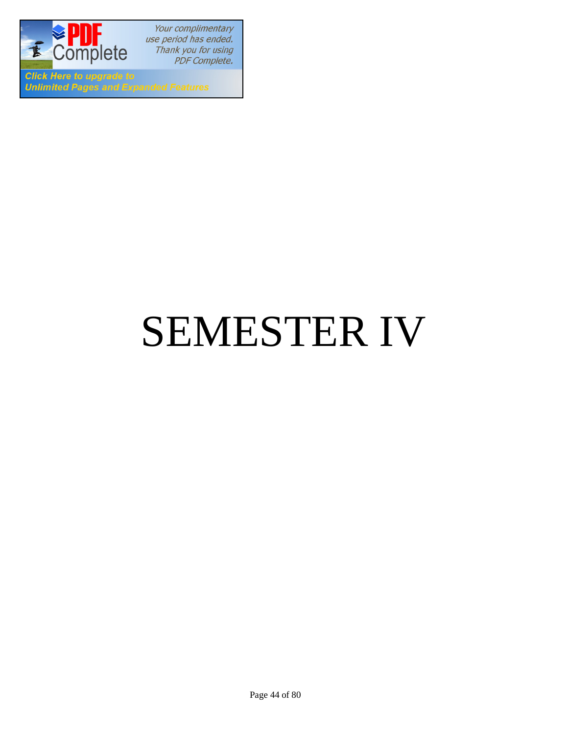# SEMESTER IV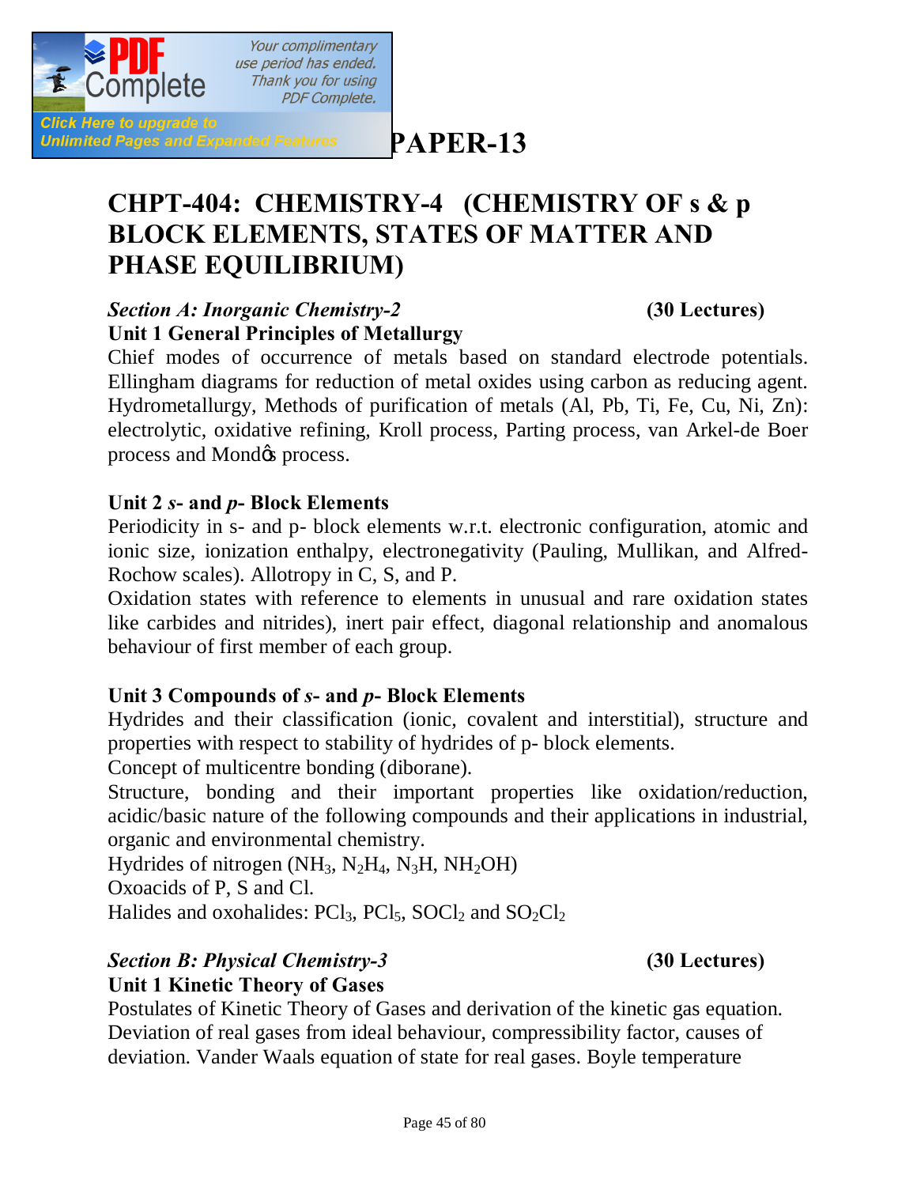# PAPER-13

## CHPT-404: CHEMISTRY-4 (CHEMISTRY OF s & p BLOCK ELEMENTS, STATES OF MATTER AND PHASE EQUILIBRIUM)

### *Section A: Inorganic Chemistry-2* (30 Lectures)

**Unit 1 General Principles of Metallurgy**

Chief modes of occurrence of metals based on standard electrode potentials. Ellingham diagrams for reduction of metal oxides using carbon as reducing agent. Hydrometallurgy, Methods of purification of metals (Al, Pb, Ti, Fe, Cu, Ni, Zn): electrolytic, oxidative refining, Kroll process, Parting process, van Arkel-de Boer process and Mond's process.

**Unit 2 *s*- and *p*- Block Elements**

Periodicity in s- and p- block elements w.r.t. electronic configuration, atomic and ionic size, ionization enthalpy, electronegativity (Pauling, Mullikan, and Alfred-Rochow scales). Allotropy in C, S, and P.

Oxidation states with reference to elements in unusual and rare oxidation states like carbides and nitrides), inert pair effect, diagonal relationship and anomalous behaviour of first member of each group.

**Unit 3 Compounds of *s*- and *p*- Block Elements**

Hydrides and their classification (ionic, covalent and interstitial), structure and properties with respect to stability of hydrides of p- block elements.

Concept of multicentre bonding (diborane).

Structure, bonding and their important properties like oxidation/reduction, acidic/basic nature of the following compounds and their applications in industrial, organic and environmental chemistry.

Hydrides of nitrogen ($NH_3$, $N_2H_4$, $N_3H$, $NH_2OH$)

Oxoacids of P, S and Cl.

Halides and oxohalides: $PCl_3$, $PCl_5$, $SOCl_2$ and $SO_2Cl_2$

### *Section B: Physical Chemistry-3* (30 Lectures)

**Unit 1 Kinetic Theory of Gases**

Postulates of Kinetic Theory of Gases and derivation of the kinetic gas equation. Deviation of real gases from ideal behaviour, compressibility factor, causes of deviation. Vander Waals equation of state for real gases. Boyle temperature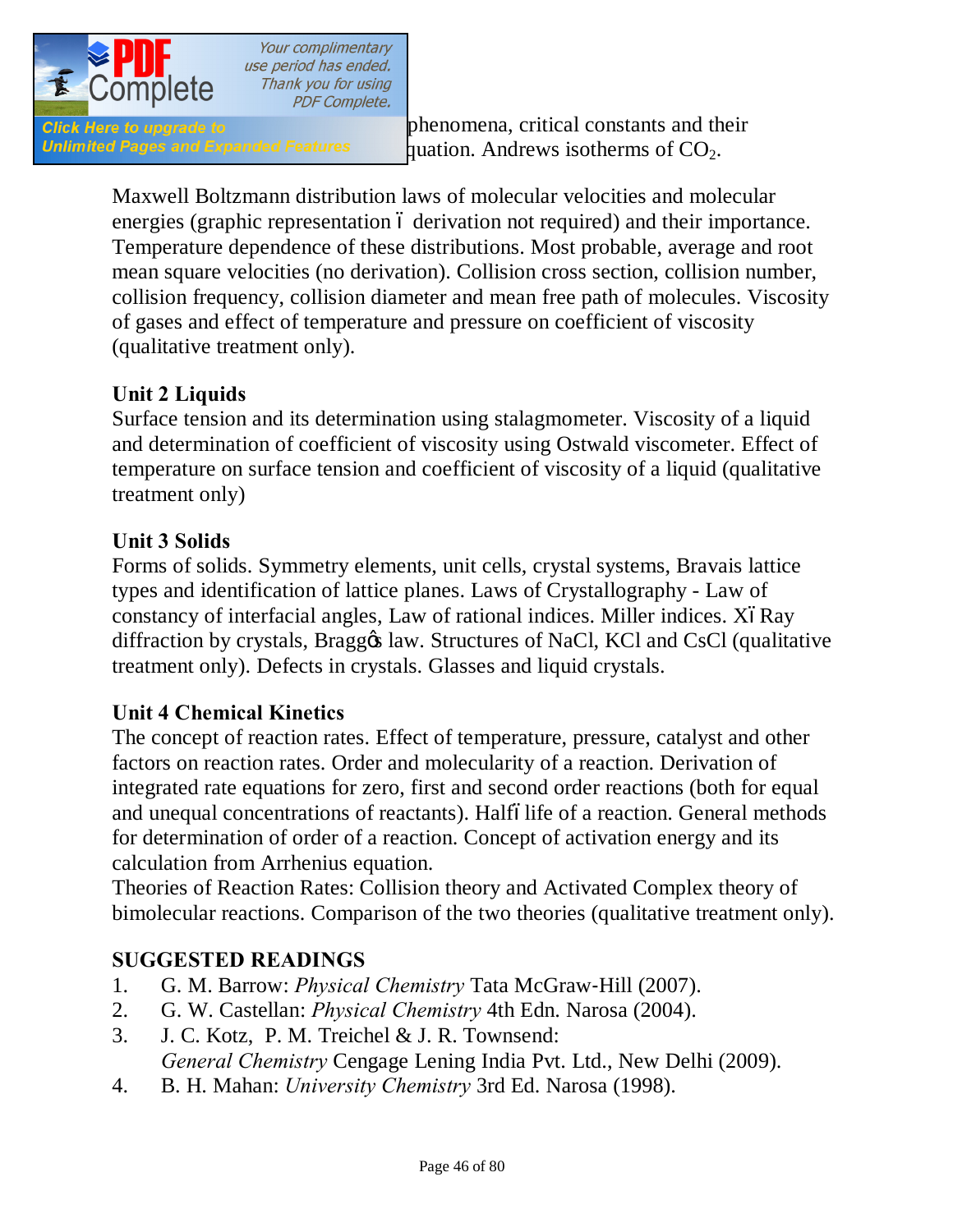phenomena, critical constants and their
quation. Andrews isotherms of $CO_2$.

Maxwell Boltzmann distribution laws of molecular velocities and molecular energies (graphic representation – derivation not required) and their importance. Temperature dependence of these distributions. Most probable, average and root mean square velocities (no derivation). Collision cross section, collision number, collision frequency, collision diameter and mean free path of molecules. Viscosity of gases and effect of temperature and pressure on coefficient of viscosity (qualitative treatment only).

**Unit 2 Liquids**

Surface tension and its determination using stalagmometer. Viscosity of a liquid and determination of coefficient of viscosity using Ostwald viscometer. Effect of temperature on surface tension and coefficient of viscosity of a liquid (qualitative treatment only)

**Unit 3 Solids**

Forms of solids. Symmetry elements, unit cells, crystal systems, Bravais lattice types and identification of lattice planes. Laws of Crystallography - Law of constancy of interfacial angles, Law of rational indices. Miller indices. X–Ray diffraction by crystals, Bragg's law. Structures of NaCl, KCl and CsCl (qualitative treatment only). Defects in crystals. Glasses and liquid crystals.

**Unit 4 Chemical Kinetics**

The concept of reaction rates. Effect of temperature, pressure, catalyst and other factors on reaction rates. Order and molecularity of a reaction. Derivation of integrated rate equations for zero, first and second order reactions (both for equal and unequal concentrations of reactants). Half–life of a reaction. General methods for determination of order of a reaction. Concept of activation energy and its calculation from Arrhenius equation.
Theories of Reaction Rates: Collision theory and Activated Complex theory of bimolecular reactions. Comparison of the two theories (qualitative treatment only).

**SUGGESTED READINGS**

1. G. M. Barrow: *Physical Chemistry* Tata McGraw-Hill (2007).
2. G. W. Castellan: *Physical Chemistry* 4th Edn. Narosa (2004).
3. J. C. Kotz, P. M. Treichel & J. R. Townsend:
   *General Chemistry* Cengage Lening India Pvt. Ltd., New Delhi (2009).
4. B. H. Mahan: *University Chemistry* 3rd Ed. Narosa (1998).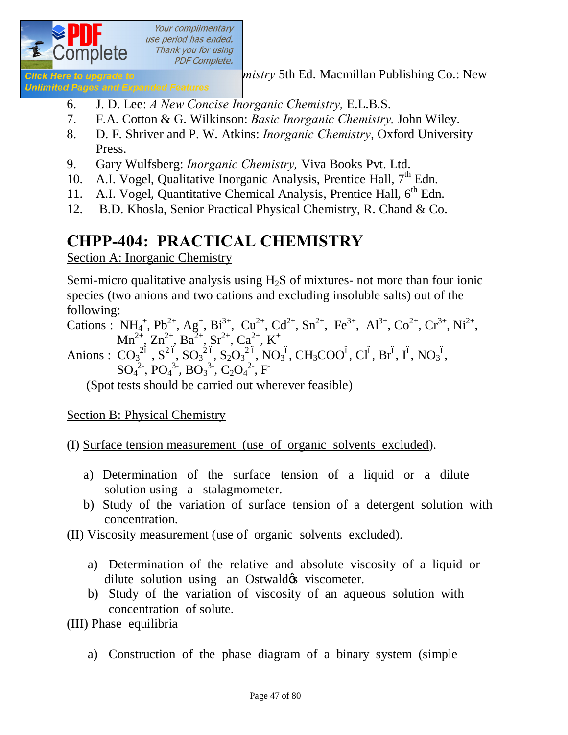*...mistry* 5th Ed. Macmillan Publishing Co.: New

6. J. D. Lee: *A New Concise Inorganic Chemistry,* E.L.B.S.
7. F.A. Cotton & G. Wilkinson: *Basic Inorganic Chemistry,* John Wiley.
8. D. F. Shriver and P. W. Atkins: *Inorganic Chemistry*, Oxford University Press.
9. Gary Wulfsberg: *Inorganic Chemistry,* Viva Books Pvt. Ltd.
10. A.I. Vogel, Qualitative Inorganic Analysis, Prentice Hall, 7th Edn.
11. A.I. Vogel, Quantitative Chemical Analysis, Prentice Hall, 6th Edn.
12. B.D. Khosla, Senior Practical Physical Chemistry, R. Chand & Co.

# CHPP-404: PRACTICAL CHEMISTRY

Section A: Inorganic Chemistry

Semi-micro qualitative analysis using $H_2S$ of mixtures- not more than four ionic species (two anions and two cations and excluding insoluble salts) out of the following:

Cations : $NH_4^+$, $Pb^{2+}$, $Ag^+$, $Bi^{3+}$, $Cu^{2+}$, $Cd^{2+}$, $Sn^{2+}$, $Fe^{3+}$, $Al^{3+}$, $Co^{2+}$, $Cr^{3+}$, $Ni^{2+}$, $Mn^{2+}$, $Zn^{2+}$, $Ba^{2+}$, $Sr^{2+}$, $Ca^{2+}$, $K^+$

Anions : $CO_3^{2-}$, $S^{2-}$, $SO_3^{2-}$, $S_2O_3^{2-}$, $NO_3^-$, $CH_3COO^-$, $Cl^-$, $Br^-$, $I^-$, $NO_3^-$, $SO_4^{2-}$, $PO_4^{3-}$, $BO_3^{3-}$, $C_2O_4^{2-}$, $F^-$

(Spot tests should be carried out wherever feasible)

Section B: Physical Chemistry

(I) Surface tension measurement (use of organic solvents excluded).

a) Determination of the surface tension of a liquid or a dilute solution using a stalagmometer.
b) Study of the variation of surface tension of a detergent solution with concentration.

(II) Viscosity measurement (use of organic solvents excluded).

a) Determination of the relative and absolute viscosity of a liquid or dilute solution using an Ostwald's viscometer.
b) Study of the variation of viscosity of an aqueous solution with concentration of solute.

(III) Phase equilibria

a) Construction of the phase diagram of a binary system (simple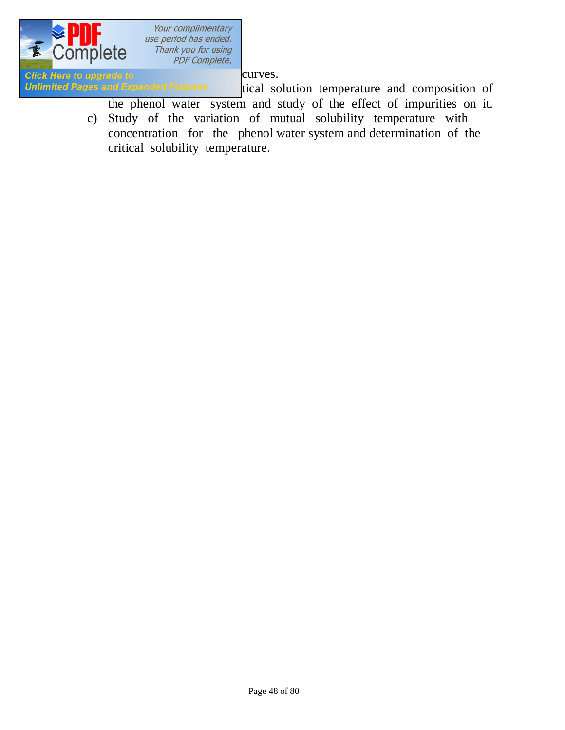curves.

tical solution temperature and composition of the phenol water system and study of the effect of impurities on it.

c) Study of the variation of mutual solubility temperature with concentration for the phenol water system and determination of the critical solubility temperature.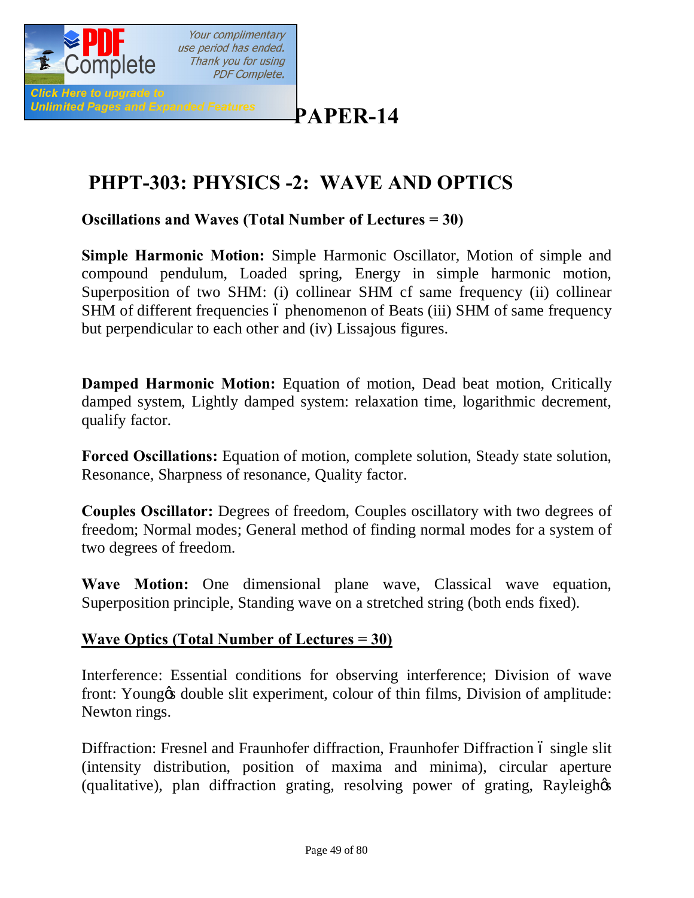# PAPER-14

## PHPT-303: PHYSICS -2: WAVE AND OPTICS

**Oscillations and Waves (Total Number of Lectures = 30)**

**Simple Harmonic Motion:** Simple Harmonic Oscillator, Motion of simple and compound pendulum, Loaded spring, Energy in simple harmonic motion, Superposition of two SHM: (i) collinear SHM cf same frequency (ii) collinear SHM of different frequencies ó phenomenon of Beats (iii) SHM of same frequency but perpendicular to each other and (iv) Lissajous figures.

**Damped Harmonic Motion:** Equation of motion, Dead beat motion, Critically damped system, Lightly damped system: relaxation time, logarithmic decrement, qualify factor.

**Forced Oscillations:** Equation of motion, complete solution, Steady state solution, Resonance, Sharpness of resonance, Quality factor.

**Couples Oscillator:** Degrees of freedom, Couples oscillatory with two degrees of freedom; Normal modes; General method of finding normal modes for a system of two degrees of freedom.

**Wave Motion:** One dimensional plane wave, Classical wave equation, Superposition principle, Standing wave on a stretched string (both ends fixed).

**<u>Wave Optics (Total Number of Lectures = 30)</u>**

Interference: Essential conditions for observing interference; Division of wave front: Young's double slit experiment, colour of thin films, Division of amplitude: Newton rings.

Diffraction: Fresnel and Fraunhofer diffraction, Fraunhofer Diffraction ó single slit (intensity distribution, position of maxima and minima), circular aperture (qualitative), plan diffraction grating, resolving power of grating, Rayleigh's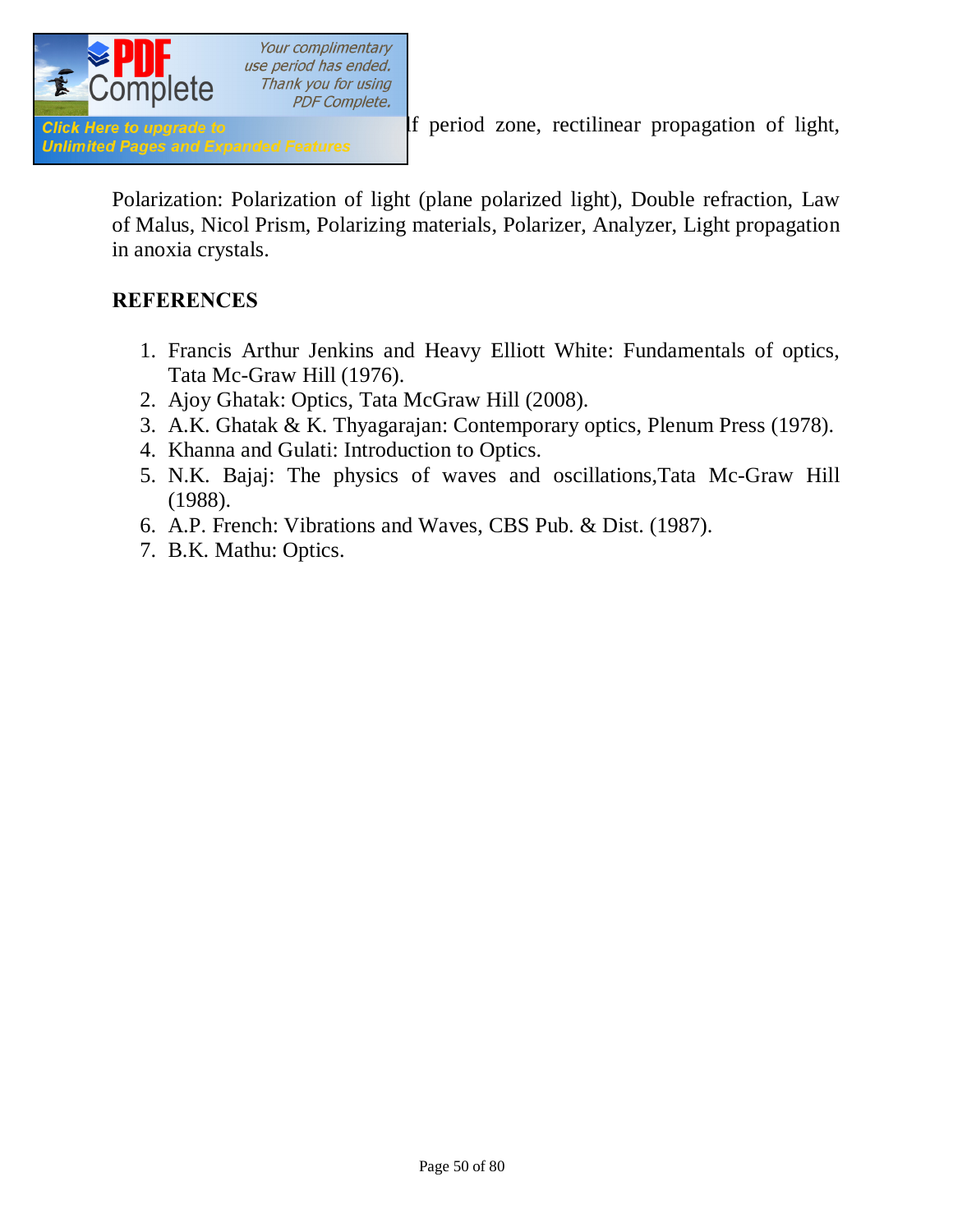lf period zone, rectilinear propagation of light,

Polarization: Polarization of light (plane polarized light), Double refraction, Law of Malus, Nicol Prism, Polarizing materials, Polarizer, Analyzer, Light propagation in anoxia crystals.

**REFERENCES**

1. Francis Arthur Jenkins and Heavy Elliott White: Fundamentals of optics, Tata Mc-Graw Hill (1976).
2. Ajoy Ghatak: Optics, Tata McGraw Hill (2008).
3. A.K. Ghatak & K. Thyagarajan: Contemporary optics, Plenum Press (1978).
4. Khanna and Gulati: Introduction to Optics.
5. N.K. Bajaj: The physics of waves and oscillations,Tata Mc-Graw Hill (1988).
6. A.P. French: Vibrations and Waves, CBS Pub. & Dist. (1987).
7. B.K. Mathu: Optics.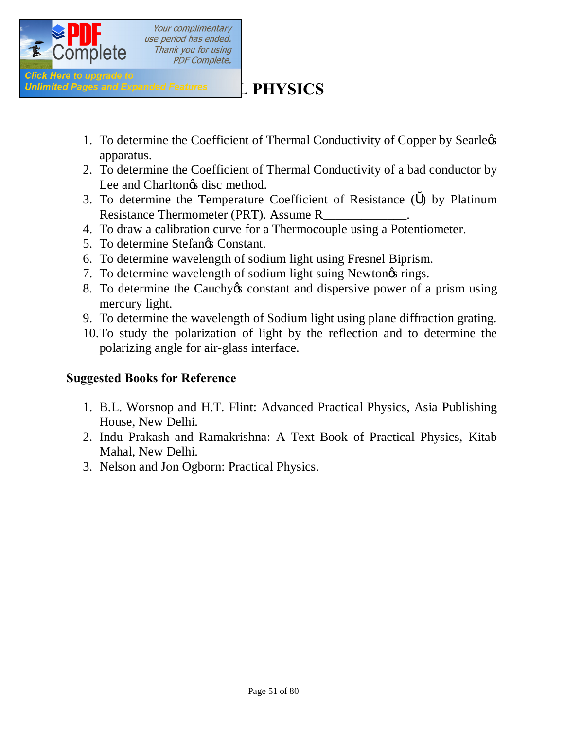## L PHYSICS

1. To determine the Coefficient of Thermal Conductivity of Copper by Searle's apparatus.
2. To determine the Coefficient of Thermal Conductivity of a bad conductor by Lee and Charlton's disc method.
3. To determine the Temperature Coefficient of Resistance ($\alpha$) by Platinum Resistance Thermometer (PRT). Assume R_____________.
4. To draw a calibration curve for a Thermocouple using a Potentiometer.
5. To determine Stefan's Constant.
6. To determine wavelength of sodium light using Fresnel Biprism.
7. To determine wavelength of sodium light suing Newton's rings.
8. To determine the Cauchy's constant and dispersive power of a prism using mercury light.
9. To determine the wavelength of Sodium light using plane diffraction grating.
10. To study the polarization of light by the reflection and to determine the polarizing angle for air-glass interface.

**Suggested Books for Reference**

1. B.L. Worsnop and H.T. Flint: Advanced Practical Physics, Asia Publishing House, New Delhi.
2. Indu Prakash and Ramakrishna: A Text Book of Practical Physics, Kitab Mahal, New Delhi.
3. Nelson and Jon Ogborn: Practical Physics.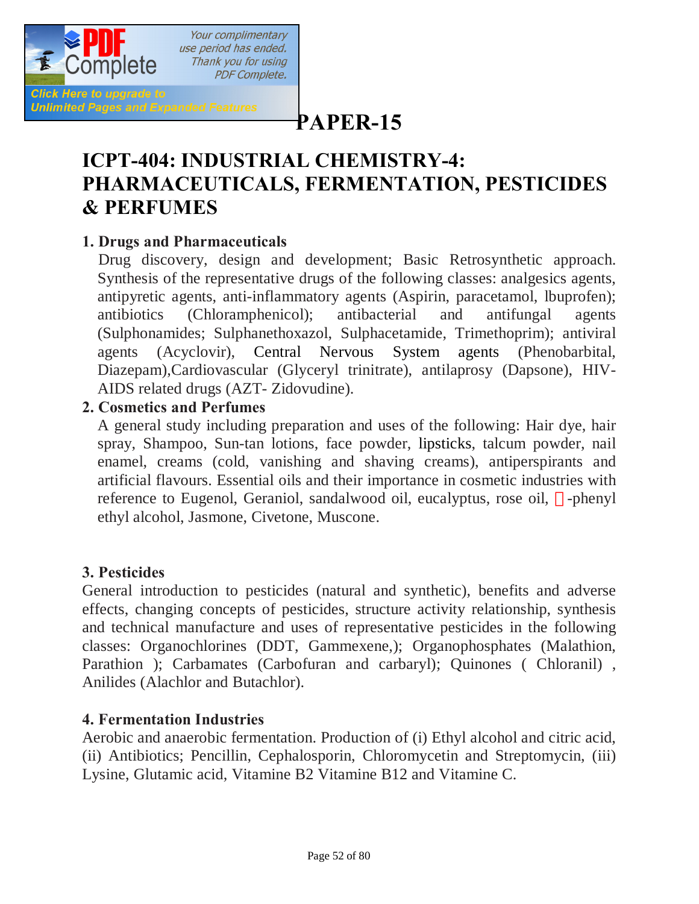# PAPER-15

## ICPT-404: INDUSTRIAL CHEMISTRY-4: PHARMACEUTICALS, FERMENTATION, PESTICIDES & PERFUMES

### 1. Drugs and Pharmaceuticals

Drug discovery, design and development; Basic Retrosynthetic approach. Synthesis of the representative drugs of the following classes: analgesics agents, antipyretic agents, anti-inflammatory agents (Aspirin, paracetamol, lbuprofen); antibiotics (Chloramphenicol); antibacterial and antifungal agents (Sulphonamides; Sulphanethoxazol, Sulphacetamide, Trimethoprim); antiviral agents (Acyclovir), Central Nervous System agents (Phenobarbital, Diazepam),Cardiovascular (Glyceryl trinitrate), antilaprosy (Dapsone), HIV-AIDS related drugs (AZT- Zidovudine).

### 2. Cosmetics and Perfumes

A general study including preparation and uses of the following: Hair dye, hair spray, Shampoo, Sun-tan lotions, face powder, lipsticks, talcum powder, nail enamel, creams (cold, vanishing and shaving creams), antiperspirants and artificial flavours. Essential oils and their importance in cosmetic industries with reference to Eugenol, Geraniol, sandalwood oil, eucalyptus, rose oil, -phenyl ethyl alcohol, Jasmone, Civetone, Muscone.

### 3. Pesticides

General introduction to pesticides (natural and synthetic), benefits and adverse effects, changing concepts of pesticides, structure activity relationship, synthesis and technical manufacture and uses of representative pesticides in the following classes: Organochlorines (DDT, Gammexene,); Organophosphates (Malathion, Parathion ); Carbamates (Carbofuran and carbaryl); Quinones ( Chloranil) , Anilides (Alachlor and Butachlor).

### 4. Fermentation Industries

Aerobic and anaerobic fermentation. Production of (i) Ethyl alcohol and citric acid, (ii) Antibiotics; Pencillin, Cephalosporin, Chloromycetin and Streptomycin, (iii) Lysine, Glutamic acid, Vitamine B2 Vitamine B12 and Vitamine C.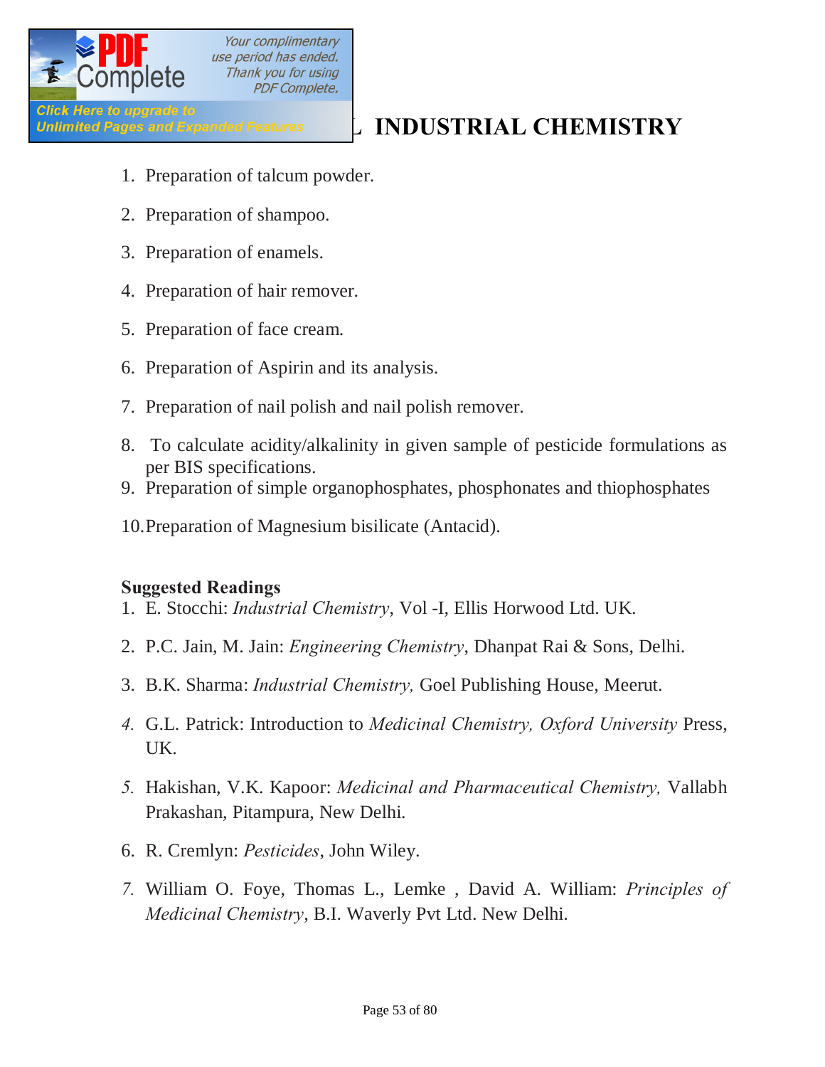## INDUSTRIAL CHEMISTRY

1. Preparation of talcum powder.
2. Preparation of shampoo.
3. Preparation of enamels.
4. Preparation of hair remover.
5. Preparation of face cream.
6. Preparation of Aspirin and its analysis.
7. Preparation of nail polish and nail polish remover.
8. To calculate acidity/alkalinity in given sample of pesticide formulations as per BIS specifications.
9. Preparation of simple organophosphates, phosphonates and thiophosphates
10. Preparation of Magnesium bisilicate (Antacid).

**Suggested Readings**

1. E. Stocchi: *Industrial Chemistry*, Vol -I, Ellis Horwood Ltd. UK.
2. P.C. Jain, M. Jain: *Engineering Chemistry*, Dhanpat Rai & Sons, Delhi.
3. B.K. Sharma: *Industrial Chemistry,* Goel Publishing House, Meerut.
4. G.L. Patrick: Introduction to *Medicinal Chemistry, Oxford University* Press, UK.
5. Hakishan, V.K. Kapoor: *Medicinal and Pharmaceutical Chemistry,* Vallabh Prakashan, Pitampura, New Delhi.
6. R. Cremlyn: *Pesticides*, John Wiley.
7. William O. Foye, Thomas L., Lemke , David A. William: *Principles of Medicinal Chemistry*, B.I. Waverly Pvt Ltd. New Delhi.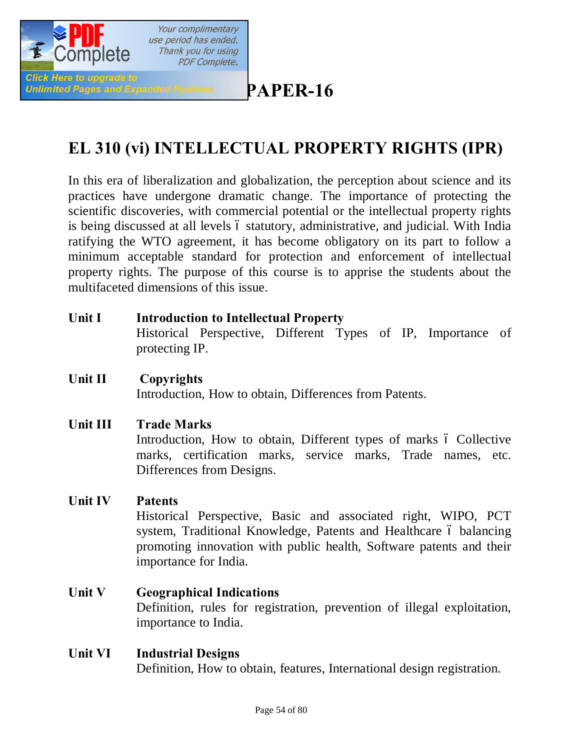# PAPER-16

## EL 310 (vi) INTELLECTUAL PROPERTY RIGHTS (IPR)

In this era of liberalization and globalization, the perception about science and its practices have undergone dramatic change. The importance of protecting the scientific discoveries, with commercial potential or the intellectual property rights is being discussed at all levels – statutory, administrative, and judicial. With India ratifying the WTO agreement, it has become obligatory on its part to follow a minimum acceptable standard for protection and enforcement of intellectual property rights. The purpose of this course is to apprise the students about the multifaceted dimensions of this issue.

**Unit I** **Introduction to Intellectual Property**
Historical Perspective, Different Types of IP, Importance of protecting IP.

**Unit II** **Copyrights**
Introduction, How to obtain, Differences from Patents.

**Unit III** **Trade Marks**
Introduction, How to obtain, Different types of marks – Collective marks, certification marks, service marks, Trade names, etc. Differences from Designs.

**Unit IV** **Patents**
Historical Perspective, Basic and associated right, WIPO, PCT system, Traditional Knowledge, Patents and Healthcare – balancing promoting innovation with public health, Software patents and their importance for India.

**Unit V** **Geographical Indications**
Definition, rules for registration, prevention of illegal exploitation, importance to India.

**Unit VI** **Industrial Designs**
Definition, How to obtain, features, International design registration.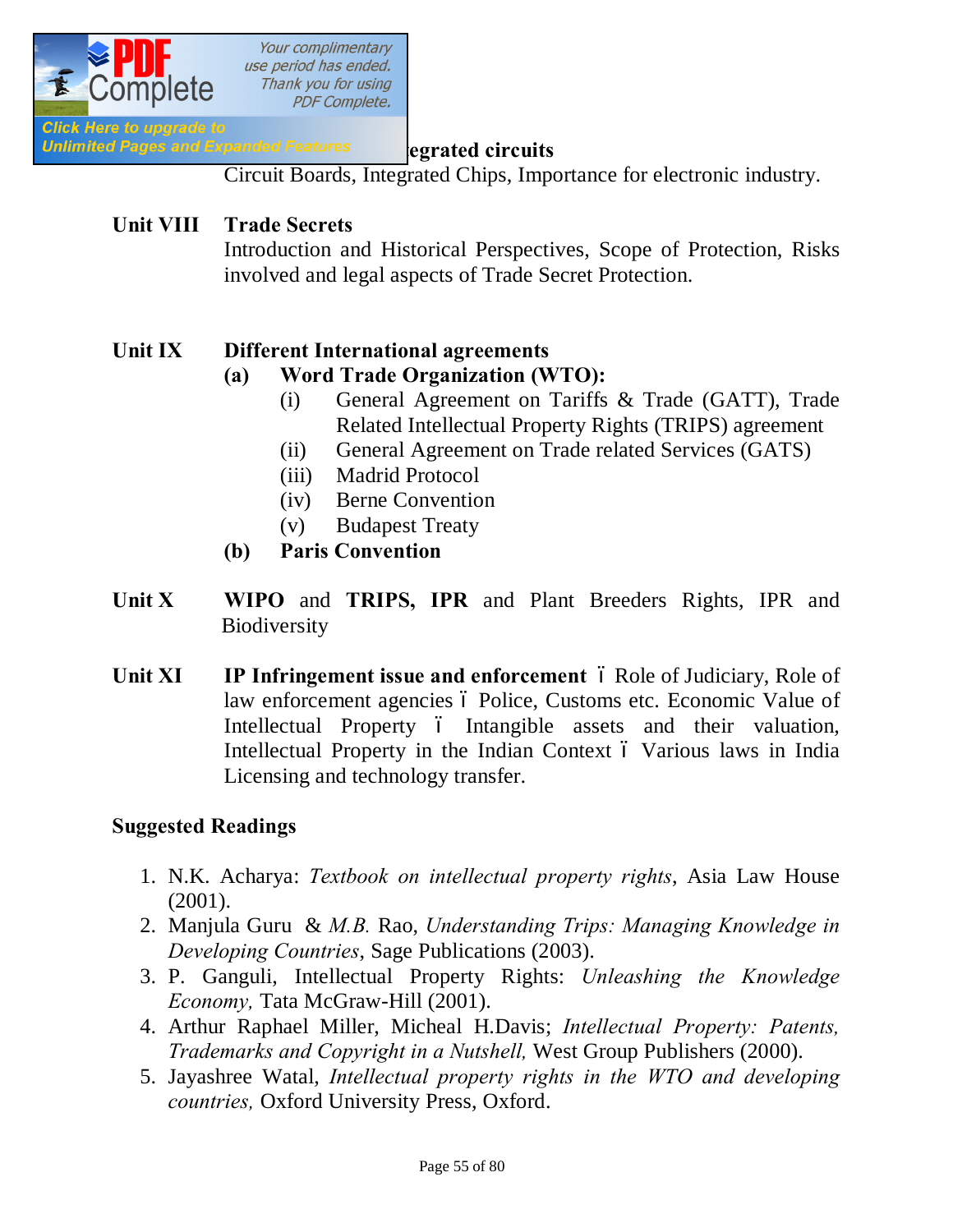**...egrated circuits**

Circuit Boards, Integrated Chips, Importance for electronic industry.

**Unit VIII** **Trade Secrets**

Introduction and Historical Perspectives, Scope of Protection, Risks involved and legal aspects of Trade Secret Protection.

**Unit IX** **Different International agreements**

- **(a) Word Trade Organization (WTO):**
  - (i) General Agreement on Tariffs & Trade (GATT), Trade Related Intellectual Property Rights (TRIPS) agreement
  - (ii) General Agreement on Trade related Services (GATS)
  - (iii) Madrid Protocol
  - (iv) Berne Convention
  - (v) Budapest Treaty
- **(b) Paris Convention**

**Unit X** **WIPO** and **TRIPS, IPR** and Plant Breeders Rights, IPR and Biodiversity

**Unit XI** **IP Infringement issue and enforcement** – Role of Judiciary, Role of law enforcement agencies – Police, Customs etc. Economic Value of Intellectual Property – Intangible assets and their valuation, Intellectual Property in the Indian Context – Various laws in India Licensing and technology transfer.

**Suggested Readings**

1. N.K. Acharya: *Textbook on intellectual property rights*, Asia Law House (2001).
2. Manjula Guru & *M.B.* Rao, *Understanding Trips: Managing Knowledge in Developing Countries*, Sage Publications (2003).
3. P. Ganguli, Intellectual Property Rights: *Unleashing the Knowledge Economy,* Tata McGraw-Hill (2001).
4. Arthur Raphael Miller, Micheal H.Davis; *Intellectual Property: Patents, Trademarks and Copyright in a Nutshell,* West Group Publishers (2000).
5. Jayashree Watal, *Intellectual property rights in the WTO and developing countries,* Oxford University Press, Oxford.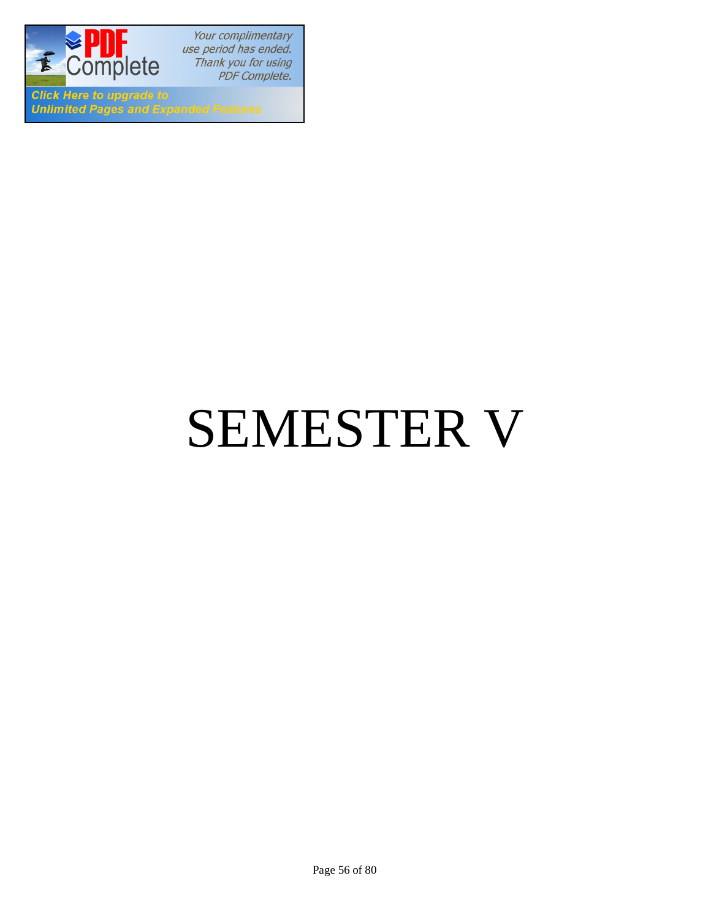# SEMESTER V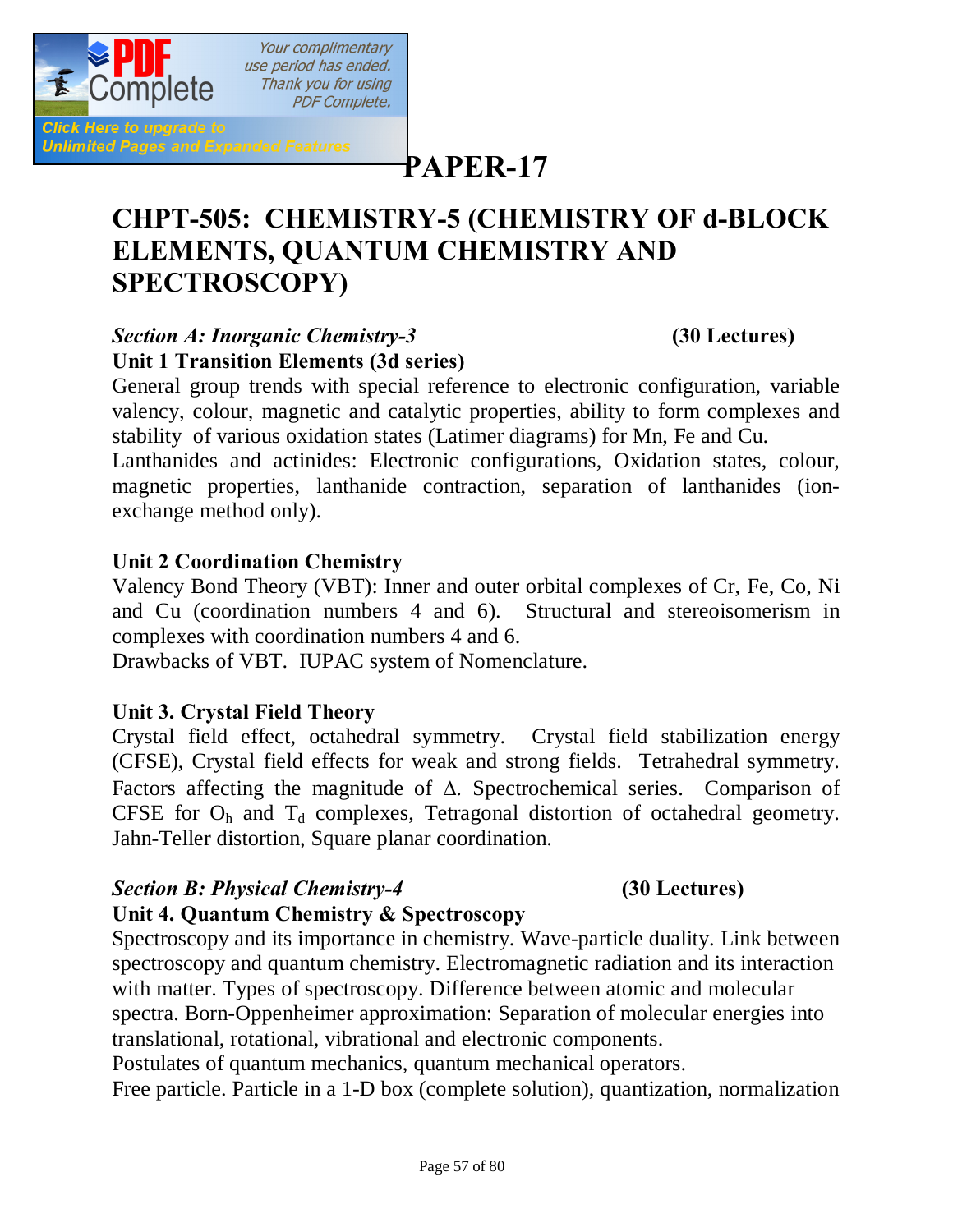# PAPER-17

## CHPT-505: CHEMISTRY-5 (CHEMISTRY OF d-BLOCK ELEMENTS, QUANTUM CHEMISTRY AND SPECTROSCOPY)

### *Section A: Inorganic Chemistry-3* (30 Lectures)

**Unit 1 Transition Elements (3d series)**

General group trends with special reference to electronic configuration, variable valency, colour, magnetic and catalytic properties, ability to form complexes and stability of various oxidation states (Latimer diagrams) for Mn, Fe and Cu.

Lanthanides and actinides: Electronic configurations, Oxidation states, colour, magnetic properties, lanthanide contraction, separation of lanthanides (ion-exchange method only).

**Unit 2 Coordination Chemistry**

Valency Bond Theory (VBT): Inner and outer orbital complexes of Cr, Fe, Co, Ni and Cu (coordination numbers 4 and 6). Structural and stereoisomerism in complexes with coordination numbers 4 and 6.

Drawbacks of VBT. IUPAC system of Nomenclature.

**Unit 3. Crystal Field Theory**

Crystal field effect, octahedral symmetry. Crystal field stabilization energy (CFSE), Crystal field effects for weak and strong fields. Tetrahedral symmetry. Factors affecting the magnitude of $\Delta$. Spectrochemical series. Comparison of CFSE for $O_h$ and $T_d$ complexes, Tetragonal distortion of octahedral geometry. Jahn-Teller distortion, Square planar coordination.

### *Section B: Physical Chemistry-4* (30 Lectures)

**Unit 4. Quantum Chemistry & Spectroscopy**

Spectroscopy and its importance in chemistry. Wave-particle duality. Link between spectroscopy and quantum chemistry. Electromagnetic radiation and its interaction with matter. Types of spectroscopy. Difference between atomic and molecular spectra. Born-Oppenheimer approximation: Separation of molecular energies into translational, rotational, vibrational and electronic components.

Postulates of quantum mechanics, quantum mechanical operators.

Free particle. Particle in a 1-D box (complete solution), quantization, normalization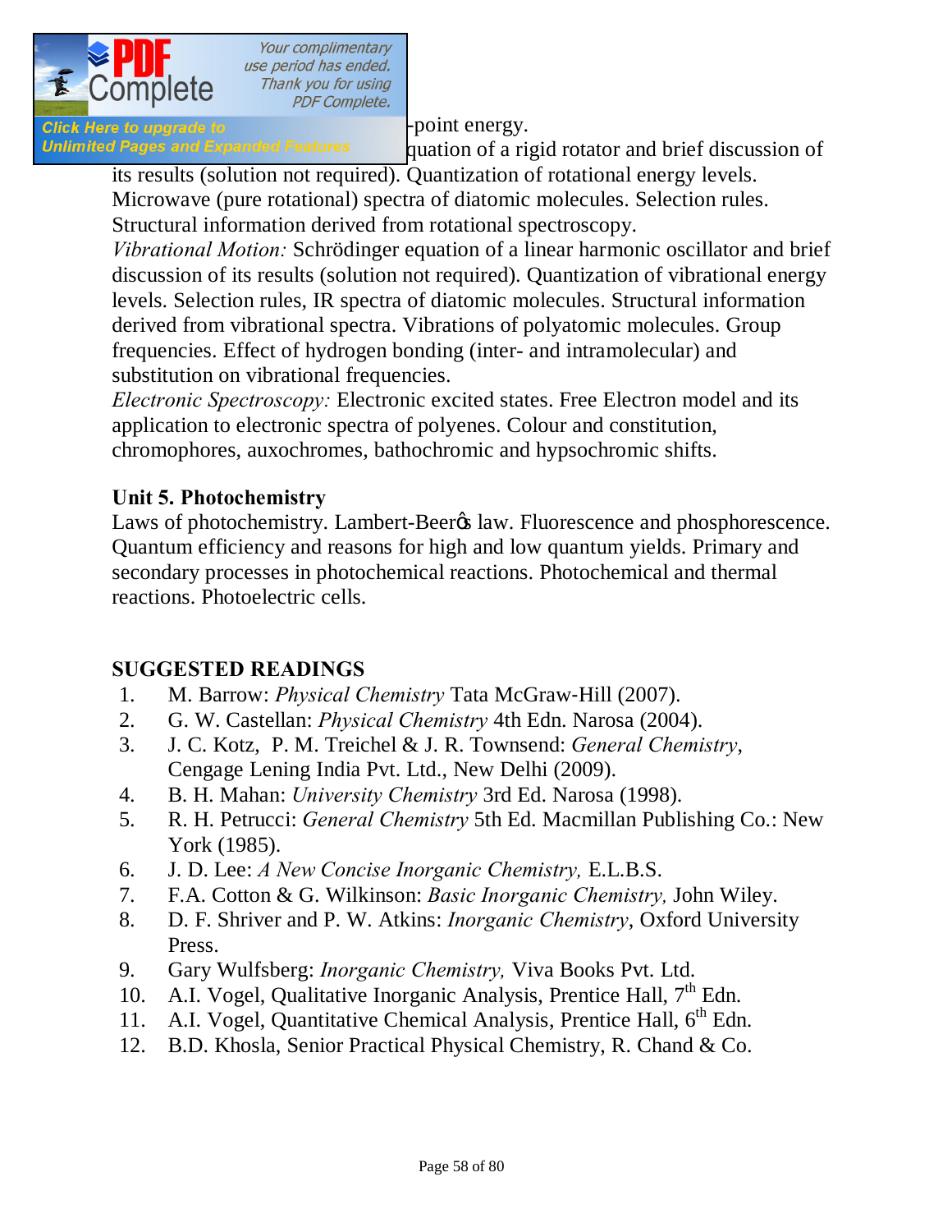-point energy.

quation of a rigid rotator and brief discussion of its results (solution not required). Quantization of rotational energy levels. Microwave (pure rotational) spectra of diatomic molecules. Selection rules. Structural information derived from rotational spectroscopy.

*Vibrational Motion:* Schrödinger equation of a linear harmonic oscillator and brief discussion of its results (solution not required). Quantization of vibrational energy levels. Selection rules, IR spectra of diatomic molecules. Structural information derived from vibrational spectra. Vibrations of polyatomic molecules. Group frequencies. Effect of hydrogen bonding (inter- and intramolecular) and substitution on vibrational frequencies.

*Electronic Spectroscopy:* Electronic excited states. Free Electron model and its application to electronic spectra of polyenes. Colour and constitution, chromophores, auxochromes, bathochromic and hypsochromic shifts.

### Unit 5. Photochemistry

Laws of photochemistry. Lambert-Beerφs law. Fluorescence and phosphorescence. Quantum efficiency and reasons for high and low quantum yields. Primary and secondary processes in photochemical reactions. Photochemical and thermal reactions. Photoelectric cells.

## SUGGESTED READINGS

1. M. Barrow: *Physical Chemistry* Tata McGraw-Hill (2007).
2. G. W. Castellan: *Physical Chemistry* 4th Edn. Narosa (2004).
3. J. C. Kotz, P. M. Treichel & J. R. Townsend: *General Chemistry*, Cengage Lening India Pvt. Ltd., New Delhi (2009).
4. B. H. Mahan: *University Chemistry* 3rd Ed. Narosa (1998).
5. R. H. Petrucci: *General Chemistry* 5th Ed. Macmillan Publishing Co.: New York (1985).
6. J. D. Lee: *A New Concise Inorganic Chemistry,* E.L.B.S.
7. F.A. Cotton & G. Wilkinson: *Basic Inorganic Chemistry,* John Wiley.
8. D. F. Shriver and P. W. Atkins: *Inorganic Chemistry*, Oxford University Press.
9. Gary Wulfsberg: *Inorganic Chemistry,* Viva Books Pvt. Ltd.
10. A.I. Vogel, Qualitative Inorganic Analysis, Prentice Hall, 7th Edn.
11. A.I. Vogel, Quantitative Chemical Analysis, Prentice Hall, 6th Edn.
12. B.D. Khosla, Senior Practical Physical Chemistry, R. Chand & Co.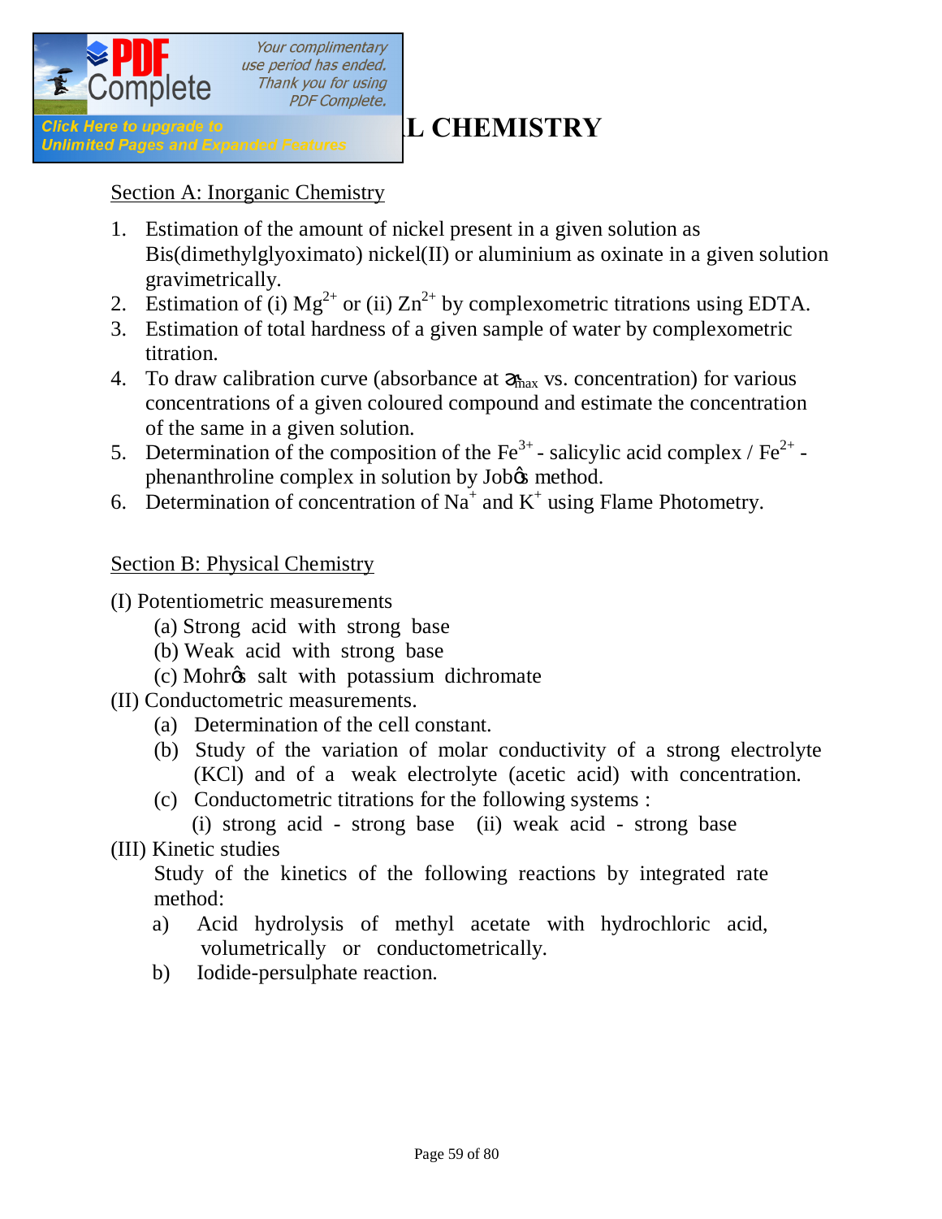# L CHEMISTRY

Section A: Inorganic Chemistry

1. Estimation of the amount of nickel present in a given solution as Bis(dimethylglyoximato) nickel(II) or aluminium as oxinate in a given solution gravimetrically.
2. Estimation of (i) $Mg^{2+}$ or (ii) $Zn^{2+}$ by complexometric titrations using EDTA.
3. Estimation of total hardness of a given sample of water by complexometric titration.
4. To draw calibration curve (absorbance at $\lambda_{max}$ vs. concentration) for various concentrations of a given coloured compound and estimate the concentration of the same in a given solution.
5. Determination of the composition of the $Fe^{3+}$ - salicylic acid complex / $Fe^{2+}$ - phenanthroline complex in solution by Job's method.
6. Determination of concentration of $Na^{+}$ and $K^{+}$ using Flame Photometry.

Section B: Physical Chemistry

(I) Potentiometric measurements
- (a) Strong acid with strong base
- (b) Weak acid with strong base
- (c) Mohr's salt with potassium dichromate

(II) Conductometric measurements.
- (a) Determination of the cell constant.
- (b) Study of the variation of molar conductivity of a strong electrolyte (KCl) and of a weak electrolyte (acetic acid) with concentration.
- (c) Conductometric titrations for the following systems :
  (i) strong acid - strong base (ii) weak acid - strong base

(III) Kinetic studies

Study of the kinetics of the following reactions by integrated rate method:

- a) Acid hydrolysis of methyl acetate with hydrochloric acid, volumetrically or conductometrically.
- b) Iodide-persulphate reaction.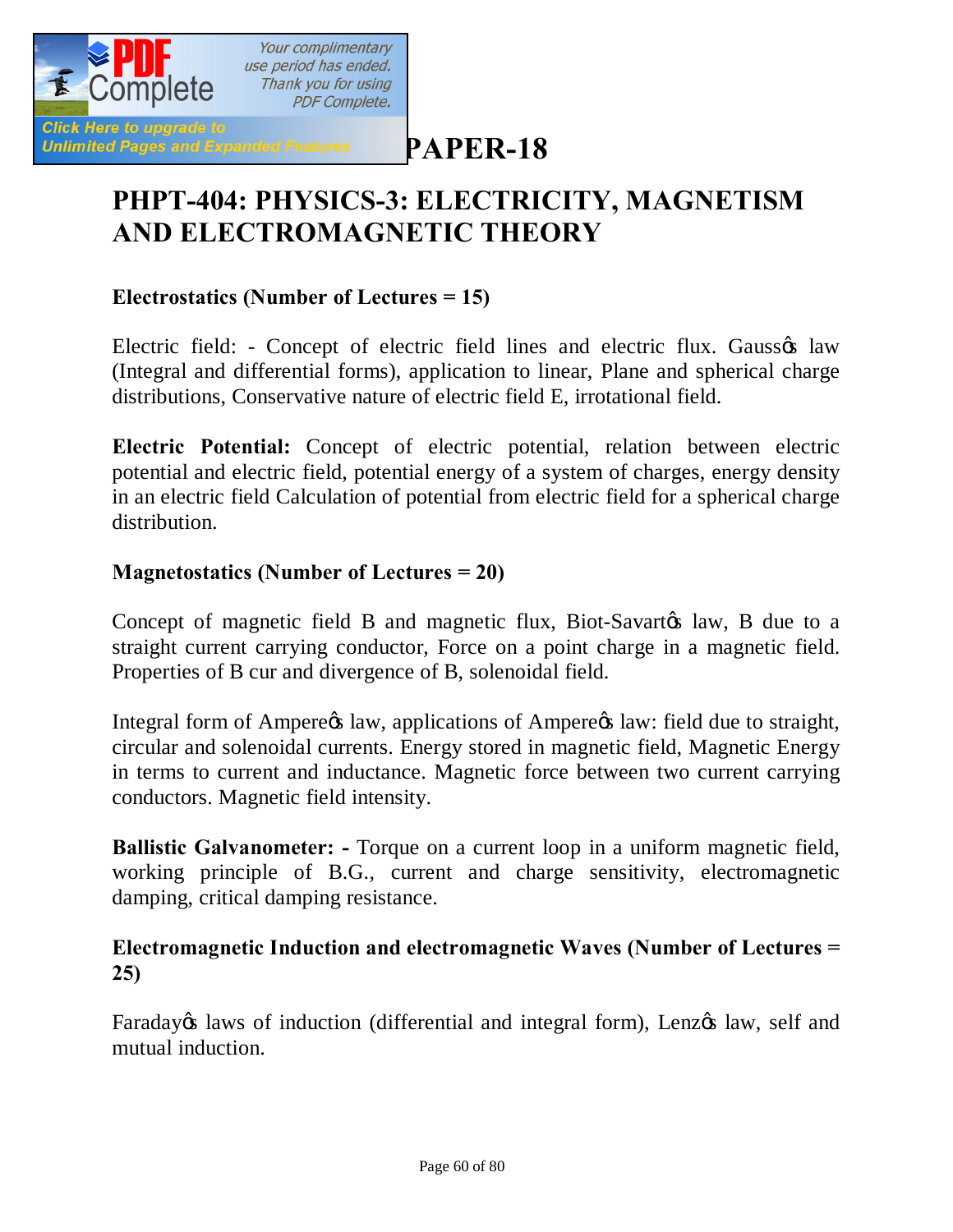# PAPER-18

## PHPT-404: PHYSICS-3: ELECTRICITY, MAGNETISM AND ELECTROMAGNETIC THEORY

**Electrostatics (Number of Lectures = 15)**

Electric field: - Concept of electric field lines and electric flux. Gauss's law (Integral and differential forms), application to linear, Plane and spherical charge distributions, Conservative nature of electric field E, irrotational field.

**Electric Potential:** Concept of electric potential, relation between electric potential and electric field, potential energy of a system of charges, energy density in an electric field Calculation of potential from electric field for a spherical charge distribution.

**Magnetostatics (Number of Lectures = 20)**

Concept of magnetic field B and magnetic flux, Biot-Savart's law, B due to a straight current carrying conductor, Force on a point charge in a magnetic field. Properties of B cur and divergence of B, solenoidal field.

Integral form of Ampere's law, applications of Ampere's law: field due to straight, circular and solenoidal currents. Energy stored in magnetic field, Magnetic Energy in terms to current and inductance. Magnetic force between two current carrying conductors. Magnetic field intensity.

**Ballistic Galvanometer: -** Torque on a current loop in a uniform magnetic field, working principle of B.G., current and charge sensitivity, electromagnetic damping, critical damping resistance.

**Electromagnetic Induction and electromagnetic Waves (Number of Lectures = 25)**

Faraday's laws of induction (differential and integral form), Lenz's law, self and mutual induction.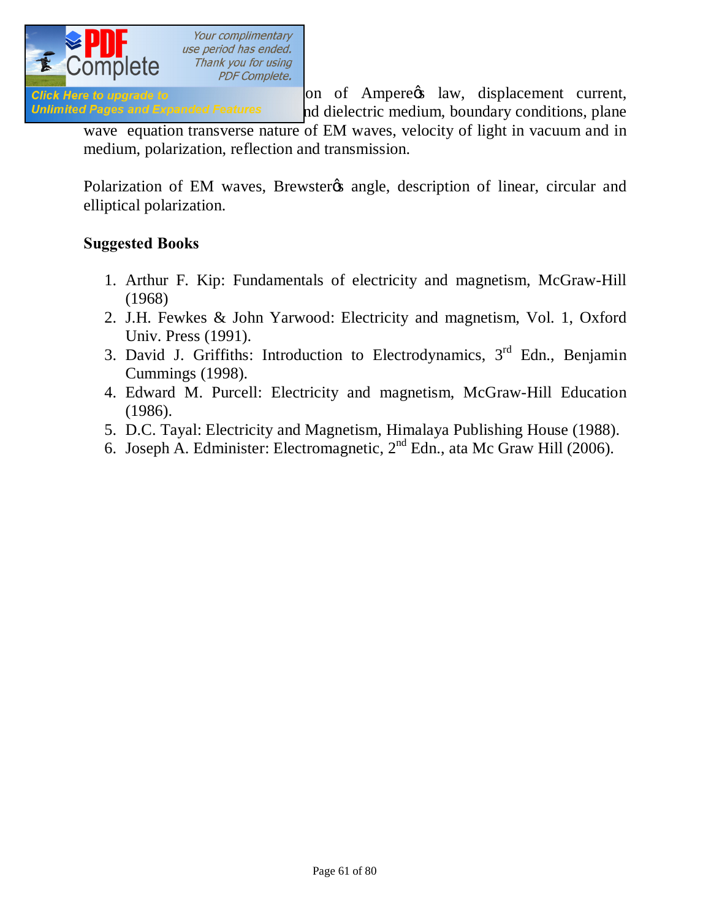on of Ampereϕs law, displacement current, nd dielectric medium, boundary conditions, plane wave equation transverse nature of EM waves, velocity of light in vacuum and in medium, polarization, reflection and transmission.

Polarization of EM waves, Brewsterϕs angle, description of linear, circular and elliptical polarization.

**Suggested Books**

1. Arthur F. Kip: Fundamentals of electricity and magnetism, McGraw-Hill (1968)
2. J.H. Fewkes & John Yarwood: Electricity and magnetism, Vol. 1, Oxford Univ. Press (1991).
3. David J. Griffiths: Introduction to Electrodynamics, 3rd Edn., Benjamin Cummings (1998).
4. Edward M. Purcell: Electricity and magnetism, McGraw-Hill Education (1986).
5. D.C. Tayal: Electricity and Magnetism, Himalaya Publishing House (1988).
6. Joseph A. Edminister: Electromagnetic, 2nd Edn., ata Mc Graw Hill (2006).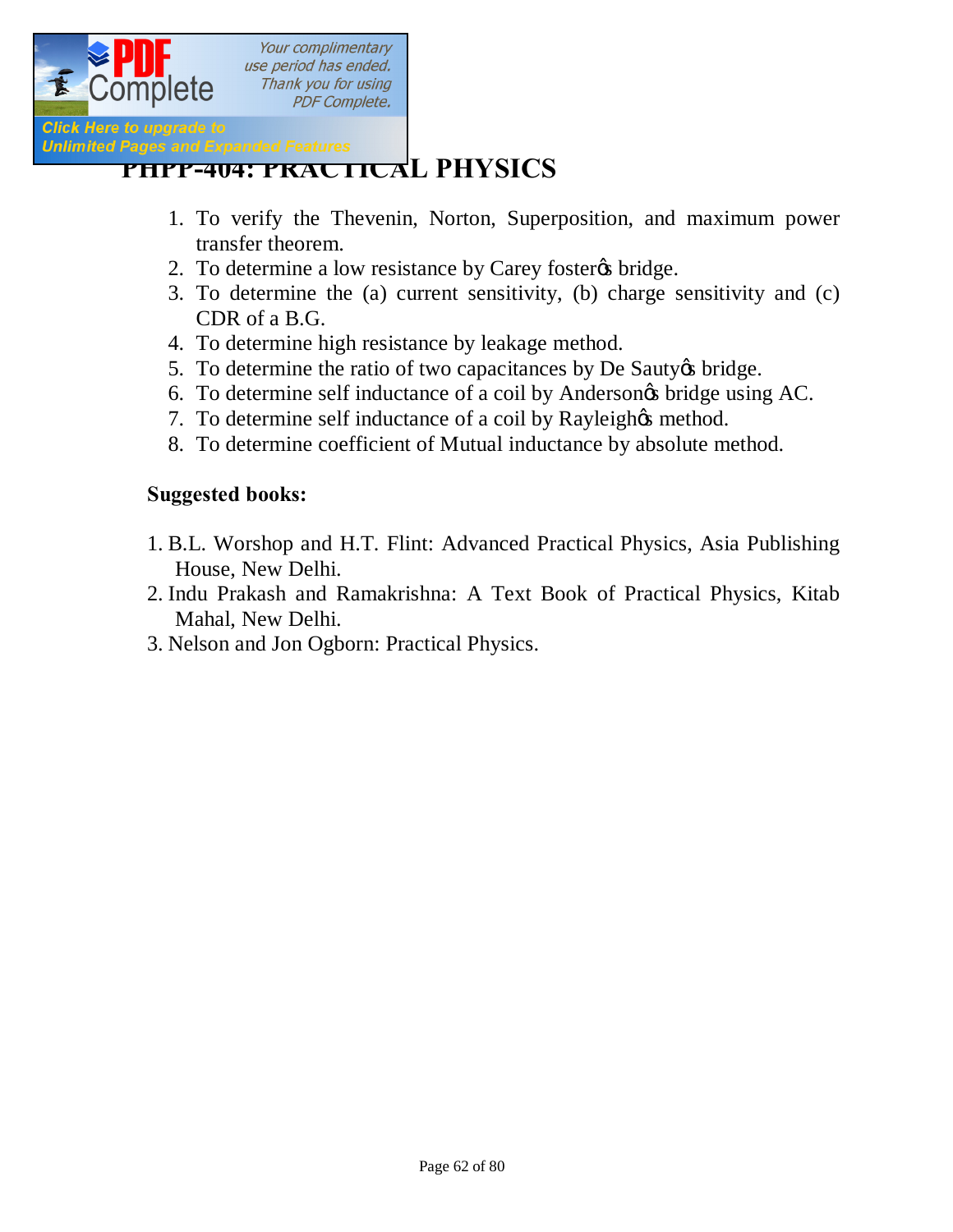# PHPP-404: PRACTICAL PHYSICS

1. To verify the Thevenin, Norton, Superposition, and maximum power transfer theorem.
2. To determine a low resistance by Carey foster's bridge.
3. To determine the (a) current sensitivity, (b) charge sensitivity and (c) CDR of a B.G.
4. To determine high resistance by leakage method.
5. To determine the ratio of two capacitances by De Sauty's bridge.
6. To determine self inductance of a coil by Anderson's bridge using AC.
7. To determine self inductance of a coil by Rayleigh's method.
8. To determine coefficient of Mutual inductance by absolute method.

**Suggested books:**

1. B.L. Worshop and H.T. Flint: Advanced Practical Physics, Asia Publishing House, New Delhi.
2. Indu Prakash and Ramakrishna: A Text Book of Practical Physics, Kitab Mahal, New Delhi.
3. Nelson and Jon Ogborn: Practical Physics.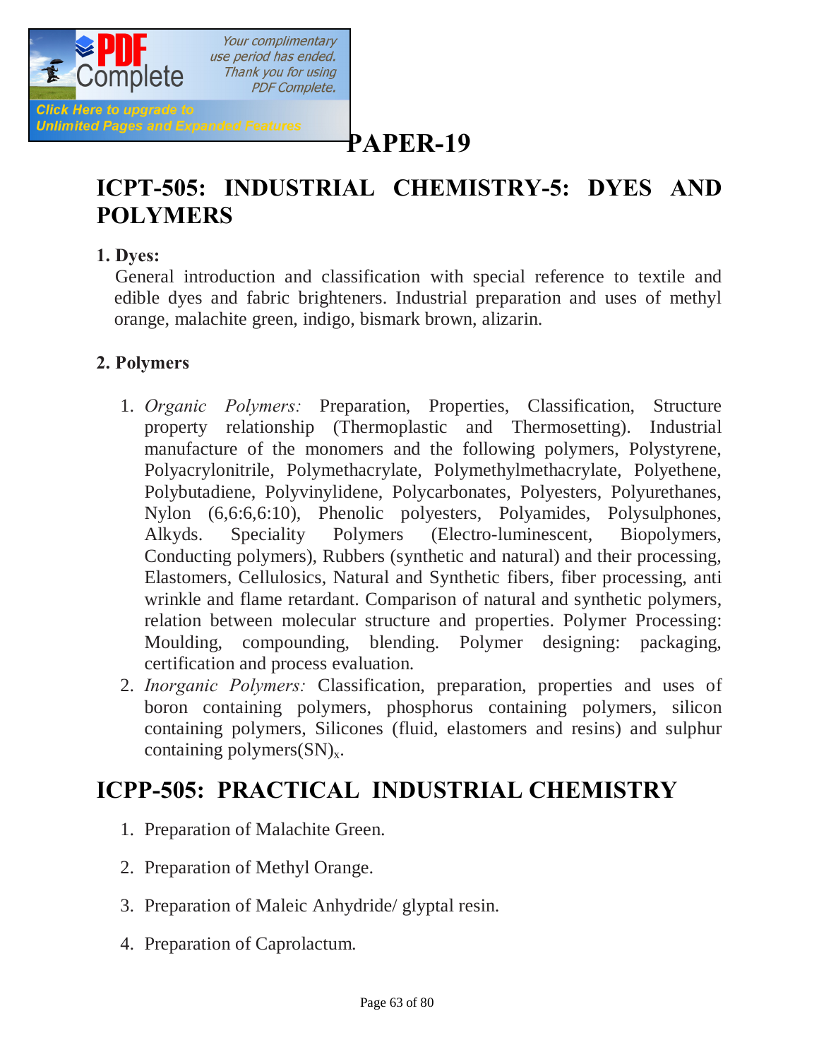# PAPER-19

## ICPT-505: INDUSTRIAL CHEMISTRY-5: DYES AND POLYMERS

**1. Dyes:**

General introduction and classification with special reference to textile and edible dyes and fabric brighteners. Industrial preparation and uses of methyl orange, malachite green, indigo, bismark brown, alizarin.

**2. Polymers**

1. *Organic Polymers:* Preparation, Properties, Classification, Structure property relationship (Thermoplastic and Thermosetting). Industrial manufacture of the monomers and the following polymers, Polystyrene, Polyacrylonitrile, Polymethacrylate, Polymethylmethacrylate, Polyethene, Polybutadiene, Polyvinylidene, Polycarbonates, Polyesters, Polyurethanes, Nylon (6,6:6,6:10), Phenolic polyesters, Polyamides, Polysulphones, Alkyds. Speciality Polymers (Electro-luminescent, Biopolymers, Conducting polymers), Rubbers (synthetic and natural) and their processing, Elastomers, Cellulosics, Natural and Synthetic fibers, fiber processing, anti wrinkle and flame retardant. Comparison of natural and synthetic polymers, relation between molecular structure and properties. Polymer Processing: Moulding, compounding, blending. Polymer designing: packaging, certification and process evaluation.
2. *Inorganic Polymers:* Classification, preparation, properties and uses of boron containing polymers, phosphorus containing polymers, silicon containing polymers, Silicones (fluid, elastomers and resins) and sulphur containing polymers$(SN)_x$.

## ICPP-505: PRACTICAL INDUSTRIAL CHEMISTRY

1. Preparation of Malachite Green.
2. Preparation of Methyl Orange.
3. Preparation of Maleic Anhydride/ glyptal resin.
4. Preparation of Caprolactum.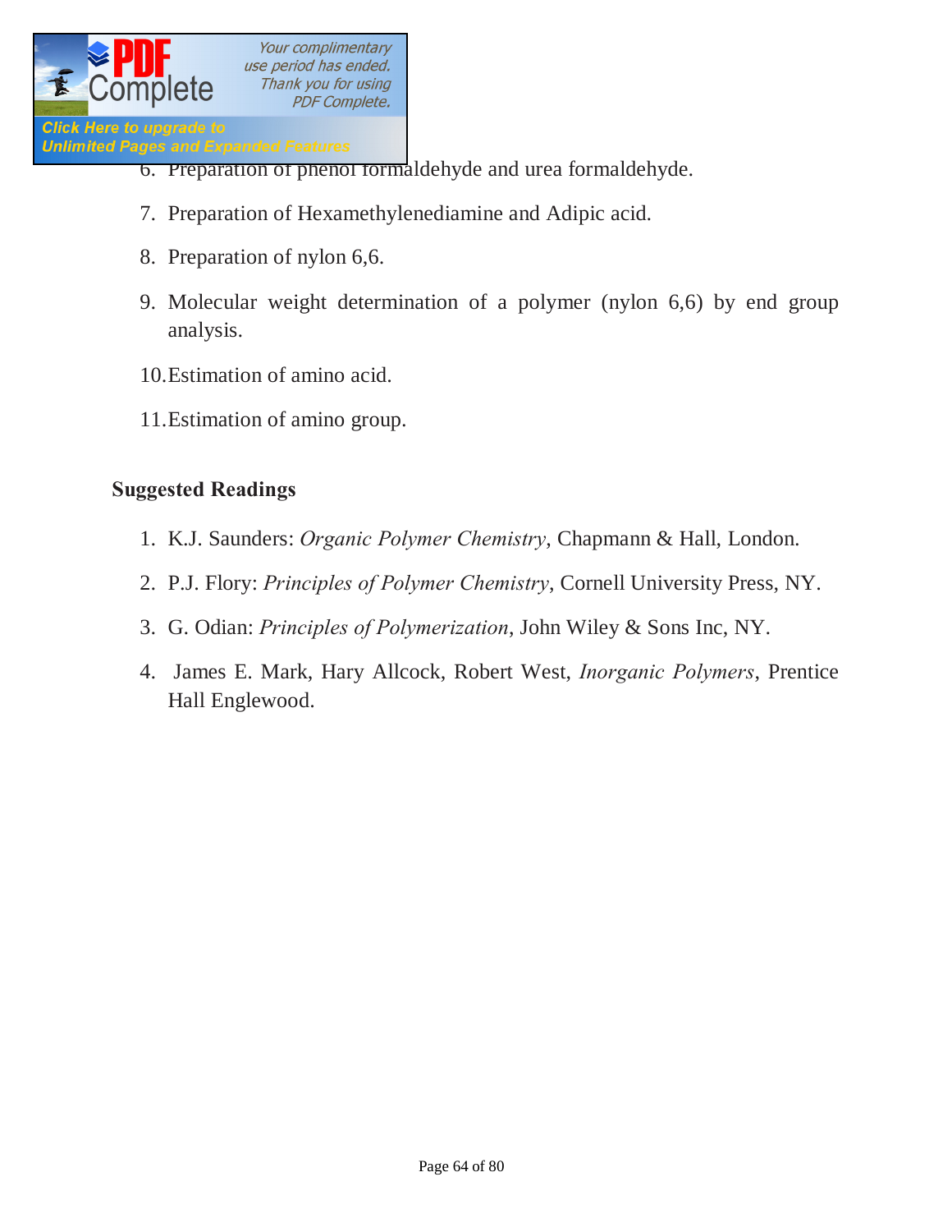6. Preparation of phenol formaldehyde and urea formaldehyde.
7. Preparation of Hexamethylenediamine and Adipic acid.
8. Preparation of nylon 6,6.
9. Molecular weight determination of a polymer (nylon 6,6) by end group analysis.
10. Estimation of amino acid.
11. Estimation of amino group.

**Suggested Readings**

1. K.J. Saunders: *Organic Polymer Chemistry*, Chapmann & Hall, London.
2. P.J. Flory: *Principles of Polymer Chemistry*, Cornell University Press, NY.
3. G. Odian: *Principles of Polymerization*, John Wiley & Sons Inc, NY.
4. James E. Mark, Hary Allcock, Robert West, *Inorganic Polymers*, Prentice Hall Englewood.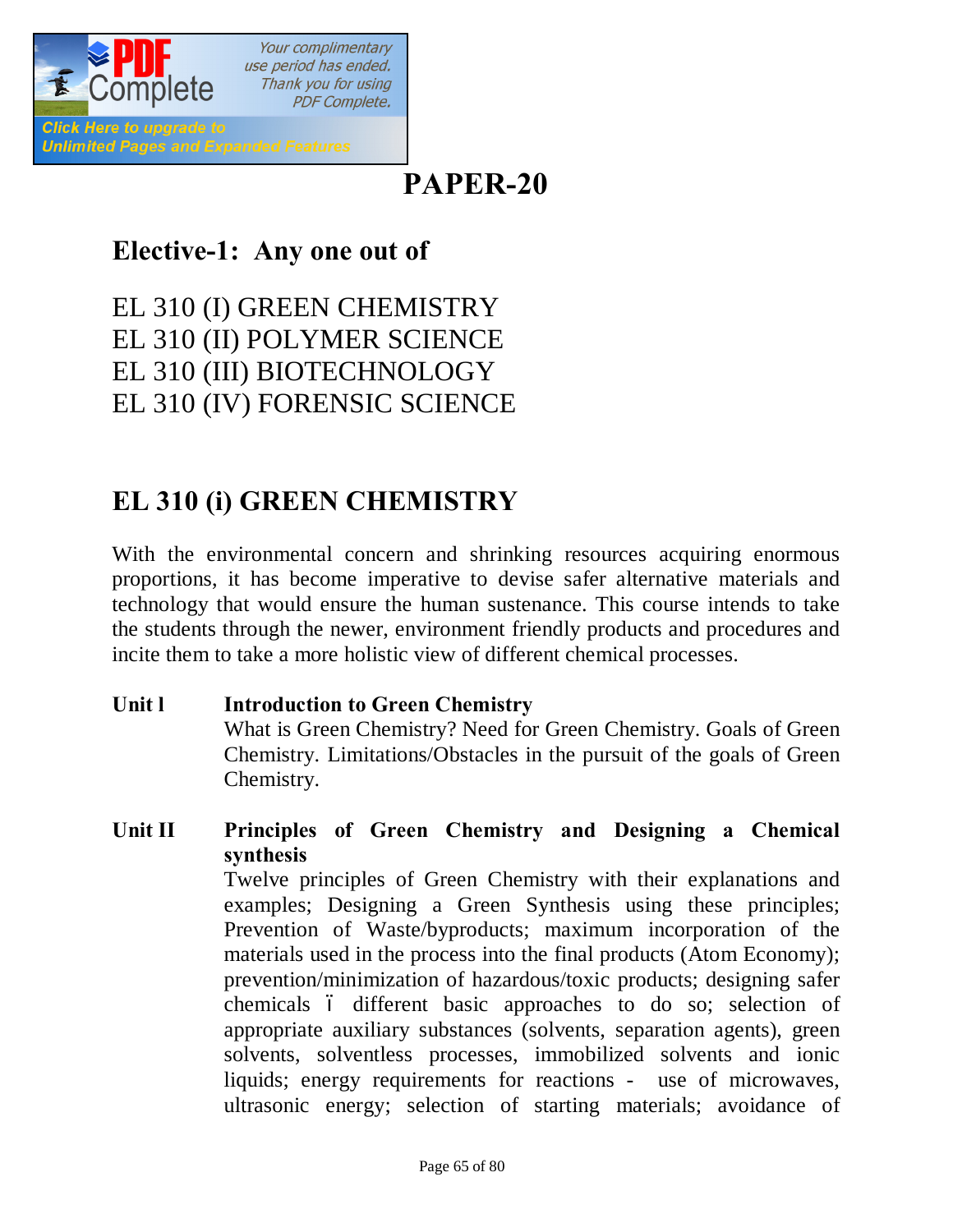# PAPER-20

## Elective-1: Any one out of

EL 310 (I) GREEN CHEMISTRY
EL 310 (II) POLYMER SCIENCE
EL 310 (III) BIOTECHNOLOGY
EL 310 (IV) FORENSIC SCIENCE

## EL 310 (i) GREEN CHEMISTRY

With the environmental concern and shrinking resources acquiring enormous proportions, it has become imperative to devise safer alternative materials and technology that would ensure the human sustenance. This course intends to take the students through the newer, environment friendly products and procedures and incite them to take a more holistic view of different chemical processes.

**Unit l** **Introduction to Green Chemistry**
What is Green Chemistry? Need for Green Chemistry. Goals of Green Chemistry. Limitations/Obstacles in the pursuit of the goals of Green Chemistry.

**Unit II** **Principles of Green Chemistry and Designing a Chemical synthesis**
Twelve principles of Green Chemistry with their explanations and examples; Designing a Green Synthesis using these principles; Prevention of Waste/byproducts; maximum incorporation of the materials used in the process into the final products (Atom Economy); prevention/minimization of hazardous/toxic products; designing safer chemicals ï different basic approaches to do so; selection of appropriate auxiliary substances (solvents, separation agents), green solvents, solventless processes, immobilized solvents and ionic liquids; energy requirements for reactions - use of microwaves, ultrasonic energy; selection of starting materials; avoidance of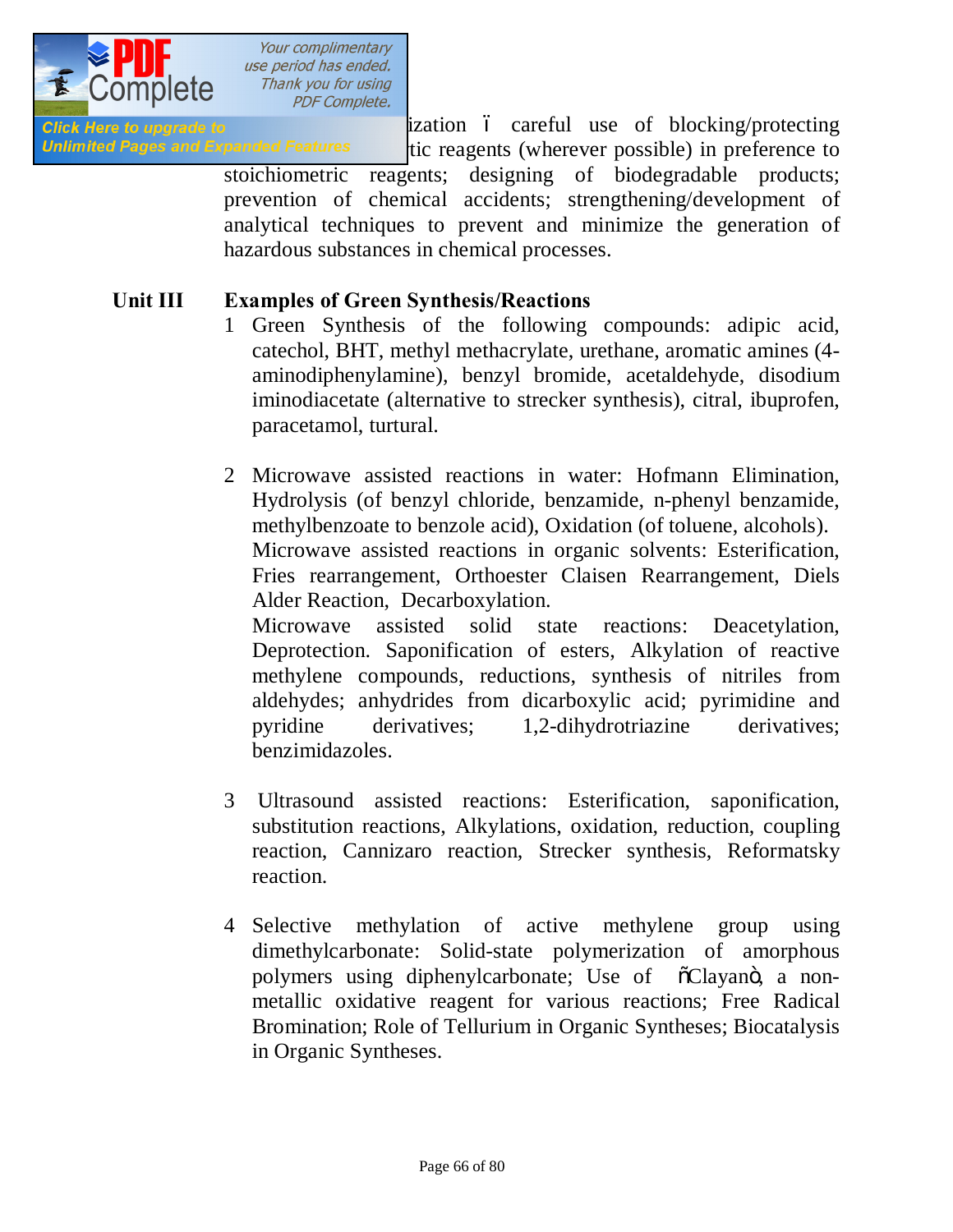ization – careful use of blocking/protecting tic reagents (wherever possible) in preference to stoichiometric reagents; designing of biodegradable products; prevention of chemical accidents; strengthening/development of analytical techniques to prevent and minimize the generation of hazardous substances in chemical processes.

**Unit III** **Examples of Green Synthesis/Reactions**

1 Green Synthesis of the following compounds: adipic acid, catechol, BHT, methyl methacrylate, urethane, aromatic amines (4-aminodiphenylamine), benzyl bromide, acetaldehyde, disodium iminodiacetate (alternative to strecker synthesis), citral, ibuprofen, paracetamol, turtural.

2 Microwave assisted reactions in water: Hofmann Elimination, Hydrolysis (of benzyl chloride, benzamide, n-phenyl benzamide, methylbenzoate to benzole acid), Oxidation (of toluene, alcohols).
Microwave assisted reactions in organic solvents: Esterification, Fries rearrangement, Orthoester Claisen Rearrangement, Diels Alder Reaction, Decarboxylation.
Microwave assisted solid state reactions: Deacetylation, Deprotection. Saponification of esters, Alkylation of reactive methylene compounds, reductions, synthesis of nitriles from aldehydes; anhydrides from dicarboxylic acid; pyrimidine and pyridine derivatives; 1,2-dihydrotriazine derivatives; benzimidazoles.

3 Ultrasound assisted reactions: Esterification, saponification, substitution reactions, Alkylations, oxidation, reduction, coupling reaction, Cannizaro reaction, Strecker synthesis, Reformatsky reaction.

4 Selective methylation of active methylene group using dimethylcarbonate: Solid-state polymerization of amorphous polymers using diphenylcarbonate; Use of "Clayan", a non-metallic oxidative reagent for various reactions; Free Radical Bromination; Role of Tellurium in Organic Syntheses; Biocatalysis in Organic Syntheses.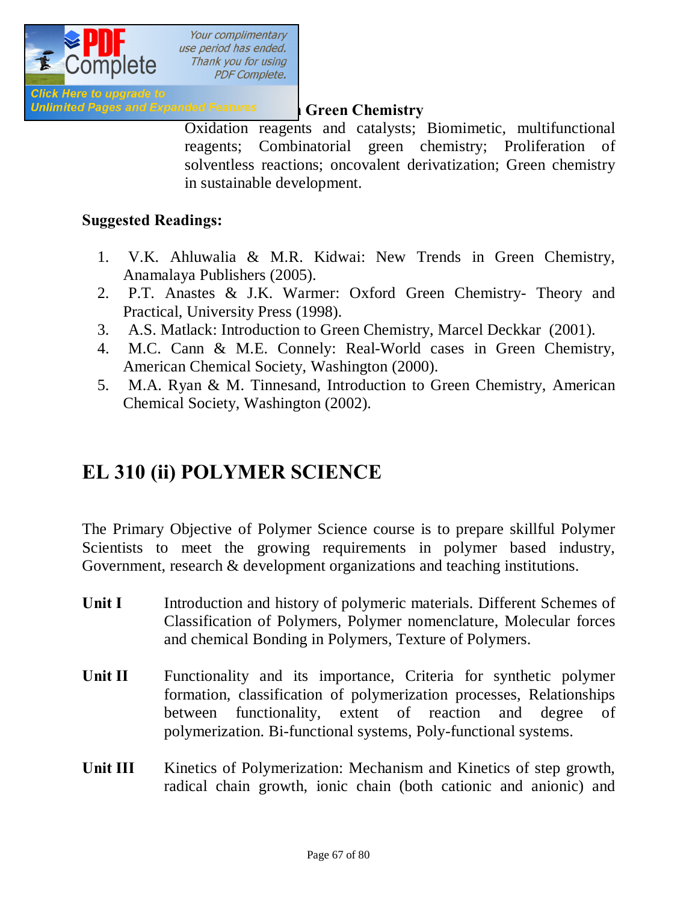**Green Chemistry**

Oxidation reagents and catalysts; Biomimetic, multifunctional reagents; Combinatorial green chemistry; Proliferation of solventless reactions; oncovalent derivatization; Green chemistry in sustainable development.

**Suggested Readings:**

1. V.K. Ahluwalia & M.R. Kidwai: New Trends in Green Chemistry, Anamalaya Publishers (2005).
2. P.T. Anastes & J.K. Warmer: Oxford Green Chemistry- Theory and Practical, University Press (1998).
3. A.S. Matlack: Introduction to Green Chemistry, Marcel Deckkar (2001).
4. M.C. Cann & M.E. Connely: Real-World cases in Green Chemistry, American Chemical Society, Washington (2000).
5. M.A. Ryan & M. Tinnesand, Introduction to Green Chemistry, American Chemical Society, Washington (2002).

## EL 310 (ii) POLYMER SCIENCE

The Primary Objective of Polymer Science course is to prepare skillful Polymer Scientists to meet the growing requirements in polymer based industry, Government, research & development organizations and teaching institutions.

**Unit I** Introduction and history of polymeric materials. Different Schemes of Classification of Polymers, Polymer nomenclature, Molecular forces and chemical Bonding in Polymers, Texture of Polymers.

**Unit II** Functionality and its importance, Criteria for synthetic polymer formation, classification of polymerization processes, Relationships between functionality, extent of reaction and degree of polymerization. Bi-functional systems, Poly-functional systems.

**Unit III** Kinetics of Polymerization: Mechanism and Kinetics of step growth, radical chain growth, ionic chain (both cationic and anionic) and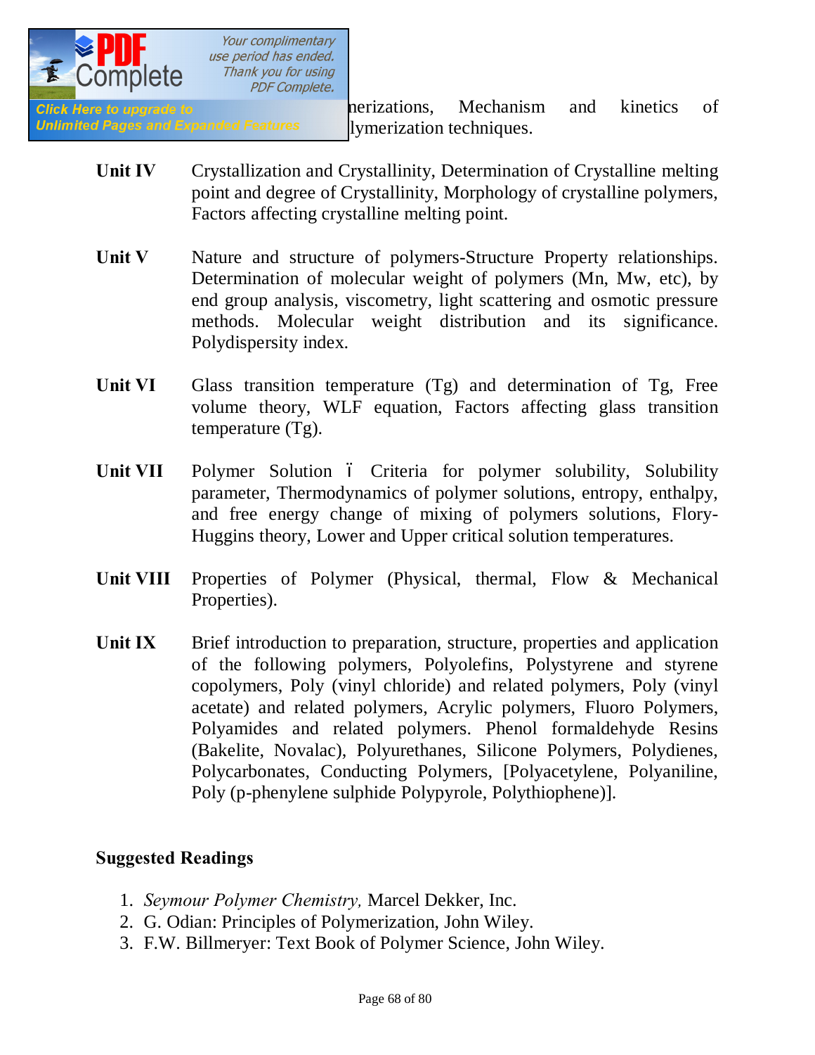nerizations, Mechanism and kinetics of lymerization techniques.

**Unit IV** Crystallization and Crystallinity, Determination of Crystalline melting point and degree of Crystallinity, Morphology of crystalline polymers, Factors affecting crystalline melting point.

**Unit V** Nature and structure of polymers-Structure Property relationships. Determination of molecular weight of polymers (Mn, Mw, etc), by end group analysis, viscometry, light scattering and osmotic pressure methods. Molecular weight distribution and its significance. Polydispersity index.

**Unit VI** Glass transition temperature (Tg) and determination of Tg, Free volume theory, WLF equation, Factors affecting glass transition temperature (Tg).

**Unit VII** Polymer Solution ï Criteria for polymer solubility, Solubility parameter, Thermodynamics of polymer solutions, entropy, enthalpy, and free energy change of mixing of polymers solutions, Flory-Huggins theory, Lower and Upper critical solution temperatures.

**Unit VIII** Properties of Polymer (Physical, thermal, Flow & Mechanical Properties).

**Unit IX** Brief introduction to preparation, structure, properties and application of the following polymers, Polyolefins, Polystyrene and styrene copolymers, Poly (vinyl chloride) and related polymers, Poly (vinyl acetate) and related polymers, Acrylic polymers, Fluoro Polymers, Polyamides and related polymers. Phenol formaldehyde Resins (Bakelite, Novalac), Polyurethanes, Silicone Polymers, Polydienes, Polycarbonates, Conducting Polymers, [Polyacetylene, Polyaniline, Poly (p-phenylene sulphide Polypyrole, Polythiophene)].

**Suggested Readings**

1. *Seymour Polymer Chemistry,* Marcel Dekker, Inc.
2. G. Odian: Principles of Polymerization, John Wiley.
3. F.W. Billmeryer: Text Book of Polymer Science, John Wiley.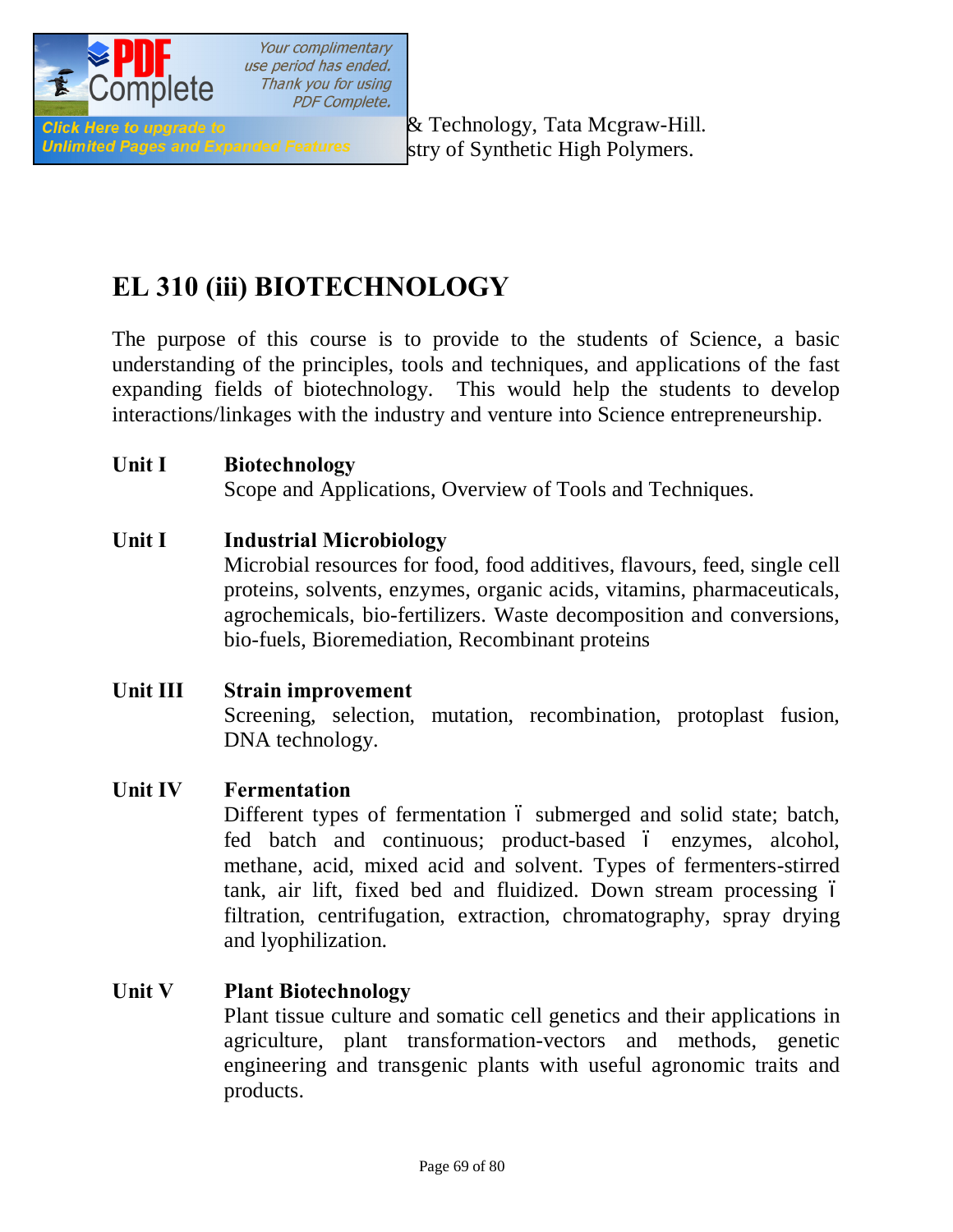& Technology, Tata Mcgraw-Hill.
stry of Synthetic High Polymers.

## EL 310 (iii) BIOTECHNOLOGY

The purpose of this course is to provide to the students of Science, a basic understanding of the principles, tools and techniques, and applications of the fast expanding fields of biotechnology. This would help the students to develop interactions/linkages with the industry and venture into Science entrepreneurship.

**Unit I** **Biotechnology**
Scope and Applications, Overview of Tools and Techniques.

**Unit I** **Industrial Microbiology**
Microbial resources for food, food additives, flavours, feed, single cell proteins, solvents, enzymes, organic acids, vitamins, pharmaceuticals, agrochemicals, bio-fertilizers. Waste decomposition and conversions, bio-fuels, Bioremediation, Recombinant proteins

**Unit III** **Strain improvement**
Screening, selection, mutation, recombination, protoplast fusion, DNA technology.

**Unit IV** **Fermentation**
Different types of fermentation – submerged and solid state; batch, fed batch and continuous; product-based – enzymes, alcohol, methane, acid, mixed acid and solvent. Types of fermenters-stirred tank, air lift, fixed bed and fluidized. Down stream processing – filtration, centrifugation, extraction, chromatography, spray drying and lyophilization.

**Unit V** **Plant Biotechnology**
Plant tissue culture and somatic cell genetics and their applications in agriculture, plant transformation-vectors and methods, genetic engineering and transgenic plants with useful agronomic traits and products.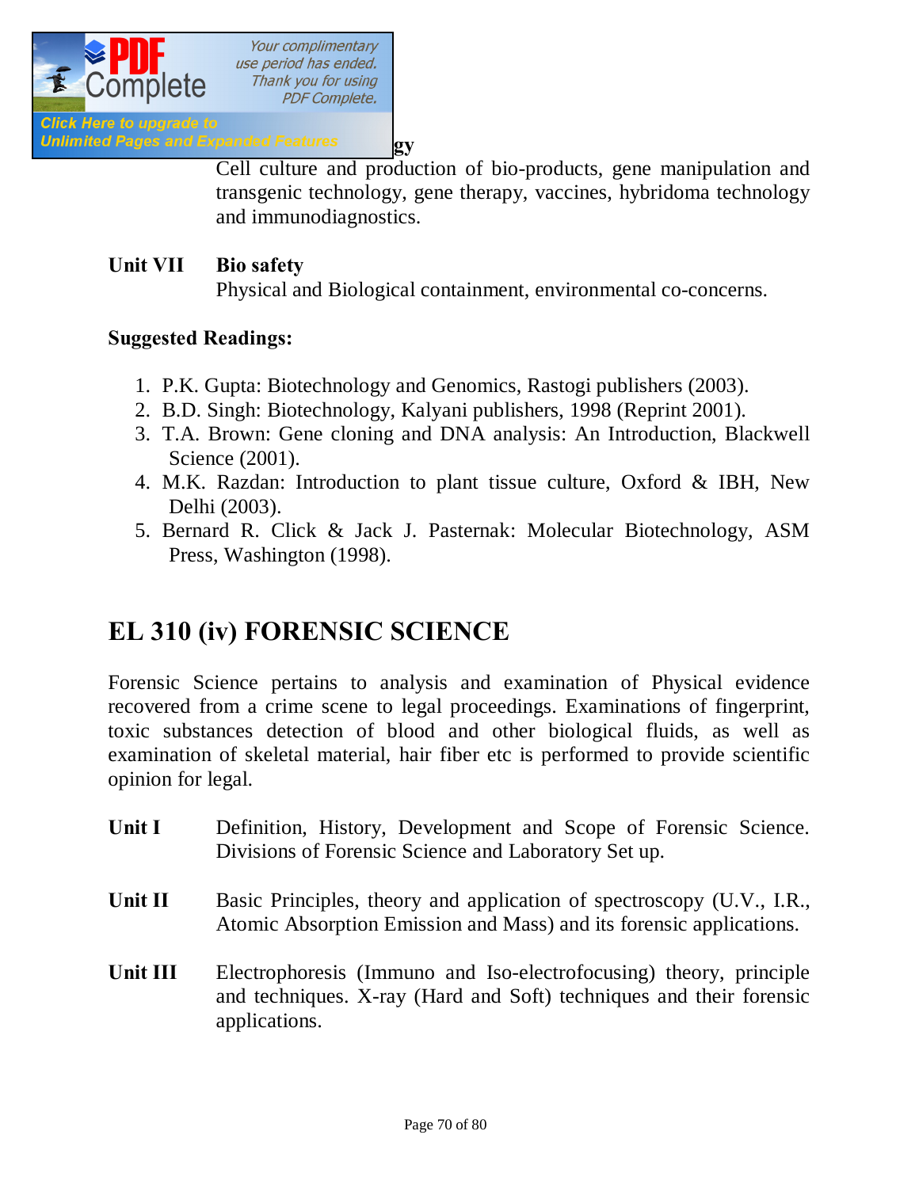Cell culture and production of bio-products, gene manipulation and transgenic technology, gene therapy, vaccines, hybridoma technology and immunodiagnostics.

**Unit VII Bio safety**

Physical and Biological containment, environmental co-concerns.

**Suggested Readings:**

1. P.K. Gupta: Biotechnology and Genomics, Rastogi publishers (2003).
2. B.D. Singh: Biotechnology, Kalyani publishers, 1998 (Reprint 2001).
3. T.A. Brown: Gene cloning and DNA analysis: An Introduction, Blackwell Science (2001).
4. M.K. Razdan: Introduction to plant tissue culture, Oxford & IBH, New Delhi (2003).
5. Bernard R. Click & Jack J. Pasternak: Molecular Biotechnology, ASM Press, Washington (1998).

# EL 310 (iv) FORENSIC SCIENCE

Forensic Science pertains to analysis and examination of Physical evidence recovered from a crime scene to legal proceedings. Examinations of fingerprint, toxic substances detection of blood and other biological fluids, as well as examination of skeletal material, hair fiber etc is performed to provide scientific opinion for legal.

**Unit I** Definition, History, Development and Scope of Forensic Science. Divisions of Forensic Science and Laboratory Set up.

**Unit II** Basic Principles, theory and application of spectroscopy (U.V., I.R., Atomic Absorption Emission and Mass) and its forensic applications.

**Unit III** Electrophoresis (Immuno and Iso-electrofocusing) theory, principle and techniques. X-ray (Hard and Soft) techniques and their forensic applications.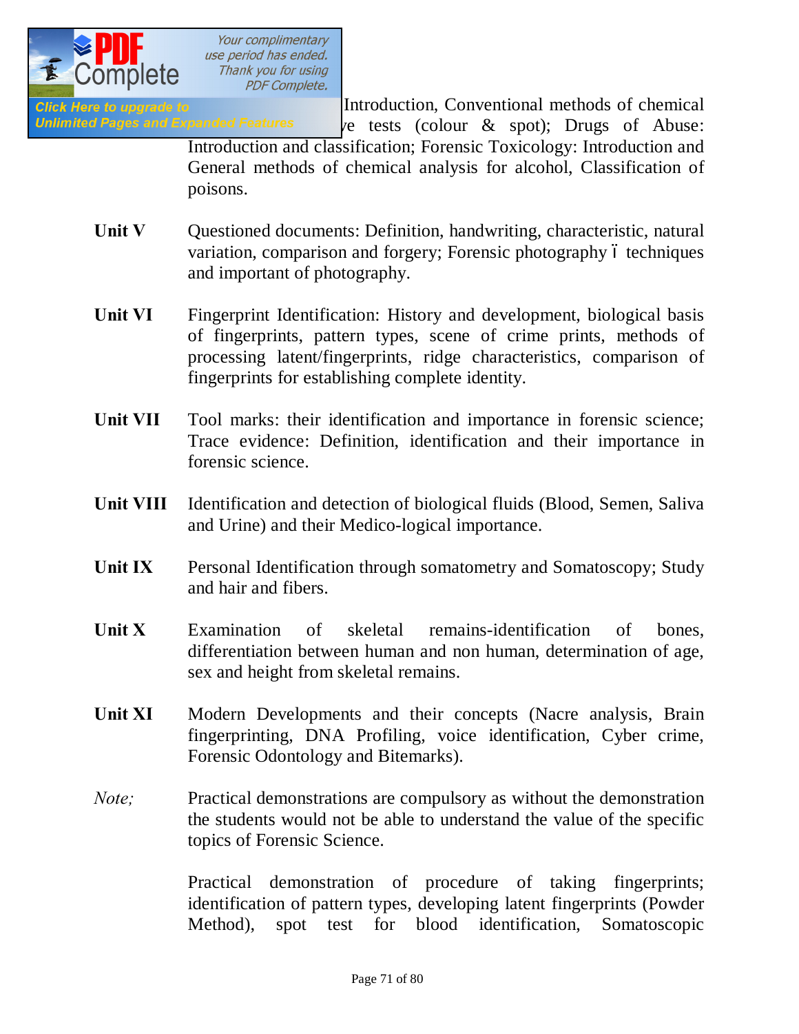Introduction, Conventional methods of chemical ...e tests (colour & spot); Drugs of Abuse: Introduction and classification; Forensic Toxicology: Introduction and General methods of chemical analysis for alcohol, Classification of poisons.

**Unit V** Questioned documents: Definition, handwriting, characteristic, natural variation, comparison and forgery; Forensic photography ó techniques and important of photography.

**Unit VI** Fingerprint Identification: History and development, biological basis of fingerprints, pattern types, scene of crime prints, methods of processing latent/fingerprints, ridge characteristics, comparison of fingerprints for establishing complete identity.

**Unit VII** Tool marks: their identification and importance in forensic science; Trace evidence: Definition, identification and their importance in forensic science.

**Unit VIII** Identification and detection of biological fluids (Blood, Semen, Saliva and Urine) and their Medico-logical importance.

**Unit IX** Personal Identification through somatometry and Somatoscopy; Study and hair and fibers.

**Unit X** Examination of skeletal remains-identification of bones, differentiation between human and non human, determination of age, sex and height from skeletal remains.

**Unit XI** Modern Developments and their concepts (Nacre analysis, Brain fingerprinting, DNA Profiling, voice identification, Cyber crime, Forensic Odontology and Bitemarks).

*Note;* Practical demonstrations are compulsory as without the demonstration the students would not be able to understand the value of the specific topics of Forensic Science.

Practical demonstration of procedure of taking fingerprints; identification of pattern types, developing latent fingerprints (Powder Method), spot test for blood identification, Somatoscopic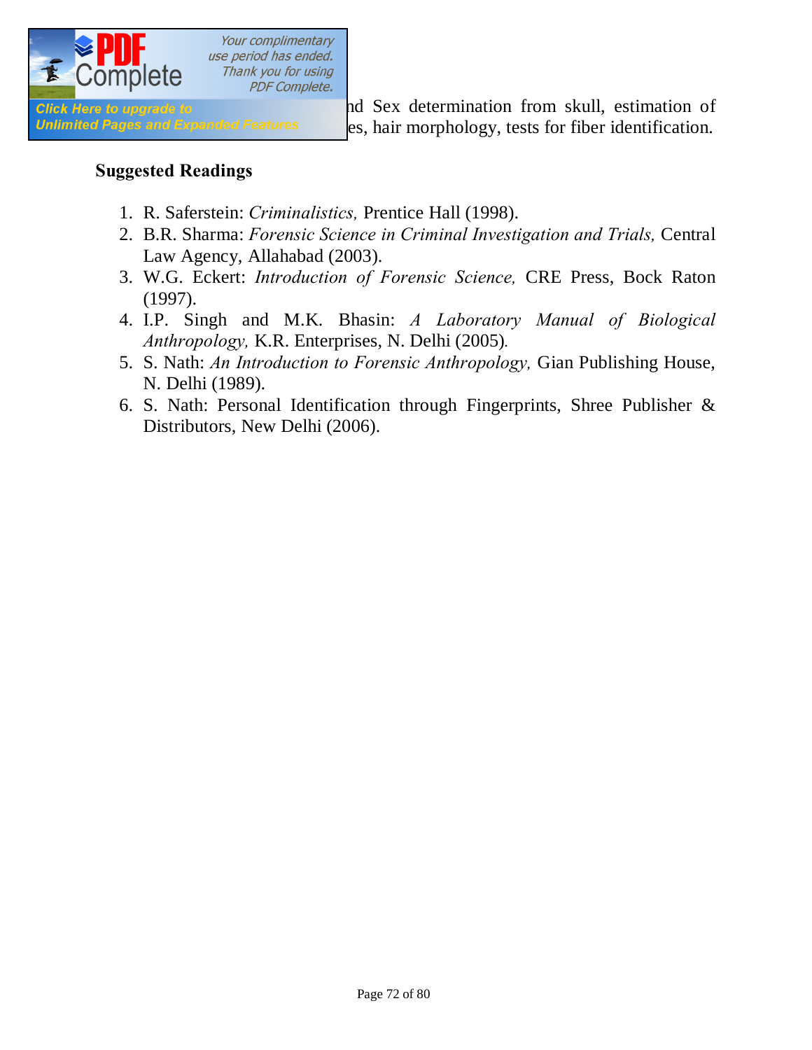nd Sex determination from skull, estimation of es, hair morphology, tests for fiber identification.

**Suggested Readings**

1. R. Saferstein: *Criminalistics,* Prentice Hall (1998).
2. B.R. Sharma: *Forensic Science in Criminal Investigation and Trials,* Central Law Agency, Allahabad (2003).
3. W.G. Eckert: *Introduction of Forensic Science,* CRE Press, Bock Raton (1997).
4. I.P. Singh and M.K. Bhasin: *A Laboratory Manual of Biological Anthropology,* K.R. Enterprises, N. Delhi (2005).
5. S. Nath: *An Introduction to Forensic Anthropology,* Gian Publishing House, N. Delhi (1989).
6. S. Nath: Personal Identification through Fingerprints, Shree Publisher & Distributors, New Delhi (2006).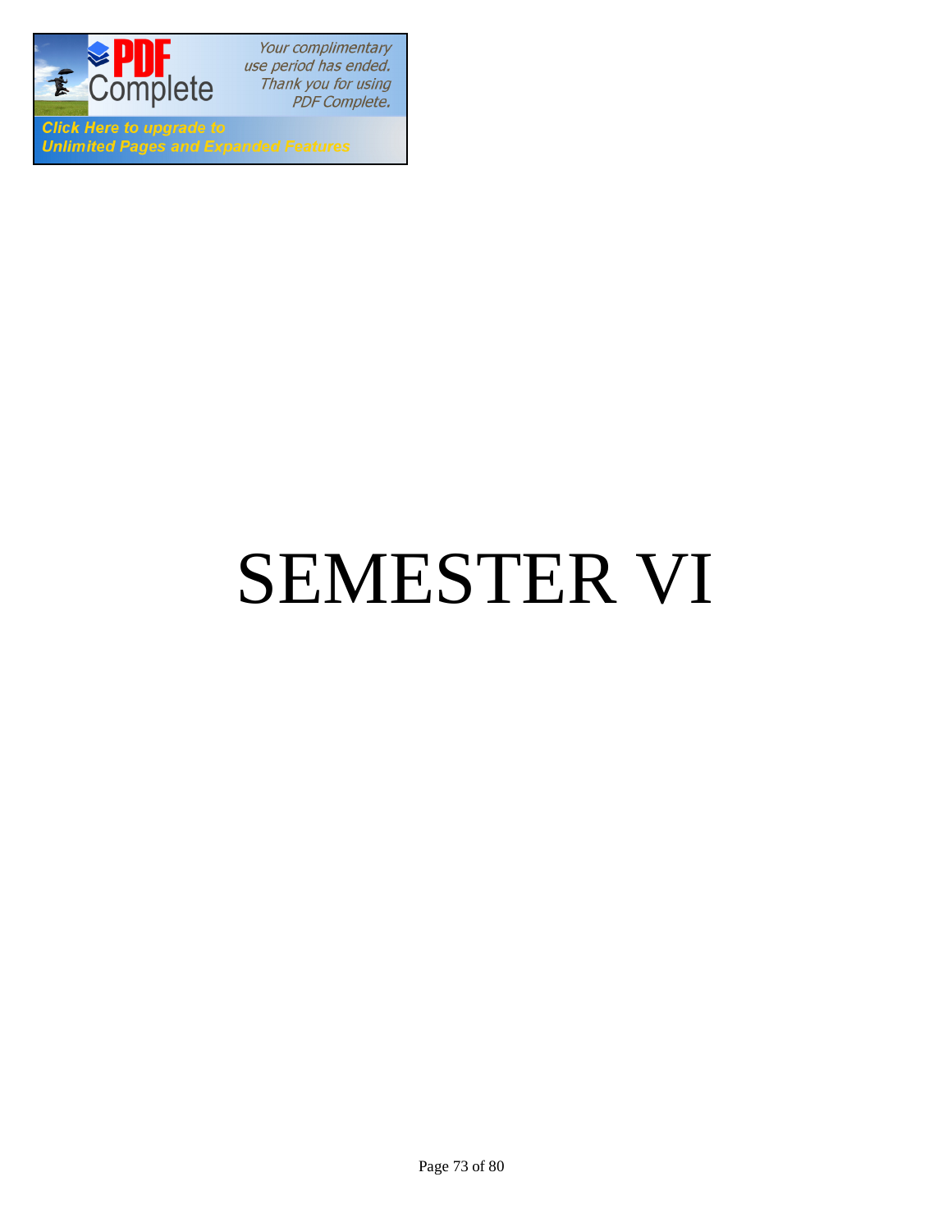# SEMESTER VI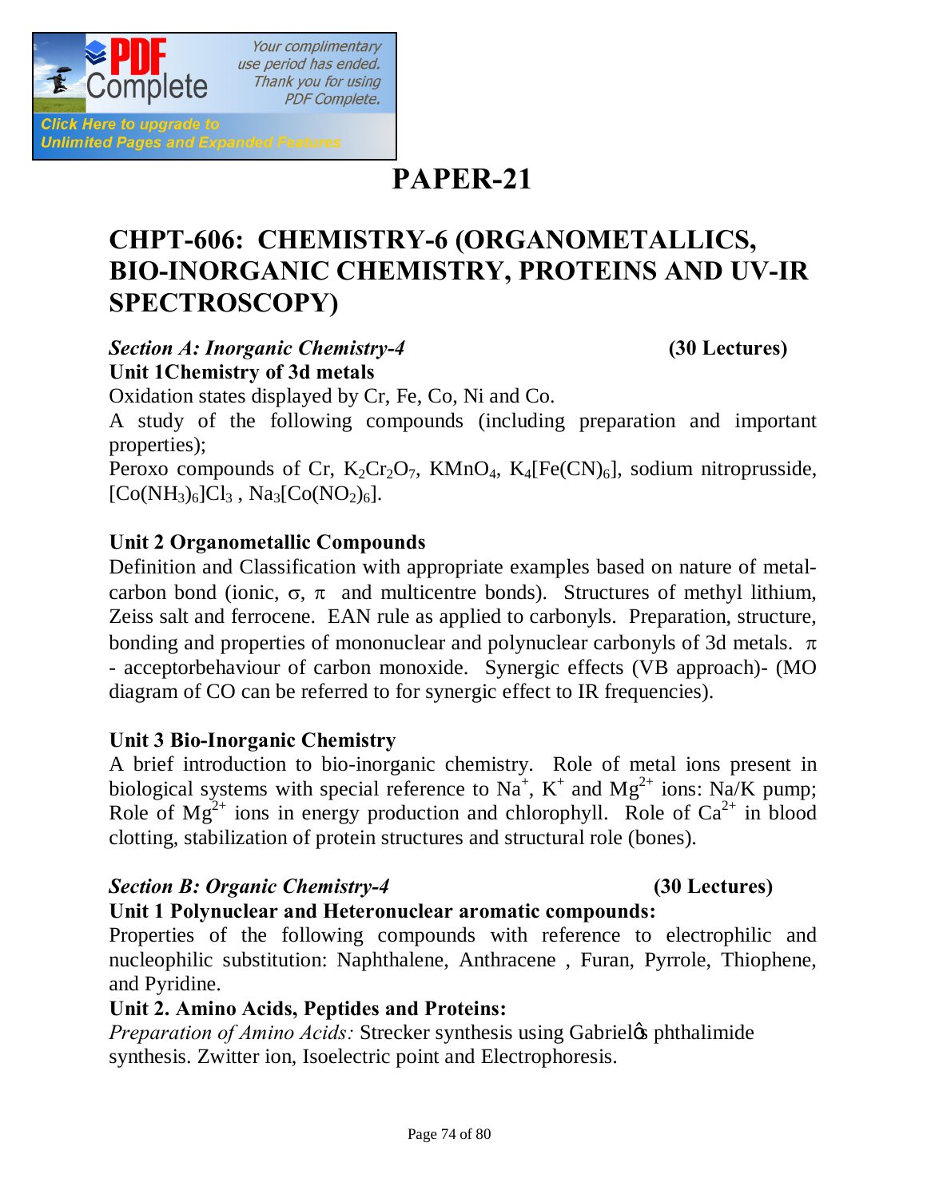# PAPER-21

## CHPT-606: CHEMISTRY-6 (ORGANOMETALLICS, BIO-INORGANIC CHEMISTRY, PROTEINS AND UV-IR SPECTROSCOPY)

***Section A: Inorganic Chemistry-4*** **(30 Lectures)**

**Unit 1Chemistry of 3d metals**

Oxidation states displayed by Cr, Fe, Co, Ni and Co.

A study of the following compounds (including preparation and important properties);

Peroxo compounds of Cr, $K_2Cr_2O_7$, $KMnO_4$, $K_4[Fe(CN)_6]$, sodium nitroprusside, $[Co(NH_3)_6]Cl_3$ , $Na_3[Co(NO_2)_6]$.

**Unit 2 Organometallic Compounds**

Definition and Classification with appropriate examples based on nature of metal-carbon bond (ionic, $\sigma$, $\pi$ and multicentre bonds). Structures of methyl lithium, Zeiss salt and ferrocene. EAN rule as applied to carbonyls. Preparation, structure, bonding and properties of mononuclear and polynuclear carbonyls of 3d metals. $\pi$ - acceptorbehaviour of carbon monoxide. Synergic effects (VB approach)- (MO diagram of CO can be referred to for synergic effect to IR frequencies).

**Unit 3 Bio-Inorganic Chemistry**

A brief introduction to bio-inorganic chemistry. Role of metal ions present in biological systems with special reference to $Na^+$, $K^+$ and $Mg^{2+}$ ions: Na/K pump; Role of $Mg^{2+}$ ions in energy production and chlorophyll. Role of $Ca^{2+}$ in blood clotting, stabilization of protein structures and structural role (bones).

***Section B: Organic Chemistry-4*** **(30 Lectures)**

**Unit 1 Polynuclear and Heteronuclear aromatic compounds:**

Properties of the following compounds with reference to electrophilic and nucleophilic substitution: Naphthalene, Anthracene , Furan, Pyrrole, Thiophene, and Pyridine.

**Unit 2. Amino Acids, Peptides and Proteins:**

*Preparation of Amino Acids:* Strecker synthesis using Gabriel's phthalimide synthesis. Zwitter ion, Isoelectric point and Electrophoresis.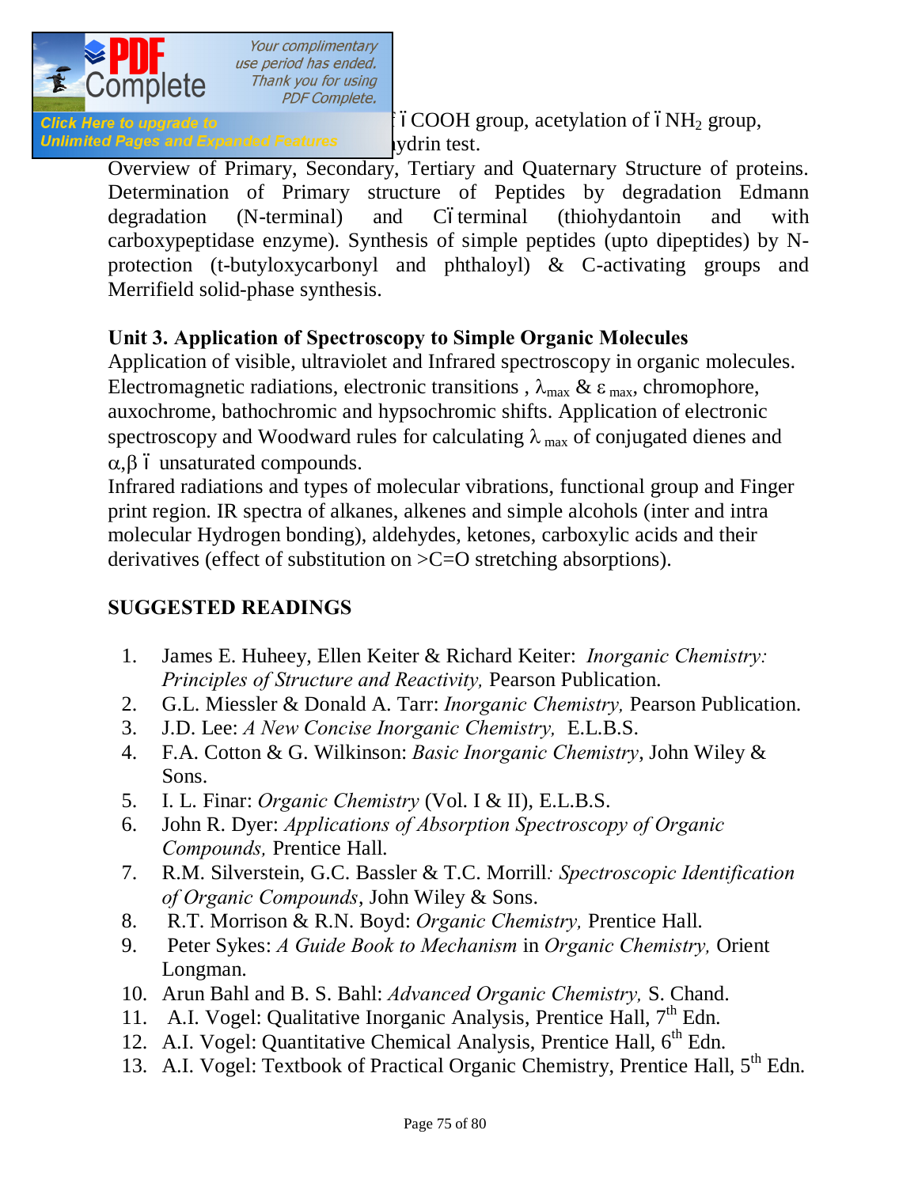– COOH group, acetylation of – $NH_2$ group,
ydrin test.

Overview of Primary, Secondary, Tertiary and Quaternary Structure of proteins. Determination of Primary structure of Peptides by degradation Edmann degradation (N-terminal) and C–terminal (thiohydantoin and with carboxypeptidase enzyme). Synthesis of simple peptides (upto dipeptides) by N-protection (t-butyloxycarbonyl and phthaloyl) & C-activating groups and Merrifield solid-phase synthesis.

**Unit 3. Application of Spectroscopy to Simple Organic Molecules**

Application of visible, ultraviolet and Infrared spectroscopy in organic molecules. Electromagnetic radiations, electronic transitions , $\lambda_{max}$ & $\varepsilon_{max}$, chromophore, auxochrome, bathochromic and hypsochromic shifts. Application of electronic spectroscopy and Woodward rules for calculating $\lambda_{max}$ of conjugated dienes and $\alpha,\beta$ – unsaturated compounds.

Infrared radiations and types of molecular vibrations, functional group and Finger print region. IR spectra of alkanes, alkenes and simple alcohols (inter and intra molecular Hydrogen bonding), aldehydes, ketones, carboxylic acids and their derivatives (effect of substitution on >C=O stretching absorptions).

**SUGGESTED READINGS**

1. James E. Huheey, Ellen Keiter & Richard Keiter: *Inorganic Chemistry: Principles of Structure and Reactivity,* Pearson Publication.
2. G.L. Miessler & Donald A. Tarr: *Inorganic Chemistry,* Pearson Publication.
3. J.D. Lee: *A New Concise Inorganic Chemistry,* E.L.B.S.
4. F.A. Cotton & G. Wilkinson: *Basic Inorganic Chemistry*, John Wiley & Sons.
5. I. L. Finar: *Organic Chemistry* (Vol. I & II), E.L.B.S.
6. John R. Dyer: *Applications of Absorption Spectroscopy of Organic Compounds,* Prentice Hall.
7. R.M. Silverstein, G.C. Bassler & T.C. Morrill*: Spectroscopic Identification of Organic Compounds*, John Wiley & Sons.
8. R.T. Morrison & R.N. Boyd: *Organic Chemistry,* Prentice Hall.
9. Peter Sykes: *A Guide Book to Mechanism* in *Organic Chemistry,* Orient Longman.
10. Arun Bahl and B. S. Bahl: *Advanced Organic Chemistry,* S. Chand.
11. A.I. Vogel: Qualitative Inorganic Analysis, Prentice Hall, 7th Edn.
12. A.I. Vogel: Quantitative Chemical Analysis, Prentice Hall, 6th Edn.
13. A.I. Vogel: Textbook of Practical Organic Chemistry, Prentice Hall, 5th Edn.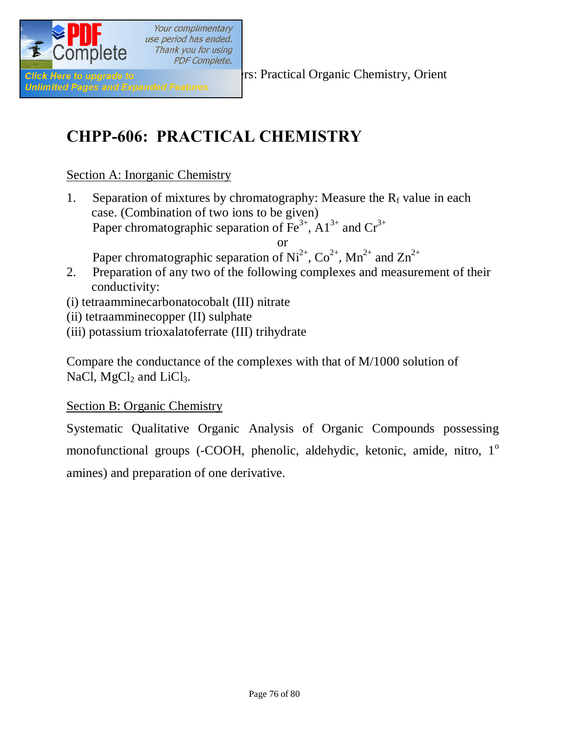## CHPP-606: PRACTICAL CHEMISTRY

Section A: Inorganic Chemistry

1. Separation of mixtures by chromatography: Measure the $R_f$ value in each case. (Combination of two ions to be given)
   Paper chromatographic separation of $Fe^{3+}$, $Al^{3+}$ and $Cr^{3+}$

   or

   Paper chromatographic separation of $Ni^{2+}$, $Co^{2+}$, $Mn^{2+}$ and $Zn^{2+}$
2. Preparation of any two of the following complexes and measurement of their conductivity:

(i) tetraamminecarbonatocobalt (III) nitrate
(ii) tetraamminecopper (II) sulphate
(iii) potassium trioxalatoferrate (III) trihydrate

Compare the conductance of the complexes with that of M/1000 solution of NaCl, $MgCl_2$ and $LiCl_3$.

Section B: Organic Chemistry

Systematic Qualitative Organic Analysis of Organic Compounds possessing monofunctional groups (-COOH, phenolic, aldehydic, ketonic, amide, nitro, $1^o$ amines) and preparation of one derivative.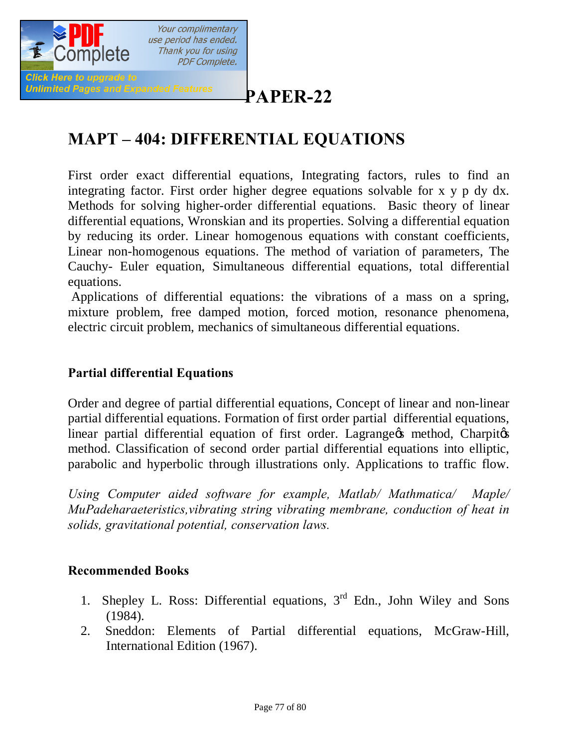# PAPER-22

## MAPT – 404: DIFFERENTIAL EQUATIONS

First order exact differential equations, Integrating factors, rules to find an integrating factor. First order higher degree equations solvable for x y p dy dx. Methods for solving higher-order differential equations. Basic theory of linear differential equations, Wronskian and its properties. Solving a differential equation by reducing its order. Linear homogenous equations with constant coefficients, Linear non-homogenous equations. The method of variation of parameters, The Cauchy- Euler equation, Simultaneous differential equations, total differential equations.

Applications of differential equations: the vibrations of a mass on a spring, mixture problem, free damped motion, forced motion, resonance phenomena, electric circuit problem, mechanics of simultaneous differential equations.

### Partial differential Equations

Order and degree of partial differential equations, Concept of linear and non-linear partial differential equations. Formation of first order partial differential equations, linear partial differential equation of first order. Lagrange's method, Charpit's method. Classification of second order partial differential equations into elliptic, parabolic and hyperbolic through illustrations only. Applications to traffic flow.

*Using Computer aided software for example, Matlab/ Mathmatica/ Maple/ MuPadeharaeteristics,vibrating string vibrating membrane, conduction of heat in solids, gravitational potential, conservation laws.*

### Recommended Books

1. Shepley L. Ross: Differential equations, 3rd Edn., John Wiley and Sons (1984).
2. Sneddon: Elements of Partial differential equations, McGraw-Hill, International Edition (1967).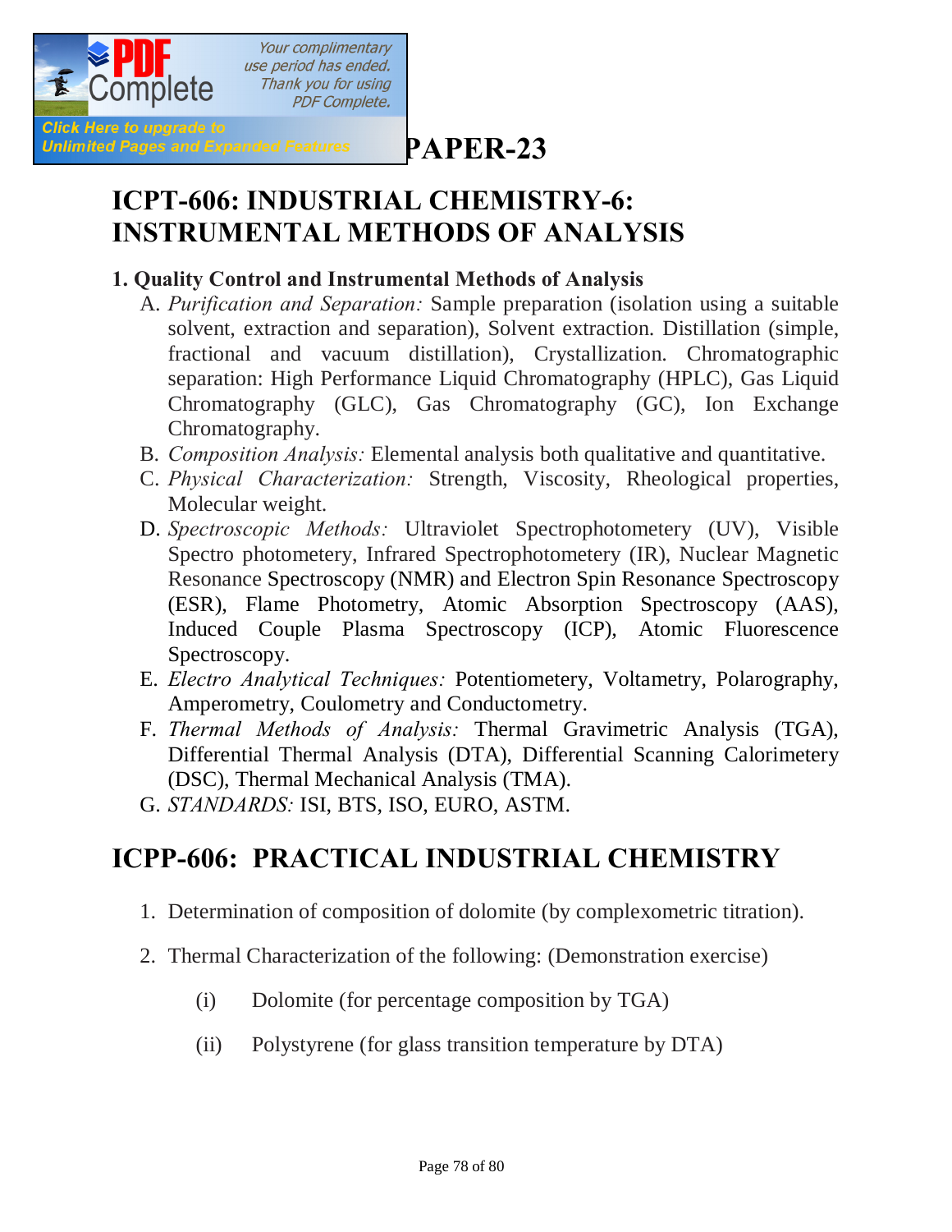# PAPER-23

## ICPT-606: INDUSTRIAL CHEMISTRY-6: INSTRUMENTAL METHODS OF ANALYSIS

**1. Quality Control and Instrumental Methods of Analysis**

A. *Purification and Separation:* Sample preparation (isolation using a suitable solvent, extraction and separation), Solvent extraction. Distillation (simple, fractional and vacuum distillation), Crystallization. Chromatographic separation: High Performance Liquid Chromatography (HPLC), Gas Liquid Chromatography (GLC), Gas Chromatography (GC), Ion Exchange Chromatography.

B. *Composition Analysis:* Elemental analysis both qualitative and quantitative.

C. *Physical Characterization:* Strength, Viscosity, Rheological properties, Molecular weight.

D. *Spectroscopic Methods:* Ultraviolet Spectrophotometery (UV), Visible Spectro photometery, Infrared Spectrophotometery (IR), Nuclear Magnetic Resonance Spectroscopy (NMR) and Electron Spin Resonance Spectroscopy (ESR), Flame Photometery, Atomic Absorption Spectroscopy (AAS), Induced Couple Plasma Spectroscopy (ICP), Atomic Fluorescence Spectroscopy.

E. *Electro Analytical Techniques:* Potentiometery, Voltametery, Polarography, Amperometry, Coulometry and Conductometry.

F. *Thermal Methods of Analysis:* Thermal Gravimetric Analysis (TGA), Differential Thermal Analysis (DTA), Differential Scanning Calorimetery (DSC), Thermal Mechanical Analysis (TMA).

G. *STANDARDS:* ISI, BTS, ISO, EURO, ASTM.

## ICPP-606: PRACTICAL INDUSTRIAL CHEMISTRY

1. Determination of composition of dolomite (by complexometric titration).

2. Thermal Characterization of the following: (Demonstration exercise)

   (i) Dolomite (for percentage composition by TGA)

   (ii) Polystyrene (for glass transition temperature by DTA)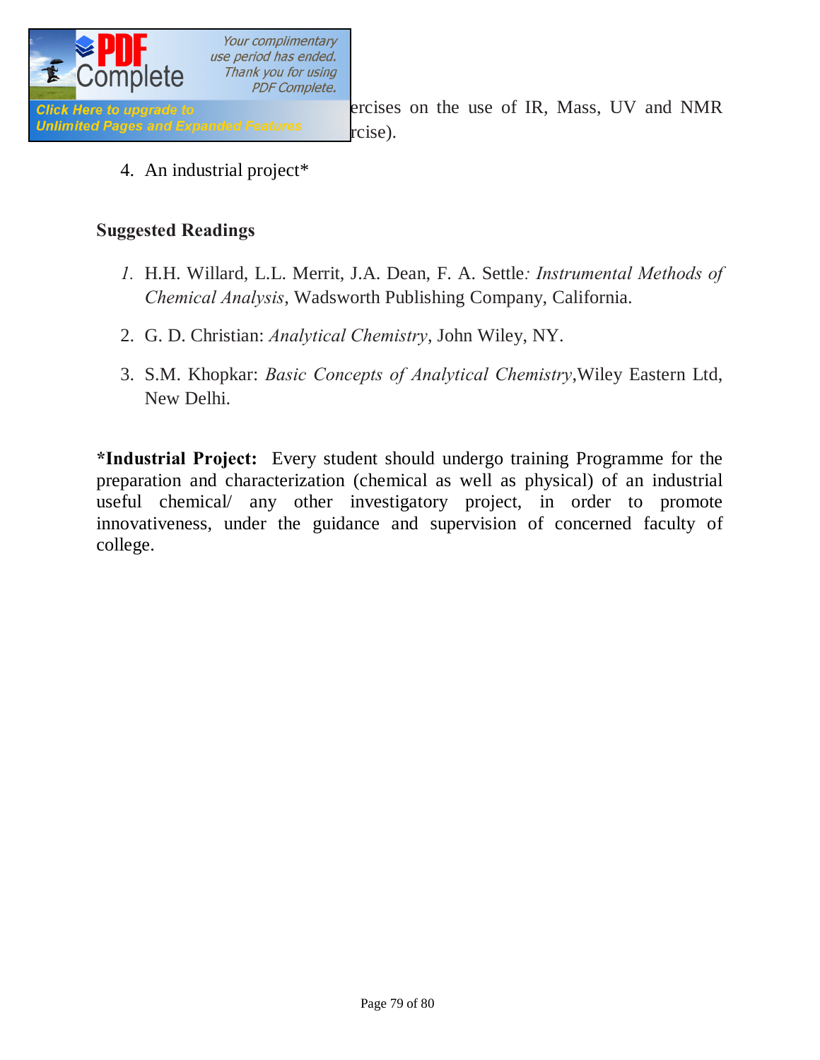ercises on the use of IR, Mass, UV and NMR rcise).

4. An industrial project*

**Suggested Readings**

1. H.H. Willard, L.L. Merrit, J.A. Dean, F. A. Settle*: Instrumental Methods of Chemical Analysis*, Wadsworth Publishing Company, California.
2. G. D. Christian: *Analytical Chemistry*, John Wiley, NY.
3. S.M. Khopkar: *Basic Concepts of Analytical Chemistry*,Wiley Eastern Ltd, New Delhi.

**\*Industrial Project:** Every student should undergo training Programme for the preparation and characterization (chemical as well as physical) of an industrial useful chemical/ any other investigatory project, in order to promote innovativeness, under the guidance and supervision of concerned faculty of college.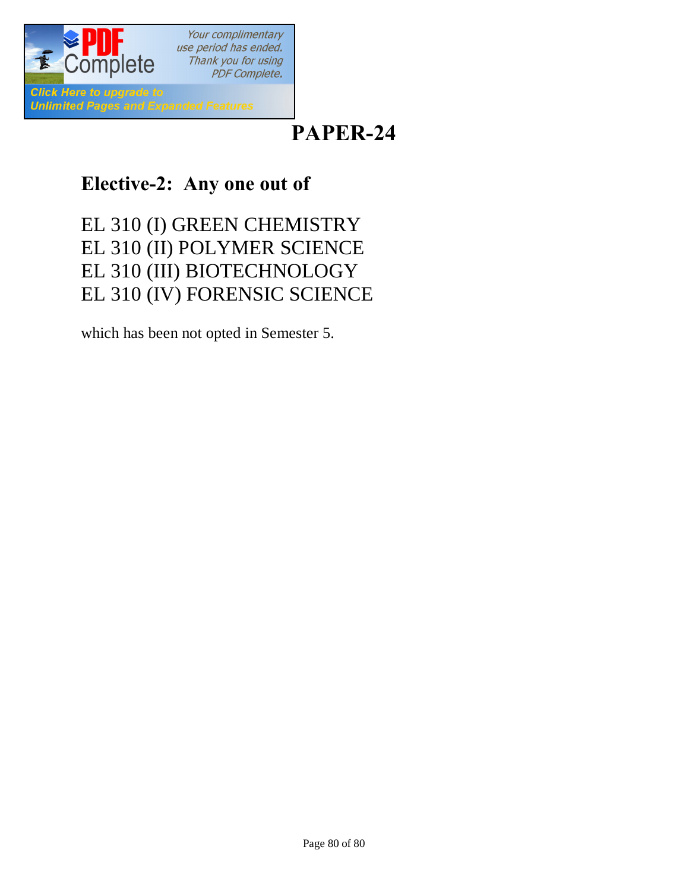# PAPER-24

## Elective-2: Any one out of

EL 310 (I) GREEN CHEMISTRY
EL 310 (II) POLYMER SCIENCE
EL 310 (III) BIOTECHNOLOGY
EL 310 (IV) FORENSIC SCIENCE

which has been not opted in Semester 5.